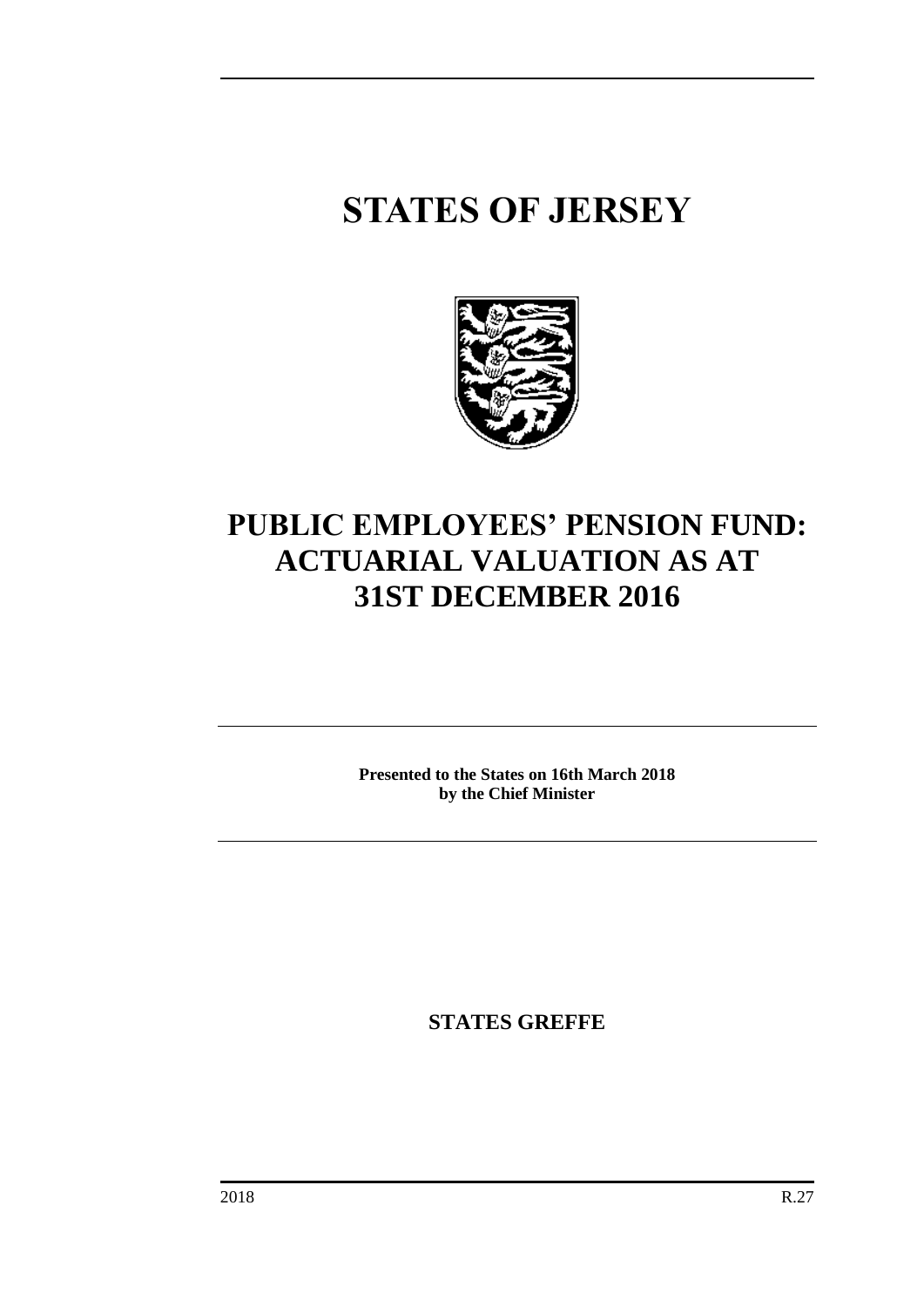# STATES OF JERSEY

# PUBLIC EMPLOYEES' PENSION FUND: ACTUARIAL VALUATION AS AT 31ST DECEMBER 2016

**Presented to the States on 16th March 2018 by the Chief Minister**

**STATES GREFFE**

2018 R.27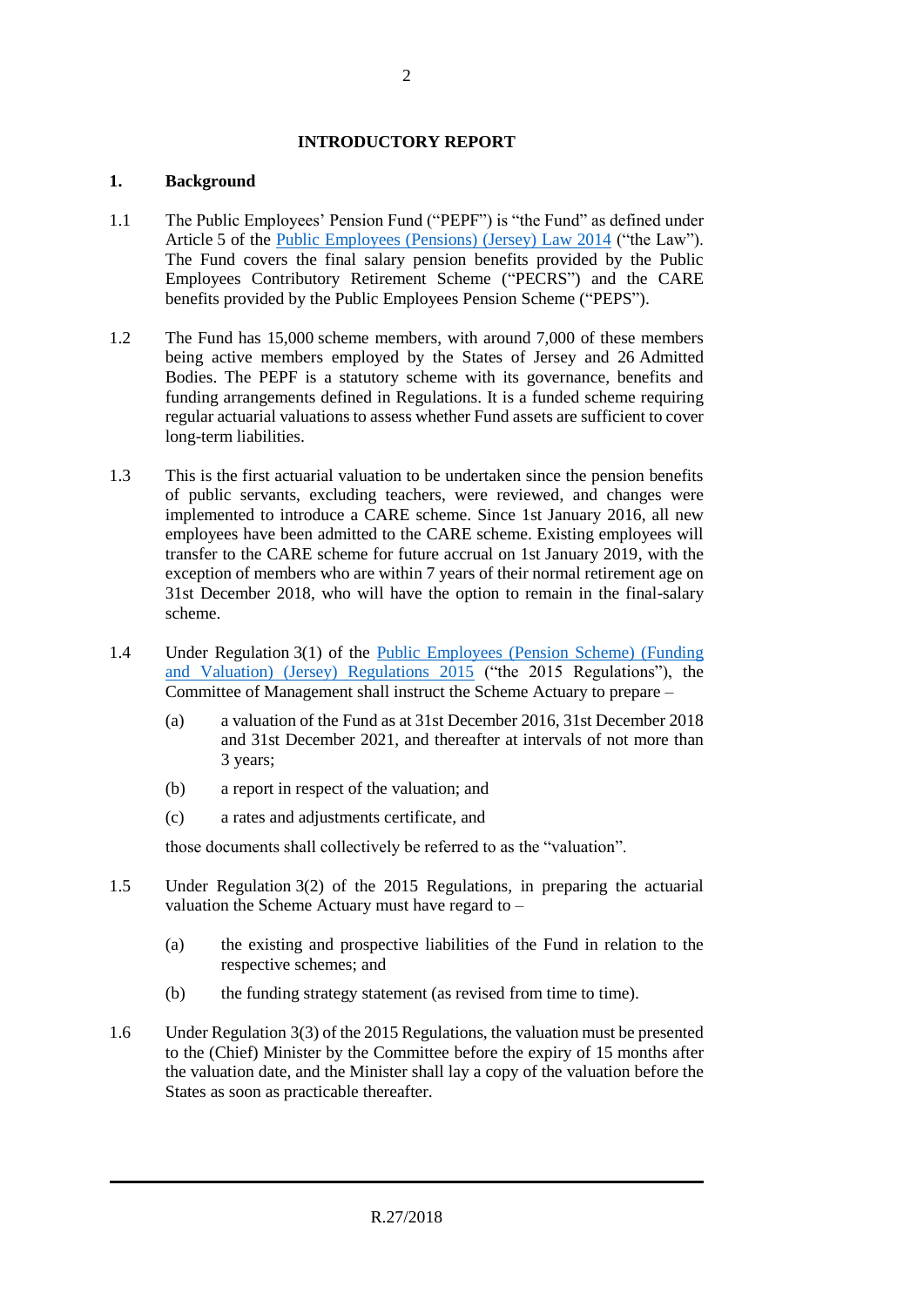# INTRODUCTORY REPORT

## 1. Background

1.1 The Public Employees' Pension Fund ("PEPF") is "the Fund" as defined under Article 5 of the [Public Employees (Pensions) (Jersey) Law 2014](#) ("the Law"). The Fund covers the final salary pension benefits provided by the Public Employees Contributory Retirement Scheme ("PECRS") and the CARE benefits provided by the Public Employees Pension Scheme ("PEPS").

1.2 The Fund has 15,000 scheme members, with around 7,000 of these members being active members employed by the States of Jersey and 26 Admitted Bodies. The PEPF is a statutory scheme with its governance, benefits and funding arrangements defined in Regulations. It is a funded scheme requiring regular actuarial valuations to assess whether Fund assets are sufficient to cover long-term liabilities.

1.3 This is the first actuarial valuation to be undertaken since the pension benefits of public servants, excluding teachers, were reviewed, and changes were implemented to introduce a CARE scheme. Since 1st January 2016, all new employees have been admitted to the CARE scheme. Existing employees will transfer to the CARE scheme for future accrual on 1st January 2019, with the exception of members who are within 7 years of their normal retirement age on 31st December 2018, who will have the option to remain in the final-salary scheme.

1.4 Under Regulation 3(1) of the [Public Employees (Pension Scheme) (Funding and Valuation) (Jersey) Regulations 2015](#) ("the 2015 Regulations"), the Committee of Management shall instruct the Scheme Actuary to prepare –

(a) a valuation of the Fund as at 31st December 2016, 31st December 2018 and 31st December 2021, and thereafter at intervals of not more than 3 years;

(b) a report in respect of the valuation; and

(c) a rates and adjustments certificate, and

those documents shall collectively be referred to as the "valuation".

1.5 Under Regulation 3(2) of the 2015 Regulations, in preparing the actuarial valuation the Scheme Actuary must have regard to –

(a) the existing and prospective liabilities of the Fund in relation to the respective schemes; and

(b) the funding strategy statement (as revised from time to time).

1.6 Under Regulation 3(3) of the 2015 Regulations, the valuation must be presented to the (Chief) Minister by the Committee before the expiry of 15 months after the valuation date, and the Minister shall lay a copy of the valuation before the States as soon as practicable thereafter.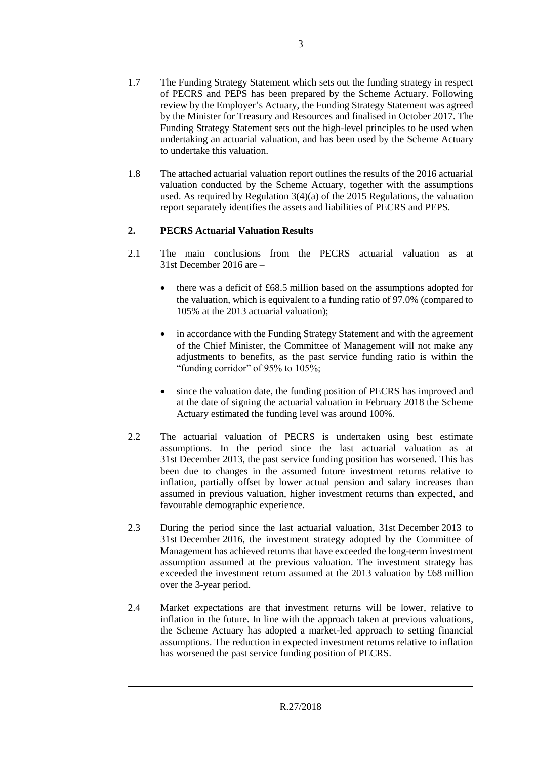1.7 The Funding Strategy Statement which sets out the funding strategy in respect of PECRS and PEPS has been prepared by the Scheme Actuary. Following review by the Employer's Actuary, the Funding Strategy Statement was agreed by the Minister for Treasury and Resources and finalised in October 2017. The Funding Strategy Statement sets out the high-level principles to be used when undertaking an actuarial valuation, and has been used by the Scheme Actuary to undertake this valuation.

1.8 The attached actuarial valuation report outlines the results of the 2016 actuarial valuation conducted by the Scheme Actuary, together with the assumptions used. As required by Regulation 3(4)(a) of the 2015 Regulations, the valuation report separately identifies the assets and liabilities of PECRS and PEPS.

## 2. PECRS Actuarial Valuation Results

2.1 The main conclusions from the PECRS actuarial valuation as at 31st December 2016 are –

- there was a deficit of £68.5 million based on the assumptions adopted for the valuation, which is equivalent to a funding ratio of 97.0% (compared to 105% at the 2013 actuarial valuation);
- in accordance with the Funding Strategy Statement and with the agreement of the Chief Minister, the Committee of Management will not make any adjustments to benefits, as the past service funding ratio is within the "funding corridor" of 95% to 105%;
- since the valuation date, the funding position of PECRS has improved and at the date of signing the actuarial valuation in February 2018 the Scheme Actuary estimated the funding level was around 100%.

2.2 The actuarial valuation of PECRS is undertaken using best estimate assumptions. In the period since the last actuarial valuation as at 31st December 2013, the past service funding position has worsened. This has been due to changes in the assumed future investment returns relative to inflation, partially offset by lower actual pension and salary increases than assumed in previous valuation, higher investment returns than expected, and favourable demographic experience.

2.3 During the period since the last actuarial valuation, 31st December 2013 to 31st December 2016, the investment strategy adopted by the Committee of Management has achieved returns that have exceeded the long-term investment assumption assumed at the previous valuation. The investment strategy has exceeded the investment return assumed at the 2013 valuation by £68 million over the 3-year period.

2.4 Market expectations are that investment returns will be lower, relative to inflation in the future. In line with the approach taken at previous valuations, the Scheme Actuary has adopted a market-led approach to setting financial assumptions. The reduction in expected investment returns relative to inflation has worsened the past service funding position of PECRS.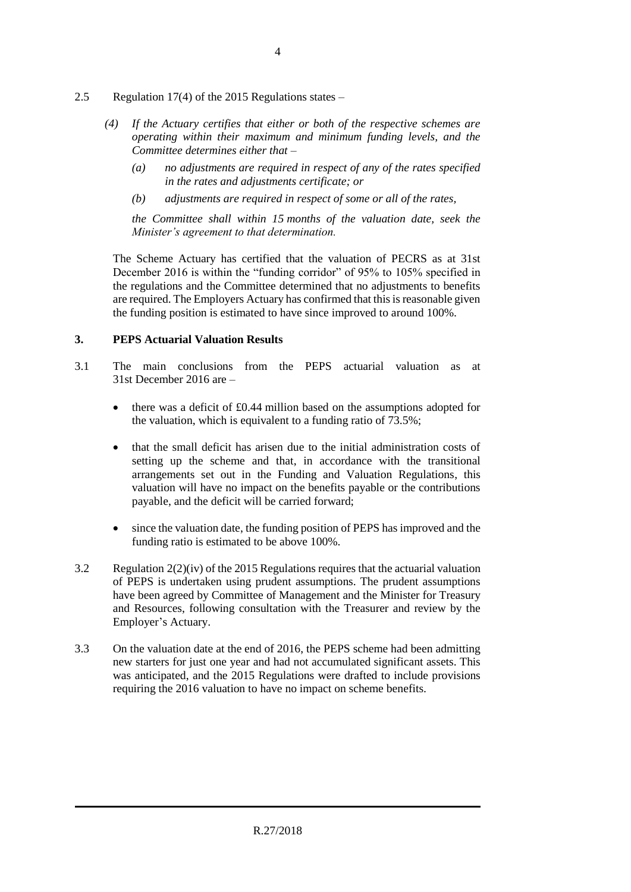2.5 Regulation 17(4) of the 2015 Regulations states –

> *(4) If the Actuary certifies that either or both of the respective schemes are operating within their maximum and minimum funding levels, and the Committee determines either that –*
>
> *(a) no adjustments are required in respect of any of the rates specified in the rates and adjustments certificate; or*
>
> *(b) adjustments are required in respect of some or all of the rates,*
>
> *the Committee shall within 15 months of the valuation date, seek the Minister's agreement to that determination.*

The Scheme Actuary has certified that the valuation of PECRS as at 31st December 2016 is within the "funding corridor" of 95% to 105% specified in the regulations and the Committee determined that no adjustments to benefits are required. The Employers Actuary has confirmed that this is reasonable given the funding position is estimated to have since improved to around 100%.

## 3. PEPS Actuarial Valuation Results

3.1 The main conclusions from the PEPS actuarial valuation as at 31st December 2016 are –

- there was a deficit of £0.44 million based on the assumptions adopted for the valuation, which is equivalent to a funding ratio of 73.5%;
- that the small deficit has arisen due to the initial administration costs of setting up the scheme and that, in accordance with the transitional arrangements set out in the Funding and Valuation Regulations, this valuation will have no impact on the benefits payable or the contributions payable, and the deficit will be carried forward;
- since the valuation date, the funding position of PEPS has improved and the funding ratio is estimated to be above 100%.

3.2 Regulation 2(2)(iv) of the 2015 Regulations requires that the actuarial valuation of PEPS is undertaken using prudent assumptions. The prudent assumptions have been agreed by Committee of Management and the Minister for Treasury and Resources, following consultation with the Treasurer and review by the Employer's Actuary.

3.3 On the valuation date at the end of 2016, the PEPS scheme had been admitting new starters for just one year and had not accumulated significant assets. This was anticipated, and the 2015 Regulations were drafted to include provisions requiring the 2016 valuation to have no impact on scheme benefits.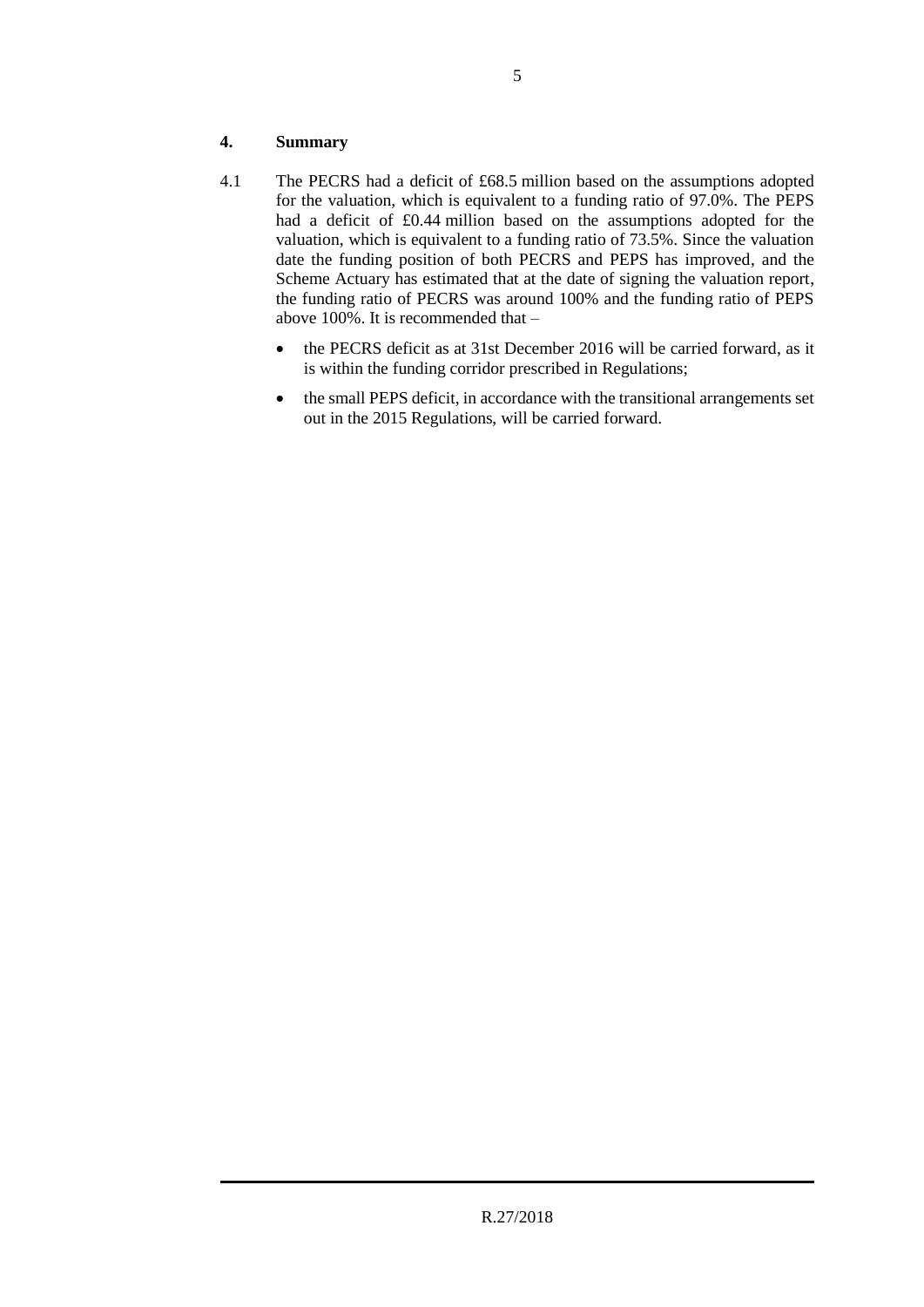## 4. Summary

4.1 The PECRS had a deficit of £68.5 million based on the assumptions adopted for the valuation, which is equivalent to a funding ratio of 97.0%. The PEPS had a deficit of £0.44 million based on the assumptions adopted for the valuation, which is equivalent to a funding ratio of 73.5%. Since the valuation date the funding position of both PECRS and PEPS has improved, and the Scheme Actuary has estimated that at the date of signing the valuation report, the funding ratio of PECRS was around 100% and the funding ratio of PEPS above 100%. It is recommended that –

- the PECRS deficit as at 31st December 2016 will be carried forward, as it is within the funding corridor prescribed in Regulations;
- the small PEPS deficit, in accordance with the transitional arrangements set out in the 2015 Regulations, will be carried forward.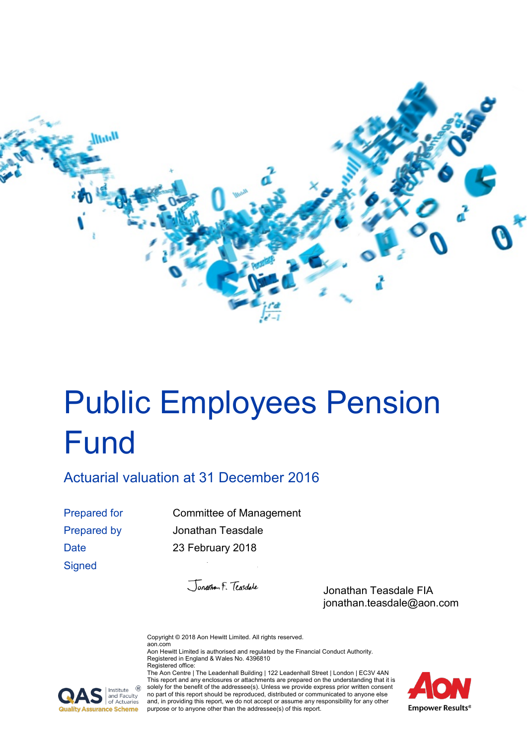# Public Employees Pension Fund

## Actuarial valuation at 31 December 2016

| | |
|---|---|
| Prepared for | Committee of Management |
| Prepared by | Jonathan Teasdale |
| Date | 23 February 2018 |
| Signed | |

Jonathan Teasdale FIA
jonathan.teasdale@aon.com

Copyright © 2018 Aon Hewitt Limited. All rights reserved.
aon.com
Aon Hewitt Limited is authorised and regulated by the Financial Conduct Authority.
Registered in England & Wales No. 4396810
Registered office:
The Aon Centre | The Leadenhall Building | 122 Leadenhall Street | London | EC3V 4AN
This report and any enclosures or attachments are prepared on the understanding that it is solely for the benefit of the addressee(s). Unless we provide express prior written consent no part of this report should be reproduced, distributed or communicated to anyone else and, in providing this report, we do not accept or assume any responsibility for any other purpose or to anyone other than the addressee(s) of this report.

QAS Institute and Faculty of Actuaries Quality Assurance Scheme

AON Empower Results®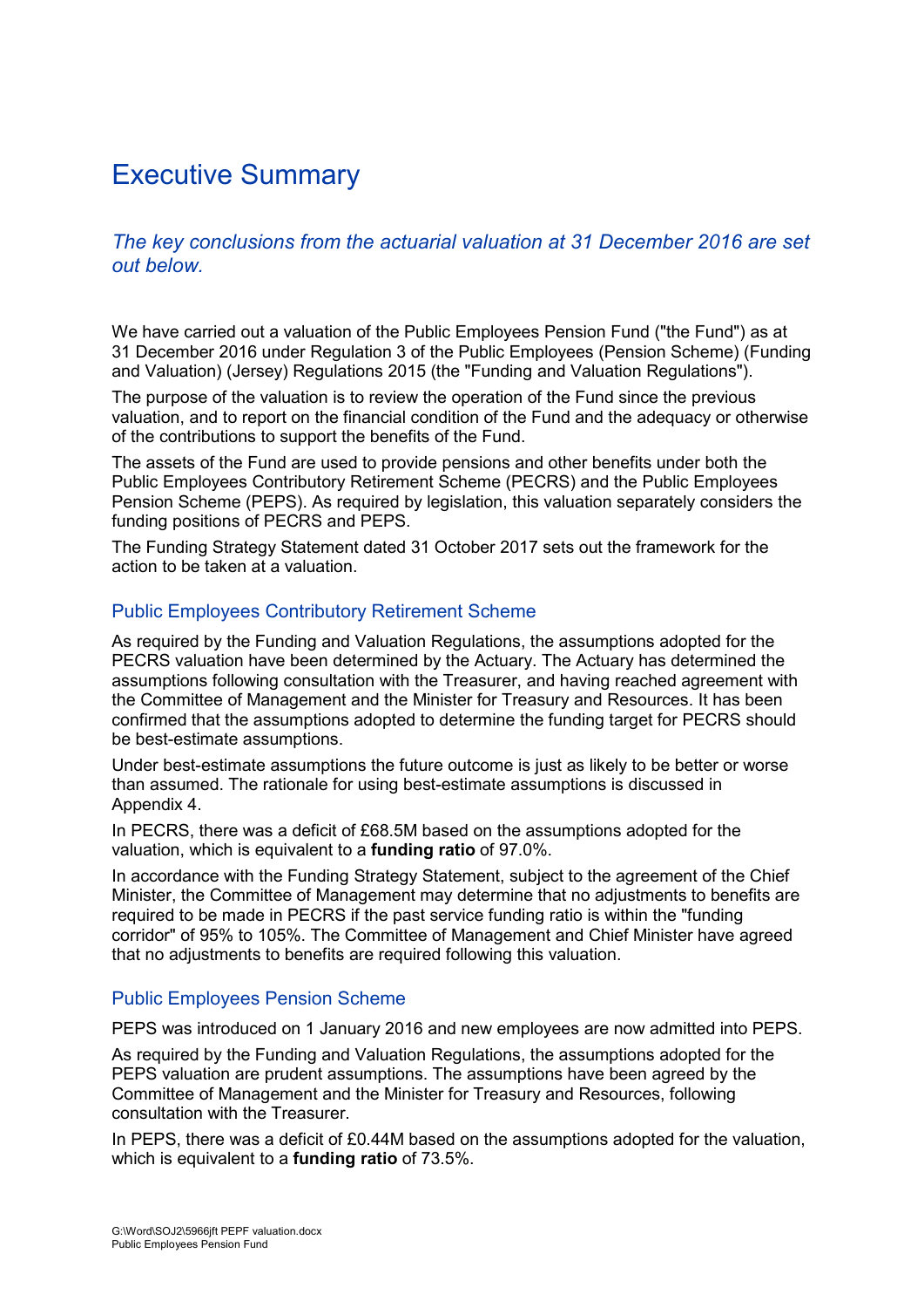# Executive Summary

*The key conclusions from the actuarial valuation at 31 December 2016 are set out below.*

We have carried out a valuation of the Public Employees Pension Fund ("the Fund") as at 31 December 2016 under Regulation 3 of the Public Employees (Pension Scheme) (Funding and Valuation) (Jersey) Regulations 2015 (the "Funding and Valuation Regulations").

The purpose of the valuation is to review the operation of the Fund since the previous valuation, and to report on the financial condition of the Fund and the adequacy or otherwise of the contributions to support the benefits of the Fund.

The assets of the Fund are used to provide pensions and other benefits under both the Public Employees Contributory Retirement Scheme (PECRS) and the Public Employees Pension Scheme (PEPS). As required by legislation, this valuation separately considers the funding positions of PECRS and PEPS.

The Funding Strategy Statement dated 31 October 2017 sets out the framework for the action to be taken at a valuation.

## Public Employees Contributory Retirement Scheme

As required by the Funding and Valuation Regulations, the assumptions adopted for the PECRS valuation have been determined by the Actuary. The Actuary has determined the assumptions following consultation with the Treasurer, and having reached agreement with the Committee of Management and the Minister for Treasury and Resources. It has been confirmed that the assumptions adopted to determine the funding target for PECRS should be best-estimate assumptions.

Under best-estimate assumptions the future outcome is just as likely to be better or worse than assumed. The rationale for using best-estimate assumptions is discussed in Appendix 4.

In PECRS, there was a deficit of £68.5M based on the assumptions adopted for the valuation, which is equivalent to a **funding ratio** of 97.0%.

In accordance with the Funding Strategy Statement, subject to the agreement of the Chief Minister, the Committee of Management may determine that no adjustments to benefits are required to be made in PECRS if the past service funding ratio is within the "funding corridor" of 95% to 105%. The Committee of Management and Chief Minister have agreed that no adjustments to benefits are required following this valuation.

## Public Employees Pension Scheme

PEPS was introduced on 1 January 2016 and new employees are now admitted into PEPS.

As required by the Funding and Valuation Regulations, the assumptions adopted for the PEPS valuation are prudent assumptions. The assumptions have been agreed by the Committee of Management and the Minister for Treasury and Resources, following consultation with the Treasurer.

In PEPS, there was a deficit of £0.44M based on the assumptions adopted for the valuation, which is equivalent to a **funding ratio** of 73.5%.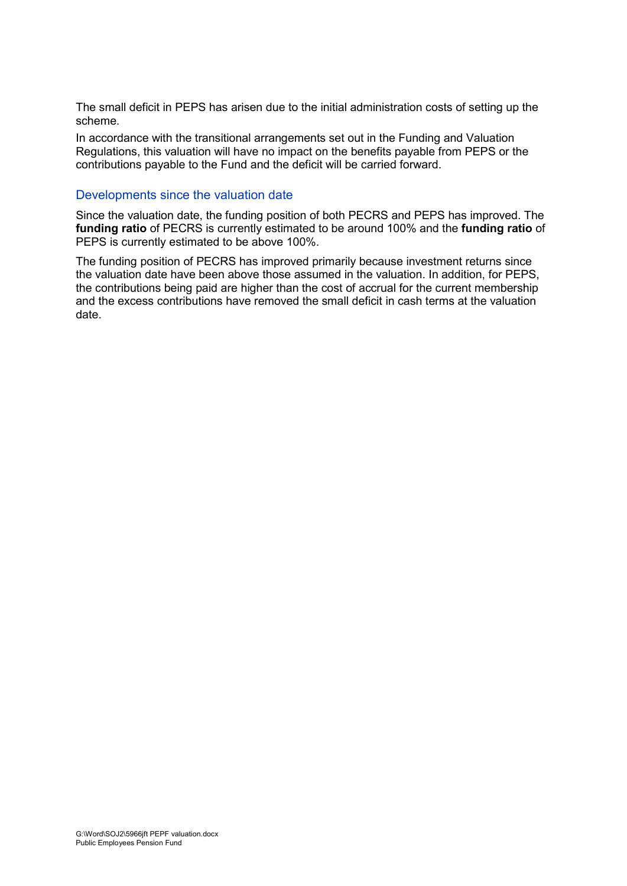The small deficit in PEPS has arisen due to the initial administration costs of setting up the scheme.

In accordance with the transitional arrangements set out in the Funding and Valuation Regulations, this valuation will have no impact on the benefits payable from PEPS or the contributions payable to the Fund and the deficit will be carried forward.

## Developments since the valuation date

Since the valuation date, the funding position of both PECRS and PEPS has improved. The **funding ratio** of PECRS is currently estimated to be around 100% and the **funding ratio** of PEPS is currently estimated to be above 100%.

The funding position of PECRS has improved primarily because investment returns since the valuation date have been above those assumed in the valuation. In addition, for PEPS, the contributions being paid are higher than the cost of accrual for the current membership and the excess contributions have removed the small deficit in cash terms at the valuation date.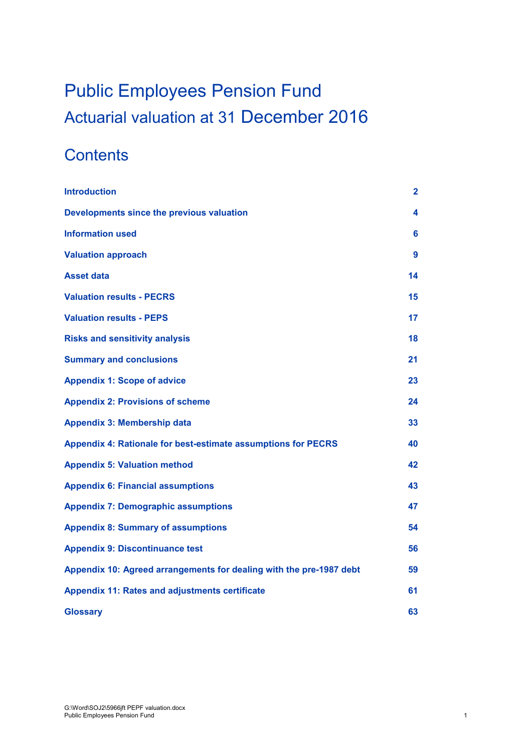# Public Employees Pension Fund
## Actuarial valuation at 31 December 2016

## Contents

| | |
|---|---|
| **Introduction** | **2** |
| **Developments since the previous valuation** | **4** |
| **Information used** | **6** |
| **Valuation approach** | **9** |
| **Asset data** | **14** |
| **Valuation results - PECRS** | **15** |
| **Valuation results - PEPS** | **17** |
| **Risks and sensitivity analysis** | **18** |
| **Summary and conclusions** | **21** |
| **Appendix 1: Scope of advice** | **23** |
| **Appendix 2: Provisions of scheme** | **24** |
| **Appendix 3: Membership data** | **33** |
| **Appendix 4: Rationale for best-estimate assumptions for PECRS** | **40** |
| **Appendix 5: Valuation method** | **42** |
| **Appendix 6: Financial assumptions** | **43** |
| **Appendix 7: Demographic assumptions** | **47** |
| **Appendix 8: Summary of assumptions** | **54** |
| **Appendix 9: Discontinuance test** | **56** |
| **Appendix 10: Agreed arrangements for dealing with the pre-1987 debt** | **59** |
| **Appendix 11: Rates and adjustments certificate** | **61** |
| **Glossary** | **63** |

G:\Word\SOJ2\5966jft PEPF valuation.docx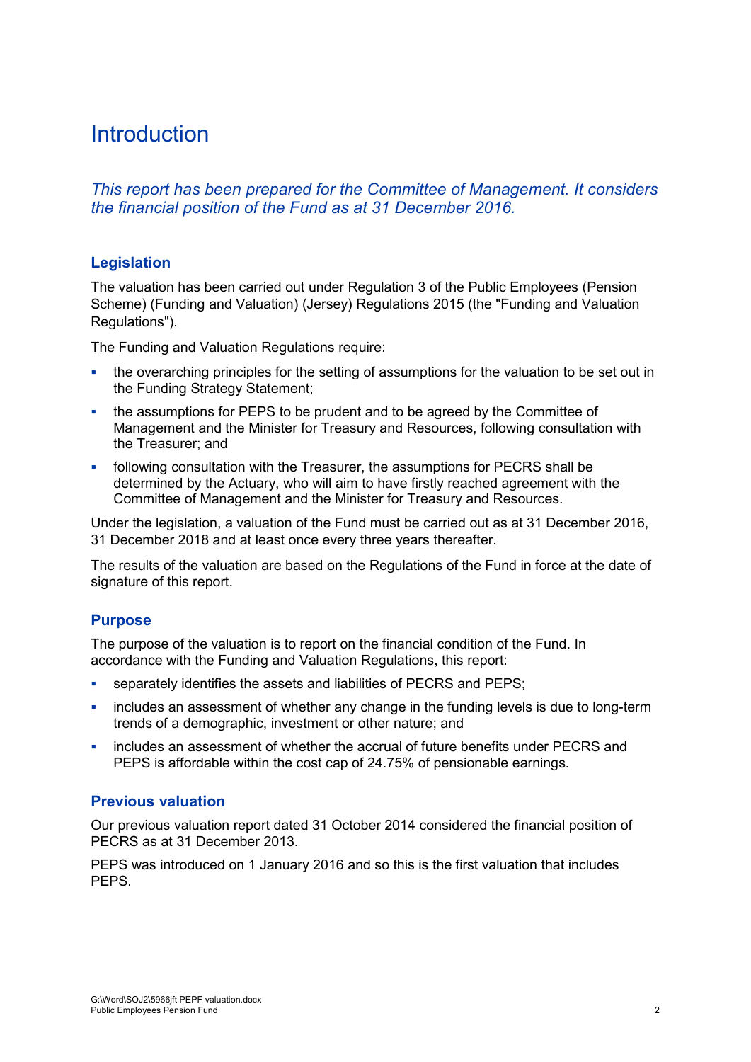# Introduction

*This report has been prepared for the Committee of Management. It considers the financial position of the Fund as at 31 December 2016.*

### Legislation

The valuation has been carried out under Regulation 3 of the Public Employees (Pension Scheme) (Funding and Valuation) (Jersey) Regulations 2015 (the "Funding and Valuation Regulations").

The Funding and Valuation Regulations require:

- the overarching principles for the setting of assumptions for the valuation to be set out in the Funding Strategy Statement;
- the assumptions for PEPS to be prudent and to be agreed by the Committee of Management and the Minister for Treasury and Resources, following consultation with the Treasurer; and
- following consultation with the Treasurer, the assumptions for PECRS shall be determined by the Actuary, who will aim to have firstly reached agreement with the Committee of Management and the Minister for Treasury and Resources.

Under the legislation, a valuation of the Fund must be carried out as at 31 December 2016, 31 December 2018 and at least once every three years thereafter.

The results of the valuation are based on the Regulations of the Fund in force at the date of signature of this report.

### Purpose

The purpose of the valuation is to report on the financial condition of the Fund. In accordance with the Funding and Valuation Regulations, this report:

- separately identifies the assets and liabilities of PECRS and PEPS;
- includes an assessment of whether any change in the funding levels is due to long-term trends of a demographic, investment or other nature; and
- includes an assessment of whether the accrual of future benefits under PECRS and PEPS is affordable within the cost cap of 24.75% of pensionable earnings.

### Previous valuation

Our previous valuation report dated 31 October 2014 considered the financial position of PECRS as at 31 December 2013.

PEPS was introduced on 1 January 2016 and so this is the first valuation that includes PEPS.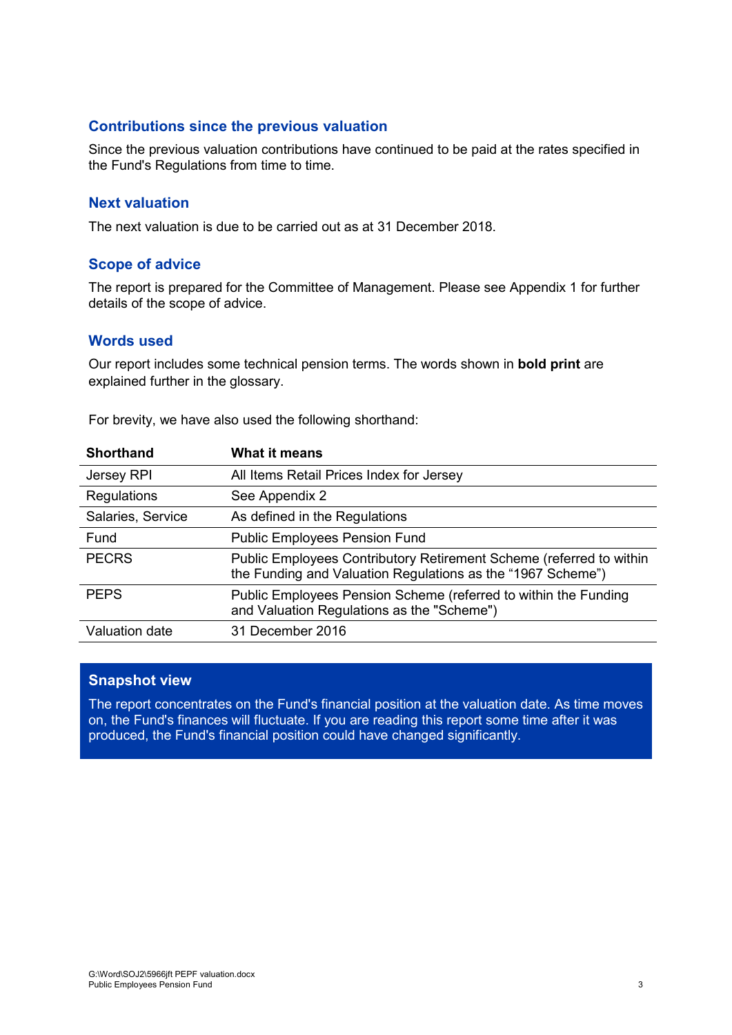## Contributions since the previous valuation

Since the previous valuation contributions have continued to be paid at the rates specified in the Fund's Regulations from time to time.

## Next valuation

The next valuation is due to be carried out as at 31 December 2018.

## Scope of advice

The report is prepared for the Committee of Management. Please see Appendix 1 for further details of the scope of advice.

## Words used

Our report includes some technical pension terms. The words shown in **bold print** are explained further in the glossary.

For brevity, we have also used the following shorthand:

| Shorthand | What it means |
|---|---|
| Jersey RPI | All Items Retail Prices Index for Jersey |
| Regulations | See Appendix 2 |
| Salaries, Service | As defined in the Regulations |
| Fund | Public Employees Pension Fund |
| PECRS | Public Employees Contributory Retirement Scheme (referred to within the Funding and Valuation Regulations as the "1967 Scheme") |
| PEPS | Public Employees Pension Scheme (referred to within the Funding and Valuation Regulations as the "Scheme") |
| Valuation date | 31 December 2016 |

**Snapshot view**

The report concentrates on the Fund's financial position at the valuation date. As time moves on, the Fund's finances will fluctuate. If you are reading this report some time after it was produced, the Fund's financial position could have changed significantly.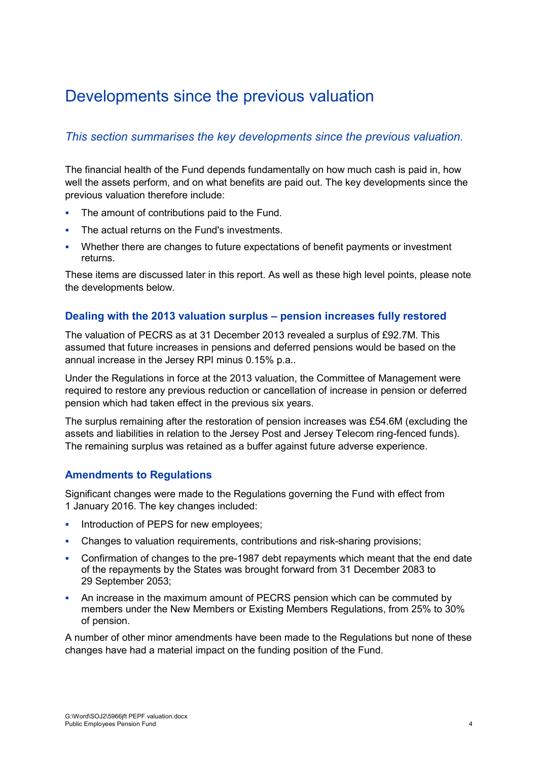# Developments since the previous valuation

*This section summarises the key developments since the previous valuation.*

The financial health of the Fund depends fundamentally on how much cash is paid in, how well the assets perform, and on what benefits are paid out. The key developments since the previous valuation therefore include:

- The amount of contributions paid to the Fund.
- The actual returns on the Fund's investments.
- Whether there are changes to future expectations of benefit payments or investment returns.

These items are discussed later in this report. As well as these high level points, please note the developments below.

### Dealing with the 2013 valuation surplus – pension increases fully restored

The valuation of PECRS as at 31 December 2013 revealed a surplus of £92.7M. This assumed that future increases in pensions and deferred pensions would be based on the annual increase in the Jersey RPI minus 0.15% p.a..

Under the Regulations in force at the 2013 valuation, the Committee of Management were required to restore any previous reduction or cancellation of increase in pension or deferred pension which had taken effect in the previous six years.

The surplus remaining after the restoration of pension increases was £54.6M (excluding the assets and liabilities in relation to the Jersey Post and Jersey Telecom ring-fenced funds). The remaining surplus was retained as a buffer against future adverse experience.

### Amendments to Regulations

Significant changes were made to the Regulations governing the Fund with effect from 1 January 2016. The key changes included:

- Introduction of PEPS for new employees;
- Changes to valuation requirements, contributions and risk-sharing provisions;
- Confirmation of changes to the pre-1987 debt repayments which meant that the end date of the repayments by the States was brought forward from 31 December 2083 to 29 September 2053;
- An increase in the maximum amount of PECRS pension which can be commuted by members under the New Members or Existing Members Regulations, from 25% to 30% of pension.

A number of other minor amendments have been made to the Regulations but none of these changes have had a material impact on the funding position of the Fund.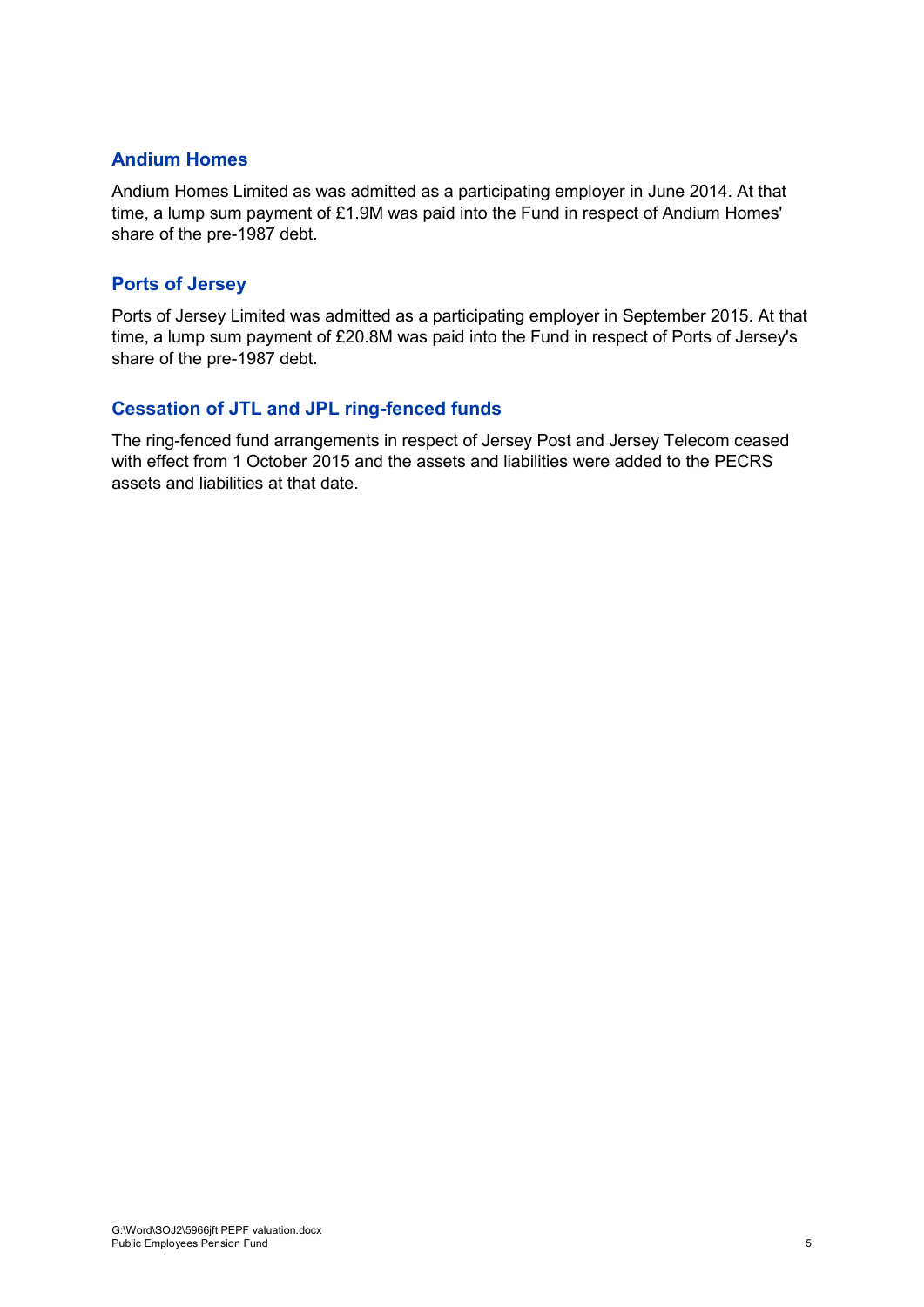## Andium Homes

Andium Homes Limited as was admitted as a participating employer in June 2014. At that time, a lump sum payment of £1.9M was paid into the Fund in respect of Andium Homes' share of the pre-1987 debt.

## Ports of Jersey

Ports of Jersey Limited was admitted as a participating employer in September 2015. At that time, a lump sum payment of £20.8M was paid into the Fund in respect of Ports of Jersey's share of the pre-1987 debt.

## Cessation of JTL and JPL ring-fenced funds

The ring-fenced fund arrangements in respect of Jersey Post and Jersey Telecom ceased with effect from 1 October 2015 and the assets and liabilities were added to the PECRS assets and liabilities at that date.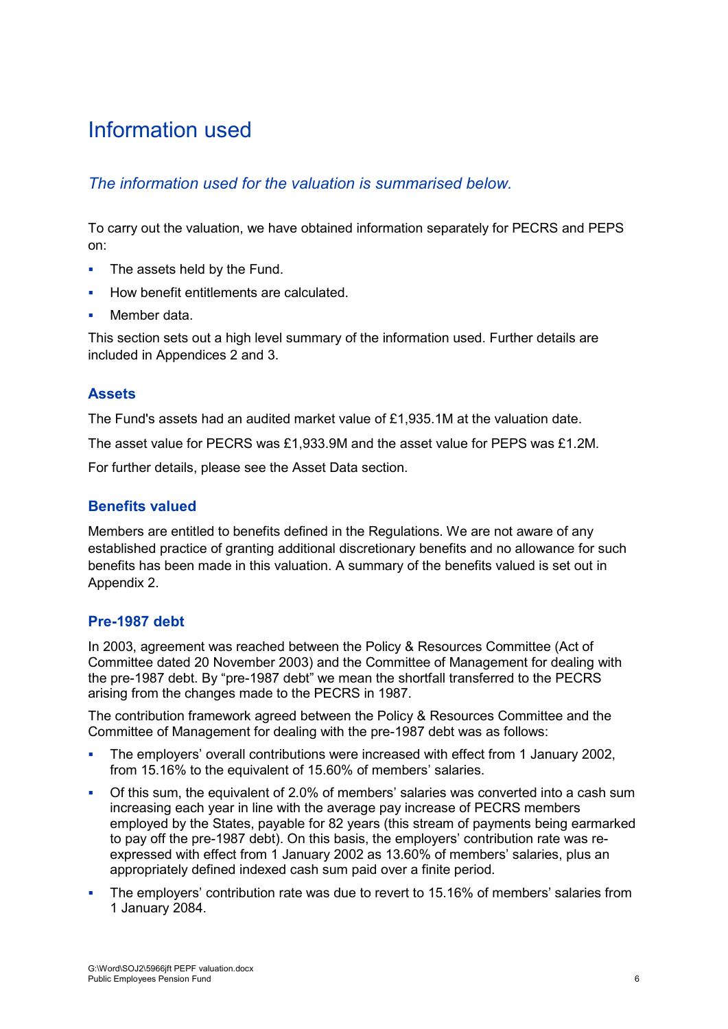# Information used

*The information used for the valuation is summarised below.*

To carry out the valuation, we have obtained information separately for PECRS and PEPS on:

- The assets held by the Fund.
- How benefit entitlements are calculated.
- Member data.

This section sets out a high level summary of the information used. Further details are included in Appendices 2 and 3.

## Assets

The Fund's assets had an audited market value of £1,935.1M at the valuation date.

The asset value for PECRS was £1,933.9M and the asset value for PEPS was £1.2M.

For further details, please see the Asset Data section.

## Benefits valued

Members are entitled to benefits defined in the Regulations. We are not aware of any established practice of granting additional discretionary benefits and no allowance for such benefits has been made in this valuation. A summary of the benefits valued is set out in Appendix 2.

## Pre-1987 debt

In 2003, agreement was reached between the Policy & Resources Committee (Act of Committee dated 20 November 2003) and the Committee of Management for dealing with the pre-1987 debt. By "pre-1987 debt" we mean the shortfall transferred to the PECRS arising from the changes made to the PECRS in 1987.

The contribution framework agreed between the Policy & Resources Committee and the Committee of Management for dealing with the pre-1987 debt was as follows:

- The employers' overall contributions were increased with effect from 1 January 2002, from 15.16% to the equivalent of 15.60% of members' salaries.
- Of this sum, the equivalent of 2.0% of members' salaries was converted into a cash sum increasing each year in line with the average pay increase of PECRS members employed by the States, payable for 82 years (this stream of payments being earmarked to pay off the pre-1987 debt). On this basis, the employers' contribution rate was re-expressed with effect from 1 January 2002 as 13.60% of members' salaries, plus an appropriately defined indexed cash sum paid over a finite period.
- The employers' contribution rate was due to revert to 15.16% of members' salaries from 1 January 2084.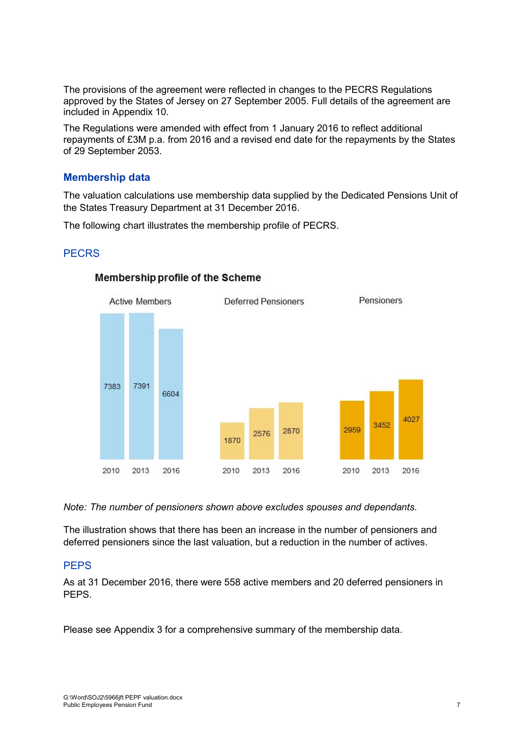The provisions of the agreement were reflected in changes to the PECRS Regulations approved by the States of Jersey on 27 September 2005. Full details of the agreement are included in Appendix 10.

The Regulations were amended with effect from 1 January 2016 to reflect additional repayments of £3M p.a. from 2016 and a revised end date for the repayments by the States of 29 September 2053.

## Membership data

The valuation calculations use membership data supplied by the Dedicated Pensions Unit of the States Treasury Department at 31 December 2016.

The following chart illustrates the membership profile of PECRS.

### PECRS

**Membership profile of the Scheme**

| | 2010 | 2013 | 2016 |
|---|---|---|---|
| Active Members | 7383 | 7391 | 6604 |
| Deferred Pensioners | 1870 | 2576 | 2870 |
| Pensioners | 2959 | 3452 | 4027 |

*Note: The number of pensioners shown above excludes spouses and dependants.*

The illustration shows that there has been an increase in the number of pensioners and deferred pensioners since the last valuation, but a reduction in the number of actives.

### PEPS

As at 31 December 2016, there were 558 active members and 20 deferred pensioners in PEPS.

Please see Appendix 3 for a comprehensive summary of the membership data.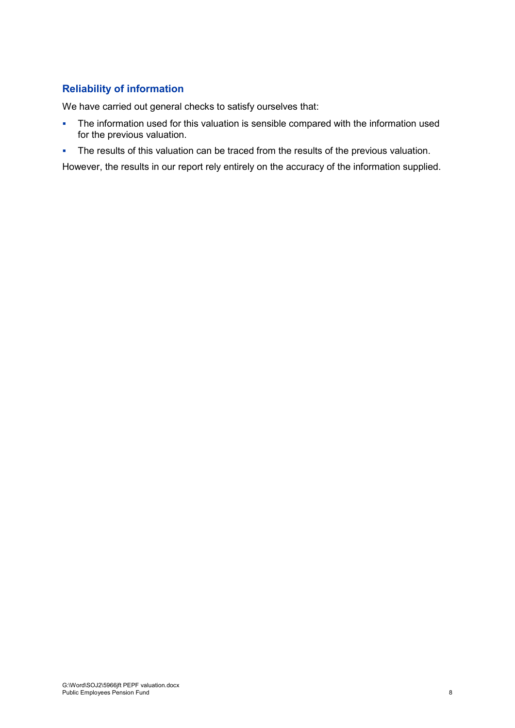## Reliability of information

We have carried out general checks to satisfy ourselves that:

- The information used for this valuation is sensible compared with the information used for the previous valuation.
- The results of this valuation can be traced from the results of the previous valuation.

However, the results in our report rely entirely on the accuracy of the information supplied.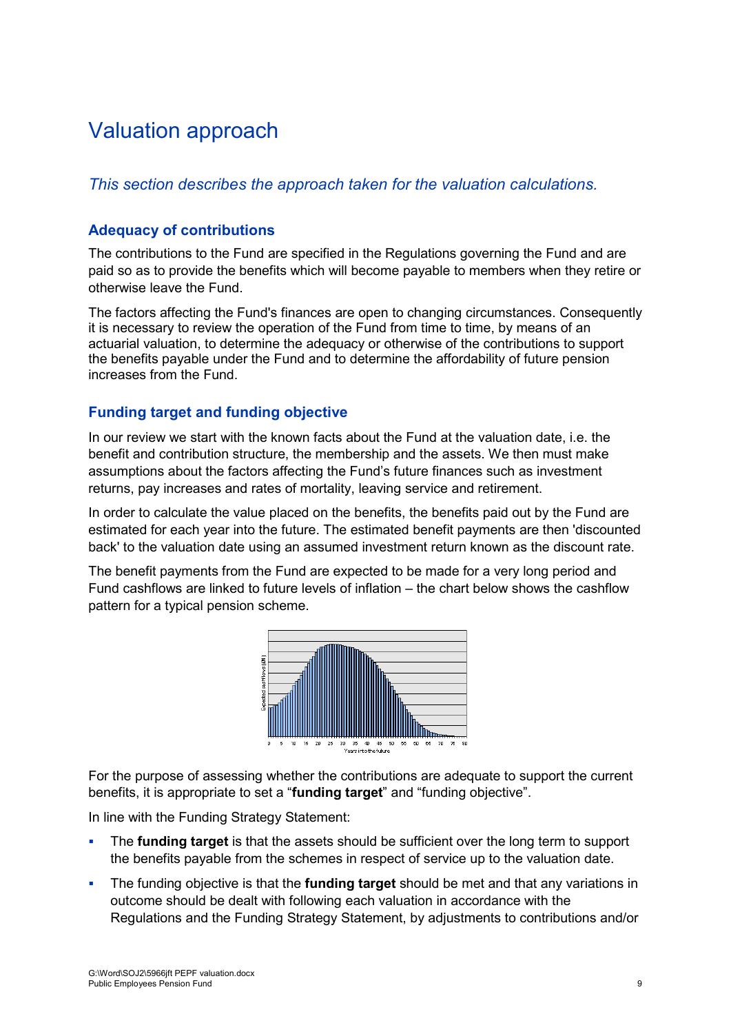# Valuation approach

*This section describes the approach taken for the valuation calculations.*

## Adequacy of contributions

The contributions to the Fund are specified in the Regulations governing the Fund and are paid so as to provide the benefits which will become payable to members when they retire or otherwise leave the Fund.

The factors affecting the Fund's finances are open to changing circumstances. Consequently it is necessary to review the operation of the Fund from time to time, by means of an actuarial valuation, to determine the adequacy or otherwise of the contributions to support the benefits payable under the Fund and to determine the affordability of future pension increases from the Fund.

## Funding target and funding objective

In our review we start with the known facts about the Fund at the valuation date, i.e. the benefit and contribution structure, the membership and the assets. We then must make assumptions about the factors affecting the Fund's future finances such as investment returns, pay increases and rates of mortality, leaving service and retirement.

In order to calculate the value placed on the benefits, the benefits paid out by the Fund are estimated for each year into the future. The estimated benefit payments are then 'discounted back' to the valuation date using an assumed investment return known as the discount rate.

The benefit payments from the Fund are expected to be made for a very long period and Fund cashflows are linked to future levels of inflation – the chart below shows the cashflow pattern for a typical pension scheme.

For the purpose of assessing whether the contributions are adequate to support the current benefits, it is appropriate to set a "**funding target**" and "funding objective".

In line with the Funding Strategy Statement:

- The **funding target** is that the assets should be sufficient over the long term to support the benefits payable from the schemes in respect of service up to the valuation date.
- The funding objective is that the **funding target** should be met and that any variations in outcome should be dealt with following each valuation in accordance with the Regulations and the Funding Strategy Statement, by adjustments to contributions and/or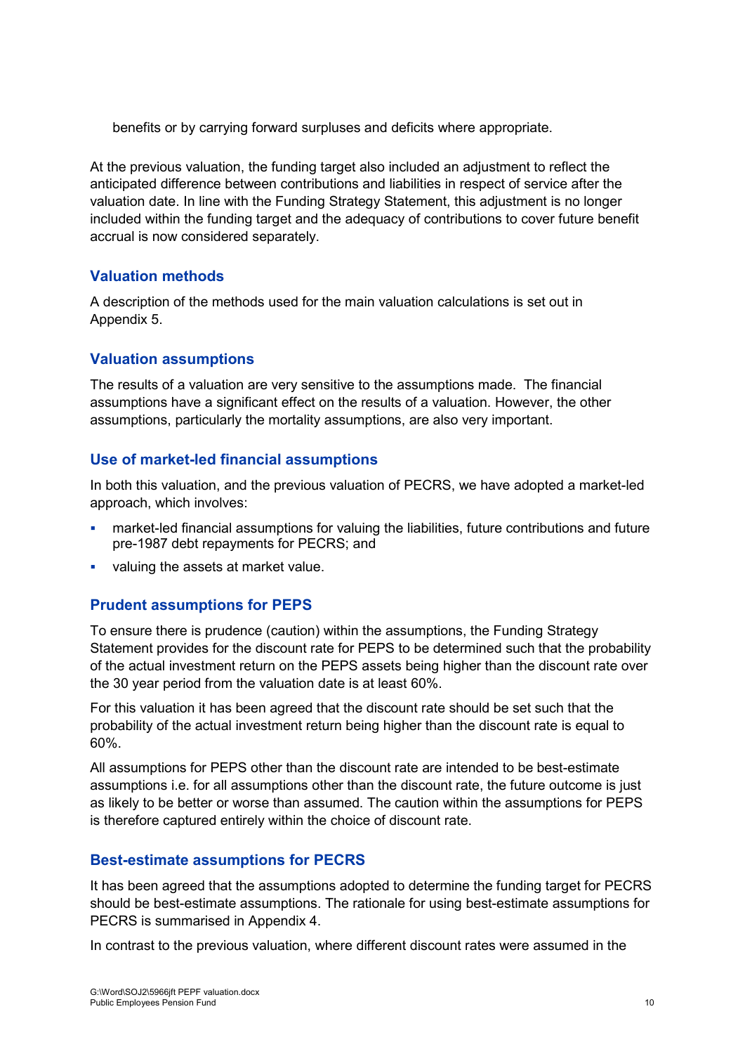benefits or by carrying forward surpluses and deficits where appropriate.

At the previous valuation, the funding target also included an adjustment to reflect the anticipated difference between contributions and liabilities in respect of service after the valuation date. In line with the Funding Strategy Statement, this adjustment is no longer included within the funding target and the adequacy of contributions to cover future benefit accrual is now considered separately.

## Valuation methods

A description of the methods used for the main valuation calculations is set out in Appendix 5.

## Valuation assumptions

The results of a valuation are very sensitive to the assumptions made. The financial assumptions have a significant effect on the results of a valuation. However, the other assumptions, particularly the mortality assumptions, are also very important.

## Use of market-led financial assumptions

In both this valuation, and the previous valuation of PECRS, we have adopted a market-led approach, which involves:

- market-led financial assumptions for valuing the liabilities, future contributions and future pre-1987 debt repayments for PECRS; and
- valuing the assets at market value.

## Prudent assumptions for PEPS

To ensure there is prudence (caution) within the assumptions, the Funding Strategy Statement provides for the discount rate for PEPS to be determined such that the probability of the actual investment return on the PEPS assets being higher than the discount rate over the 30 year period from the valuation date is at least 60%.

For this valuation it has been agreed that the discount rate should be set such that the probability of the actual investment return being higher than the discount rate is equal to 60%.

All assumptions for PEPS other than the discount rate are intended to be best-estimate assumptions i.e. for all assumptions other than the discount rate, the future outcome is just as likely to be better or worse than assumed. The caution within the assumptions for PEPS is therefore captured entirely within the choice of discount rate.

## Best-estimate assumptions for PECRS

It has been agreed that the assumptions adopted to determine the funding target for PECRS should be best-estimate assumptions. The rationale for using best-estimate assumptions for PECRS is summarised in Appendix 4.

In contrast to the previous valuation, where different discount rates were assumed in the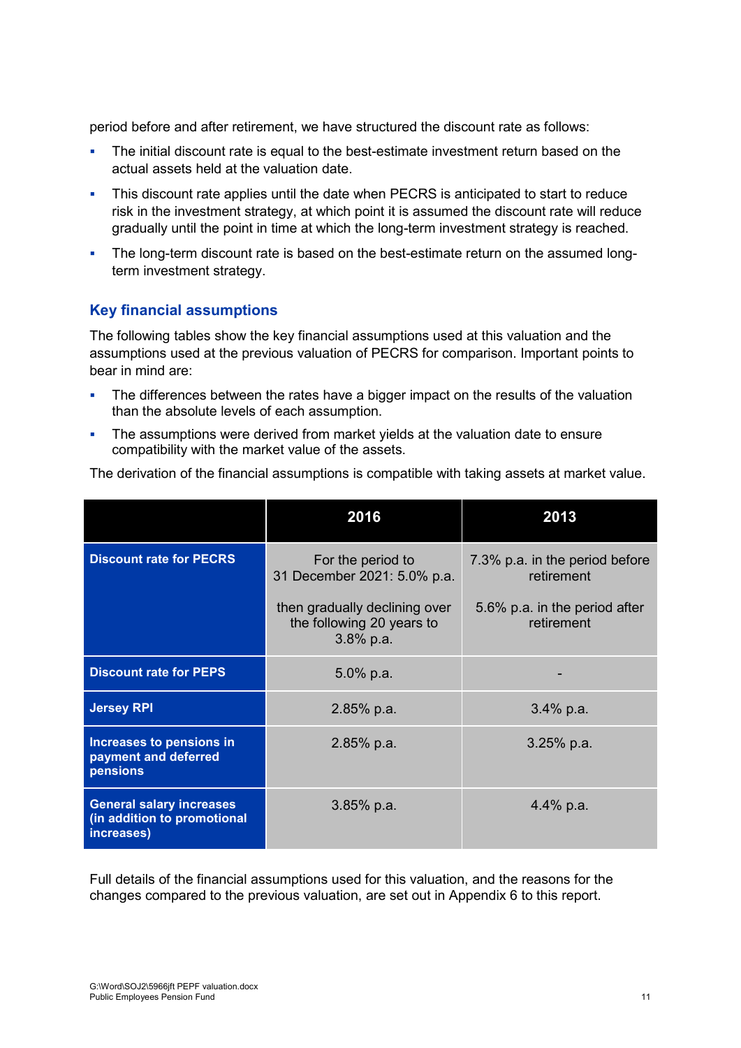period before and after retirement, we have structured the discount rate as follows:

- The initial discount rate is equal to the best-estimate investment return based on the actual assets held at the valuation date.
- This discount rate applies until the date when PECRS is anticipated to start to reduce risk in the investment strategy, at which point it is assumed the discount rate will reduce gradually until the point in time at which the long-term investment strategy is reached.
- The long-term discount rate is based on the best-estimate return on the assumed long-term investment strategy.

## Key financial assumptions

The following tables show the key financial assumptions used at this valuation and the assumptions used at the previous valuation of PECRS for comparison. Important points to bear in mind are:

- The differences between the rates have a bigger impact on the results of the valuation than the absolute levels of each assumption.
- The assumptions were derived from market yields at the valuation date to ensure compatibility with the market value of the assets.

The derivation of the financial assumptions is compatible with taking assets at market value.

| | 2016 | 2013 |
|---|---|---|
| **Discount rate for PECRS** | For the period to 31 December 2021: 5.0% p.a.<br><br>then gradually declining over the following 20 years to 3.8% p.a. | 7.3% p.a. in the period before retirement<br><br>5.6% p.a. in the period after retirement |
| **Discount rate for PEPS** | 5.0% p.a. | - |
| **Jersey RPI** | 2.85% p.a. | 3.4% p.a. |
| **Increases to pensions in payment and deferred pensions** | 2.85% p.a. | 3.25% p.a. |
| **General salary increases (in addition to promotional increases)** | 3.85% p.a. | 4.4% p.a. |

Full details of the financial assumptions used for this valuation, and the reasons for the changes compared to the previous valuation, are set out in Appendix 6 to this report.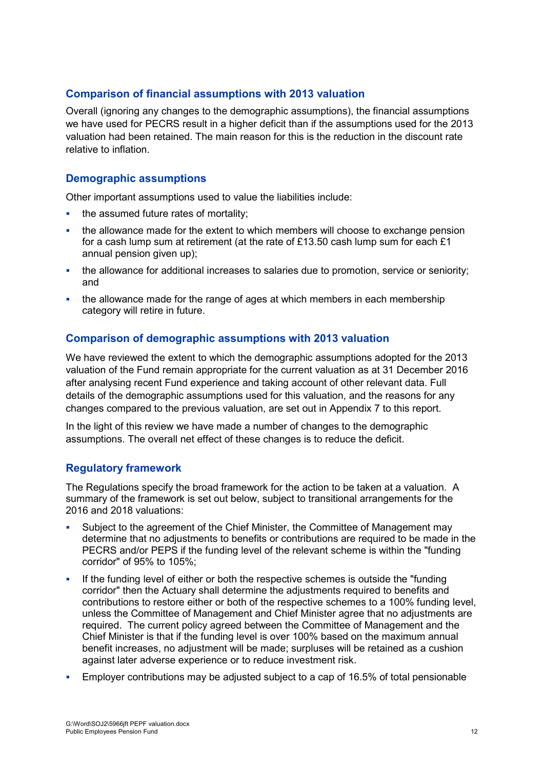## Comparison of financial assumptions with 2013 valuation

Overall (ignoring any changes to the demographic assumptions), the financial assumptions we have used for PECRS result in a higher deficit than if the assumptions used for the 2013 valuation had been retained. The main reason for this is the reduction in the discount rate relative to inflation.

## Demographic assumptions

Other important assumptions used to value the liabilities include:

- the assumed future rates of mortality;
- the allowance made for the extent to which members will choose to exchange pension for a cash lump sum at retirement (at the rate of £13.50 cash lump sum for each £1 annual pension given up);
- the allowance for additional increases to salaries due to promotion, service or seniority; and
- the allowance made for the range of ages at which members in each membership category will retire in future.

## Comparison of demographic assumptions with 2013 valuation

We have reviewed the extent to which the demographic assumptions adopted for the 2013 valuation of the Fund remain appropriate for the current valuation as at 31 December 2016 after analysing recent Fund experience and taking account of other relevant data. Full details of the demographic assumptions used for this valuation, and the reasons for any changes compared to the previous valuation, are set out in Appendix 7 to this report.

In the light of this review we have made a number of changes to the demographic assumptions. The overall net effect of these changes is to reduce the deficit.

## Regulatory framework

The Regulations specify the broad framework for the action to be taken at a valuation. A summary of the framework is set out below, subject to transitional arrangements for the 2016 and 2018 valuations:

- Subject to the agreement of the Chief Minister, the Committee of Management may determine that no adjustments to benefits or contributions are required to be made in the PECRS and/or PEPS if the funding level of the relevant scheme is within the "funding corridor" of 95% to 105%;
- If the funding level of either or both the respective schemes is outside the "funding corridor" then the Actuary shall determine the adjustments required to benefits and contributions to restore either or both of the respective schemes to a 100% funding level, unless the Committee of Management and Chief Minister agree that no adjustments are required. The current policy agreed between the Committee of Management and the Chief Minister is that if the funding level is over 100% based on the maximum annual benefit increases, no adjustment will be made; surpluses will be retained as a cushion against later adverse experience or to reduce investment risk.
- Employer contributions may be adjusted subject to a cap of 16.5% of total pensionable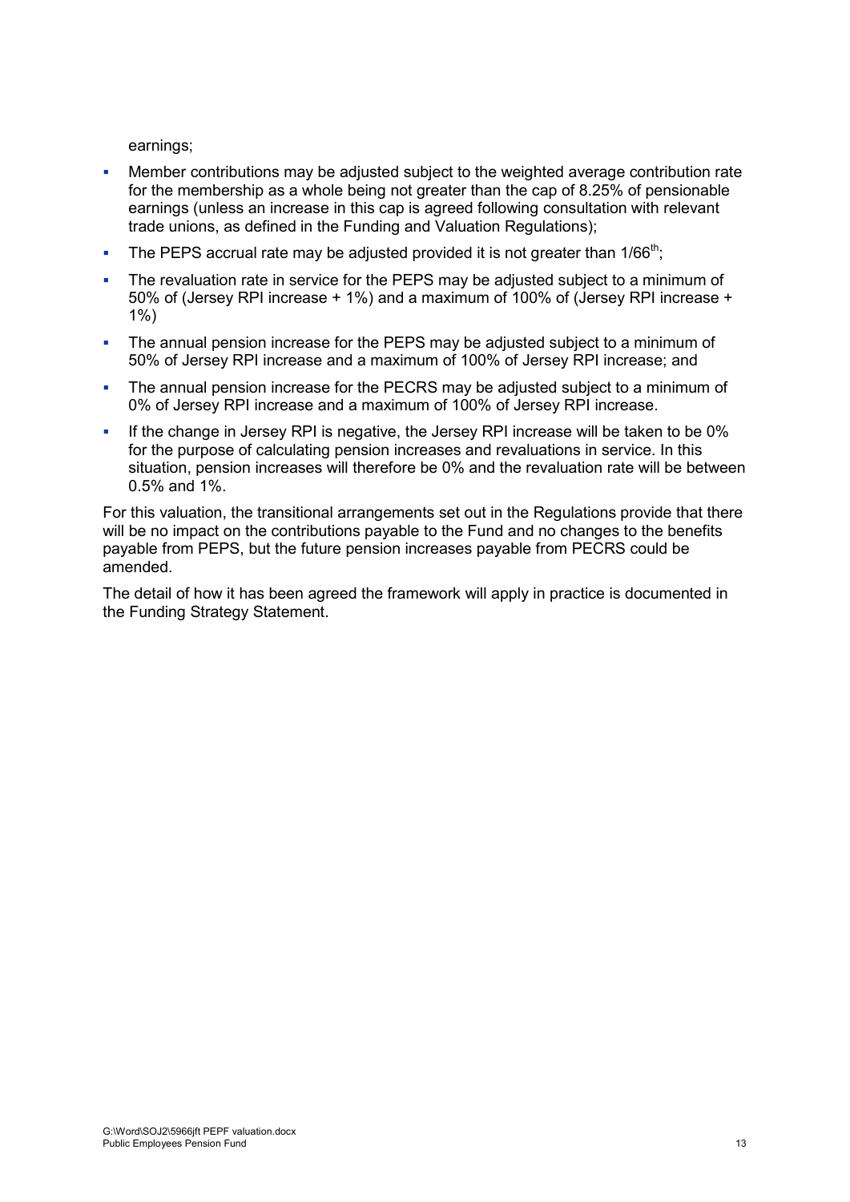earnings;

- Member contributions may be adjusted subject to the weighted average contribution rate for the membership as a whole being not greater than the cap of 8.25% of pensionable earnings (unless an increase in this cap is agreed following consultation with relevant trade unions, as defined in the Funding and Valuation Regulations);
- The PEPS accrual rate may be adjusted provided it is not greater than 1/66th;
- The revaluation rate in service for the PEPS may be adjusted subject to a minimum of 50% of (Jersey RPI increase + 1%) and a maximum of 100% of (Jersey RPI increase + 1%)
- The annual pension increase for the PEPS may be adjusted subject to a minimum of 50% of Jersey RPI increase and a maximum of 100% of Jersey RPI increase; and
- The annual pension increase for the PECRS may be adjusted subject to a minimum of 0% of Jersey RPI increase and a maximum of 100% of Jersey RPI increase.
- If the change in Jersey RPI is negative, the Jersey RPI increase will be taken to be 0% for the purpose of calculating pension increases and revaluations in service. In this situation, pension increases will therefore be 0% and the revaluation rate will be between 0.5% and 1%.

For this valuation, the transitional arrangements set out in the Regulations provide that there will be no impact on the contributions payable to the Fund and no changes to the benefits payable from PEPS, but the future pension increases payable from PECRS could be amended.

The detail of how it has been agreed the framework will apply in practice is documented in the Funding Strategy Statement.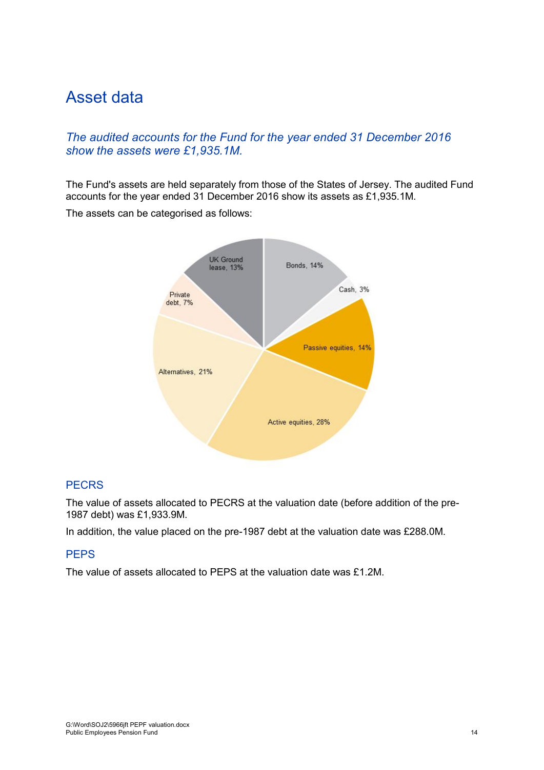# Asset data

*The audited accounts for the Fund for the year ended 31 December 2016 show the assets were £1,935.1M.*

The Fund's assets are held separately from those of the States of Jersey. The audited Fund accounts for the year ended 31 December 2016 show its assets as £1,935.1M.

The assets can be categorised as follows:

| Asset class | Proportion |
| --- | --- |
| Bonds | 14% |
| Cash | 3% |
| Passive equities | 14% |
| Active equities | 28% |
| Alternatives | 21% |
| Private debt | 7% |
| UK Ground lease | 13% |

## PECRS

The value of assets allocated to PECRS at the valuation date (before addition of the pre-1987 debt) was £1,933.9M.

In addition, the value placed on the pre-1987 debt at the valuation date was £288.0M.

## PEPS

The value of assets allocated to PEPS at the valuation date was £1.2M.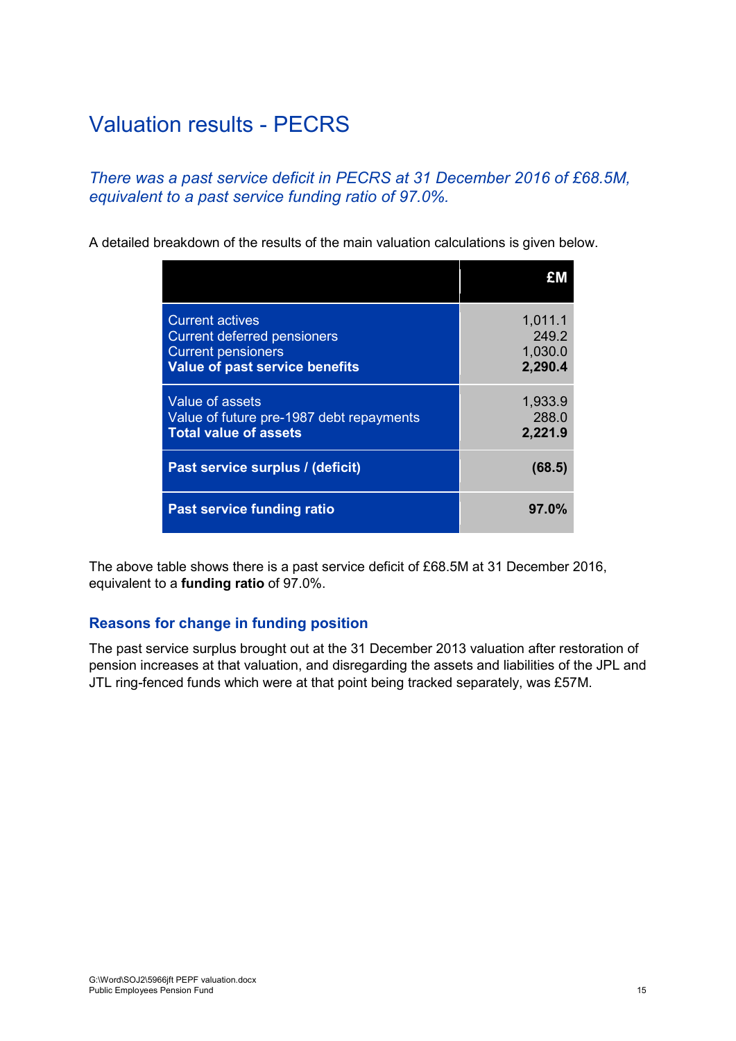# Valuation results - PECRS

*There was a past service deficit in PECRS at 31 December 2016 of £68.5M, equivalent to a past service funding ratio of 97.0%.*

A detailed breakdown of the results of the main valuation calculations is given below.

| | £M |
|---|---|
| Current actives | 1,011.1 |
| Current deferred pensioners | 249.2 |
| Current pensioners | 1,030.0 |
| **Value of past service benefits** | **2,290.4** |
| Value of assets | 1,933.9 |
| Value of future pre-1987 debt repayments | 288.0 |
| **Total value of assets** | **2,221.9** |
| **Past service surplus / (deficit)** | **(68.5)** |
| **Past service funding ratio** | **97.0%** |

The above table shows there is a past service deficit of £68.5M at 31 December 2016, equivalent to a **funding ratio** of 97.0%.

### Reasons for change in funding position

The past service surplus brought out at the 31 December 2013 valuation after restoration of pension increases at that valuation, and disregarding the assets and liabilities of the JPL and JTL ring-fenced funds which were at that point being tracked separately, was £57M.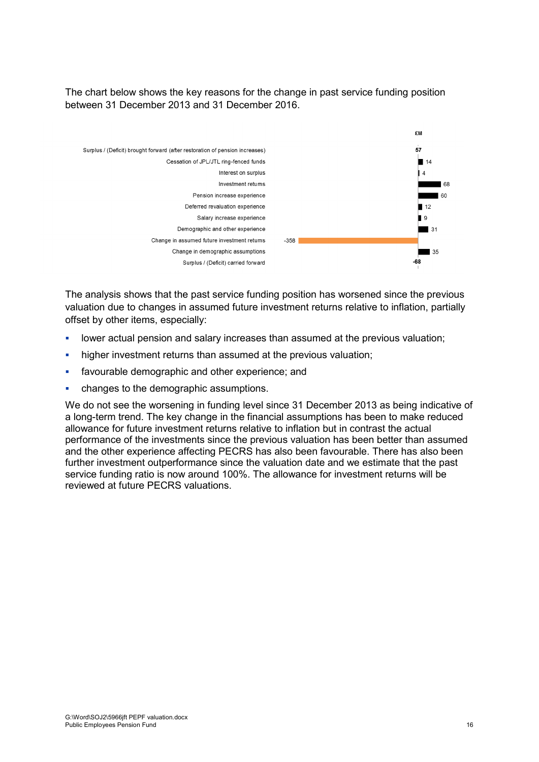The chart below shows the key reasons for the change in past service funding position between 31 December 2013 and 31 December 2016.

| | £M |
|---|---|
| Surplus / (Deficit) brought forward (after restoration of pension increases) | 57 |
| Cessation of JPL/JTL ring-fenced funds | 14 |
| Interest on surplus | 4 |
| Investment returns | 68 |
| Pension increase experience | 60 |
| Deferred revaluation experience | 12 |
| Salary increase experience | 9 |
| Demographic and other experience | 31 |
| Change in assumed future investment returns | -358 |
| Change in demographic assumptions | 35 |
| Surplus / (Deficit) carried forward | -68 |

The analysis shows that the past service funding position has worsened since the previous valuation due to changes in assumed future investment returns relative to inflation, partially offset by other items, especially:

- lower actual pension and salary increases than assumed at the previous valuation;
- higher investment returns than assumed at the previous valuation;
- favourable demographic and other experience; and
- changes to the demographic assumptions.

We do not see the worsening in funding level since 31 December 2013 as being indicative of a long-term trend. The key change in the financial assumptions has been to make reduced allowance for future investment returns relative to inflation but in contrast the actual performance of the investments since the previous valuation has been better than assumed and the other experience affecting PECRS has also been favourable. There has also been further investment outperformance since the valuation date and we estimate that the past service funding ratio is now around 100%. The allowance for investment returns will be reviewed at future PECRS valuations.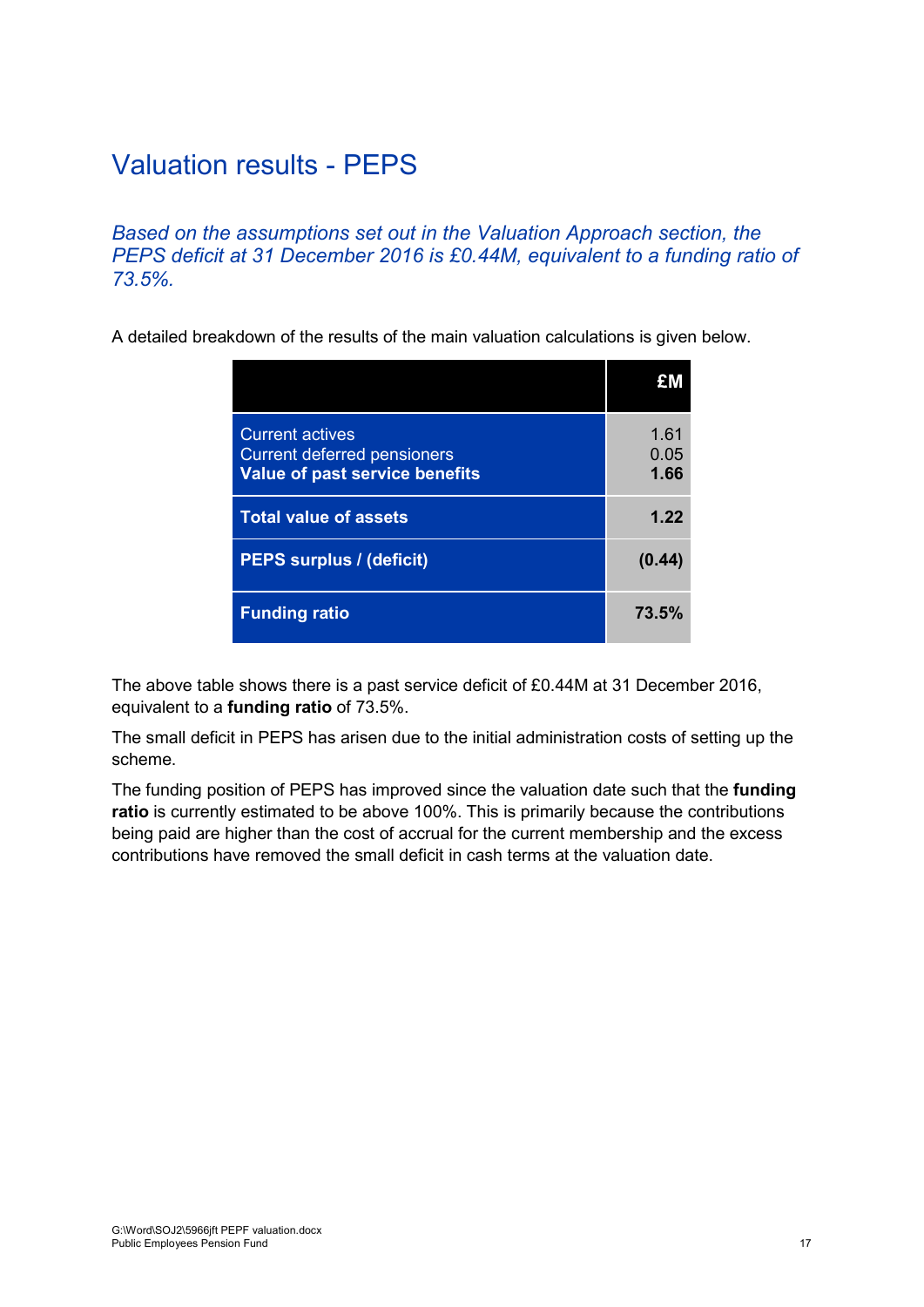# Valuation results - PEPS

*Based on the assumptions set out in the Valuation Approach section, the PEPS deficit at 31 December 2016 is £0.44M, equivalent to a funding ratio of 73.5%.*

A detailed breakdown of the results of the main valuation calculations is given below.

| | £M |
|---|---|
| Current actives | 1.61 |
| Current deferred pensioners | 0.05 |
| **Value of past service benefits** | **1.66** |
| **Total value of assets** | **1.22** |
| **PEPS surplus / (deficit)** | **(0.44)** |
| **Funding ratio** | **73.5%** |

The above table shows there is a past service deficit of £0.44M at 31 December 2016, equivalent to a **funding ratio** of 73.5%.

The small deficit in PEPS has arisen due to the initial administration costs of setting up the scheme.

The funding position of PEPS has improved since the valuation date such that the **funding ratio** is currently estimated to be above 100%. This is primarily because the contributions being paid are higher than the cost of accrual for the current membership and the excess contributions have removed the small deficit in cash terms at the valuation date.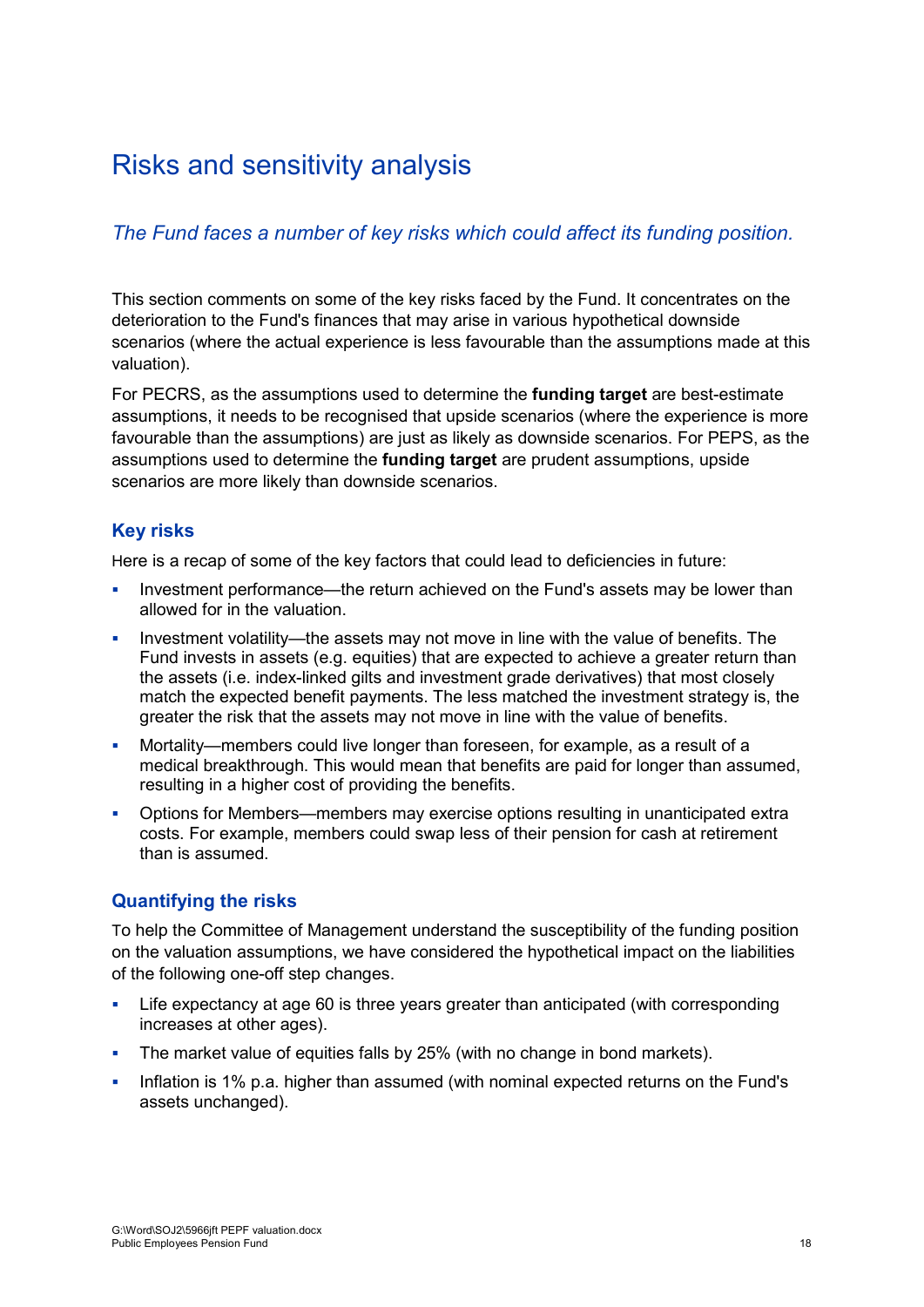# Risks and sensitivity analysis

*The Fund faces a number of key risks which could affect its funding position.*

This section comments on some of the key risks faced by the Fund. It concentrates on the deterioration to the Fund's finances that may arise in various hypothetical downside scenarios (where the actual experience is less favourable than the assumptions made at this valuation).

For PECRS, as the assumptions used to determine the **funding target** are best-estimate assumptions, it needs to be recognised that upside scenarios (where the experience is more favourable than the assumptions) are just as likely as downside scenarios. For PEPS, as the assumptions used to determine the **funding target** are prudent assumptions, upside scenarios are more likely than downside scenarios.

## Key risks

Here is a recap of some of the key factors that could lead to deficiencies in future:

- Investment performance—the return achieved on the Fund's assets may be lower than allowed for in the valuation.
- Investment volatility—the assets may not move in line with the value of benefits. The Fund invests in assets (e.g. equities) that are expected to achieve a greater return than the assets (i.e. index-linked gilts and investment grade derivatives) that most closely match the expected benefit payments. The less matched the investment strategy is, the greater the risk that the assets may not move in line with the value of benefits.
- Mortality—members could live longer than foreseen, for example, as a result of a medical breakthrough. This would mean that benefits are paid for longer than assumed, resulting in a higher cost of providing the benefits.
- Options for Members—members may exercise options resulting in unanticipated extra costs. For example, members could swap less of their pension for cash at retirement than is assumed.

## Quantifying the risks

To help the Committee of Management understand the susceptibility of the funding position on the valuation assumptions, we have considered the hypothetical impact on the liabilities of the following one-off step changes.

- Life expectancy at age 60 is three years greater than anticipated (with corresponding increases at other ages).
- The market value of equities falls by 25% (with no change in bond markets).
- Inflation is 1% p.a. higher than assumed (with nominal expected returns on the Fund's assets unchanged).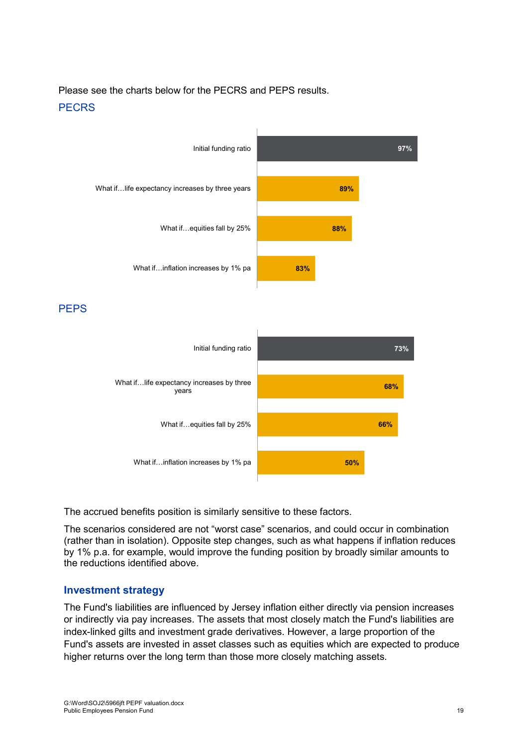Please see the charts below for the PECRS and PEPS results.

## PECRS

| Scenario | Funding ratio |
| --- | --- |
| Initial funding ratio | 97% |
| What if…life expectancy increases by three years | 89% |
| What if…equities fall by 25% | 88% |
| What if…inflation increases by 1% pa | 83% |

## PEPS

| Scenario | Funding ratio |
| --- | --- |
| Initial funding ratio | 73% |
| What if…life expectancy increases by three years | 68% |
| What if…equities fall by 25% | 66% |
| What if…inflation increases by 1% pa | 50% |

The accrued benefits position is similarly sensitive to these factors.

The scenarios considered are not "worst case" scenarios, and could occur in combination (rather than in isolation). Opposite step changes, such as what happens if inflation reduces by 1% p.a. for example, would improve the funding position by broadly similar amounts to the reductions identified above.

### Investment strategy

The Fund's liabilities are influenced by Jersey inflation either directly via pension increases or indirectly via pay increases. The assets that most closely match the Fund's liabilities are index-linked gilts and investment grade derivatives. However, a large proportion of the Fund's assets are invested in asset classes such as equities which are expected to produce higher returns over the long term than those more closely matching assets.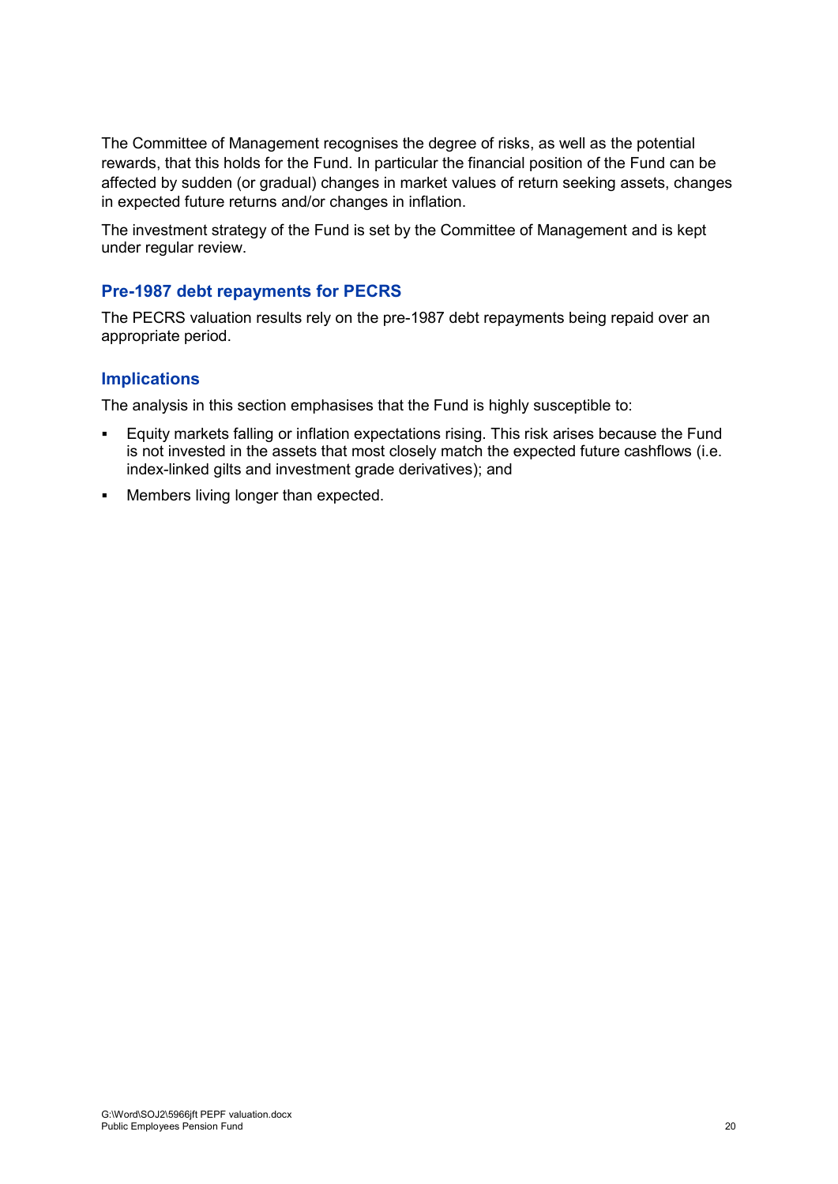The Committee of Management recognises the degree of risks, as well as the potential rewards, that this holds for the Fund. In particular the financial position of the Fund can be affected by sudden (or gradual) changes in market values of return seeking assets, changes in expected future returns and/or changes in inflation.

The investment strategy of the Fund is set by the Committee of Management and is kept under regular review.

### Pre-1987 debt repayments for PECRS

The PECRS valuation results rely on the pre-1987 debt repayments being repaid over an appropriate period.

### Implications

The analysis in this section emphasises that the Fund is highly susceptible to:

- Equity markets falling or inflation expectations rising. This risk arises because the Fund is not invested in the assets that most closely match the expected future cashflows (i.e. index-linked gilts and investment grade derivatives); and
- Members living longer than expected.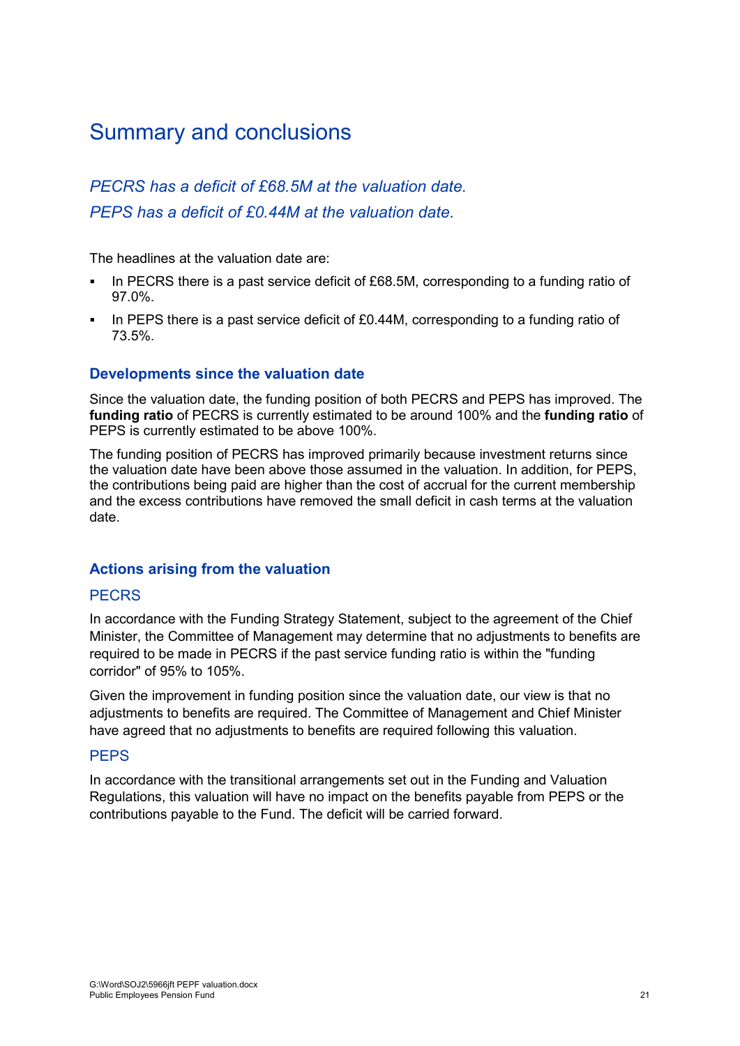# Summary and conclusions

*PECRS has a deficit of £68.5M at the valuation date.*

*PEPS has a deficit of £0.44M at the valuation date.*

The headlines at the valuation date are:

- In PECRS there is a past service deficit of £68.5M, corresponding to a funding ratio of 97.0%.
- In PEPS there is a past service deficit of £0.44M, corresponding to a funding ratio of 73.5%.

## Developments since the valuation date

Since the valuation date, the funding position of both PECRS and PEPS has improved. The **funding ratio** of PECRS is currently estimated to be around 100% and the **funding ratio** of PEPS is currently estimated to be above 100%.

The funding position of PECRS has improved primarily because investment returns since the valuation date have been above those assumed in the valuation. In addition, for PEPS, the contributions being paid are higher than the cost of accrual for the current membership and the excess contributions have removed the small deficit in cash terms at the valuation date.

## Actions arising from the valuation

### PECRS

In accordance with the Funding Strategy Statement, subject to the agreement of the Chief Minister, the Committee of Management may determine that no adjustments to benefits are required to be made in PECRS if the past service funding ratio is within the "funding corridor" of 95% to 105%.

Given the improvement in funding position since the valuation date, our view is that no adjustments to benefits are required. The Committee of Management and Chief Minister have agreed that no adjustments to benefits are required following this valuation.

### PEPS

In accordance with the transitional arrangements set out in the Funding and Valuation Regulations, this valuation will have no impact on the benefits payable from PEPS or the contributions payable to the Fund. The deficit will be carried forward.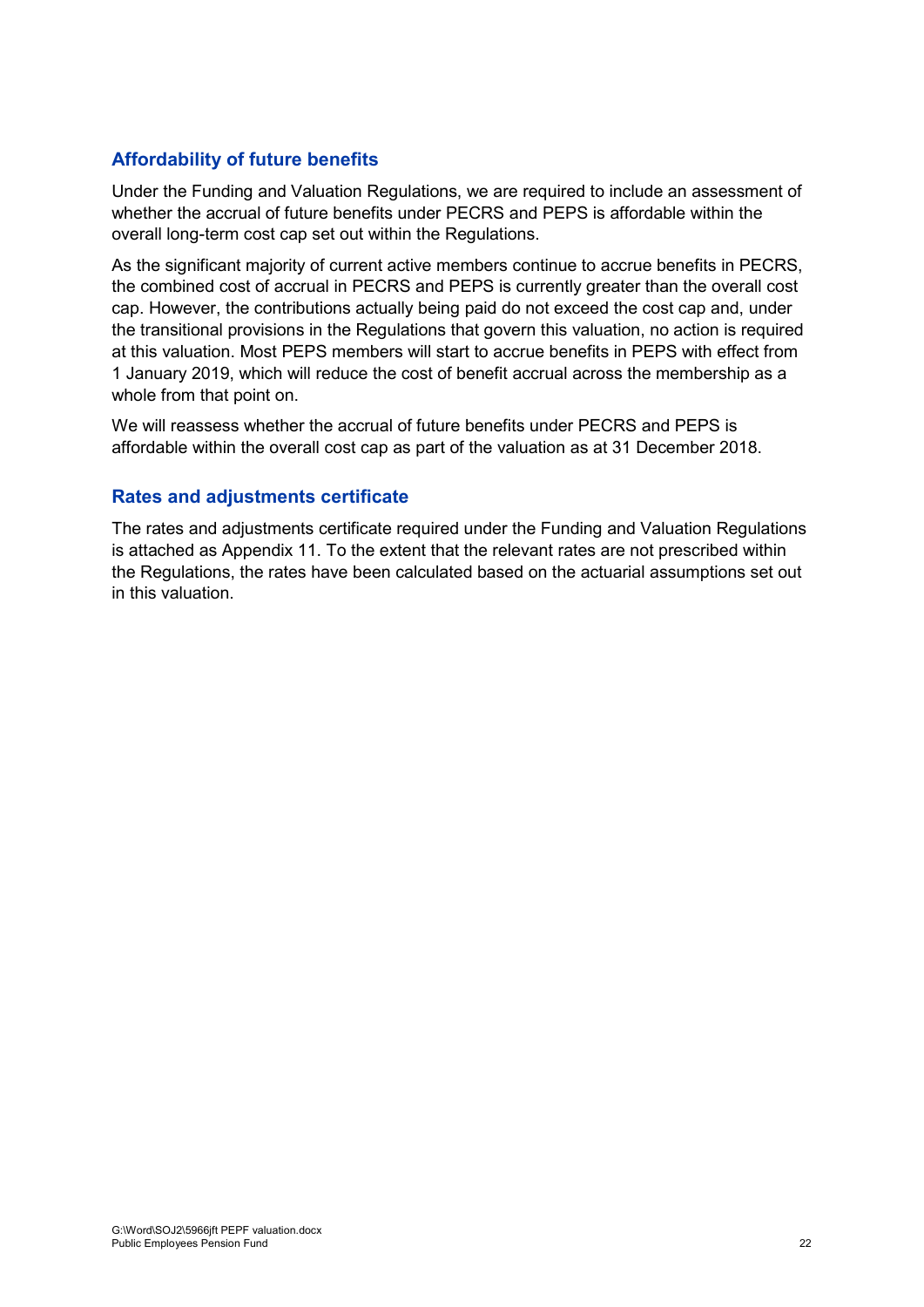## Affordability of future benefits

Under the Funding and Valuation Regulations, we are required to include an assessment of whether the accrual of future benefits under PECRS and PEPS is affordable within the overall long-term cost cap set out within the Regulations.

As the significant majority of current active members continue to accrue benefits in PECRS, the combined cost of accrual in PECRS and PEPS is currently greater than the overall cost cap. However, the contributions actually being paid do not exceed the cost cap and, under the transitional provisions in the Regulations that govern this valuation, no action is required at this valuation. Most PEPS members will start to accrue benefits in PEPS with effect from 1 January 2019, which will reduce the cost of benefit accrual across the membership as a whole from that point on.

We will reassess whether the accrual of future benefits under PECRS and PEPS is affordable within the overall cost cap as part of the valuation as at 31 December 2018.

## Rates and adjustments certificate

The rates and adjustments certificate required under the Funding and Valuation Regulations is attached as Appendix 11. To the extent that the relevant rates are not prescribed within the Regulations, the rates have been calculated based on the actuarial assumptions set out in this valuation.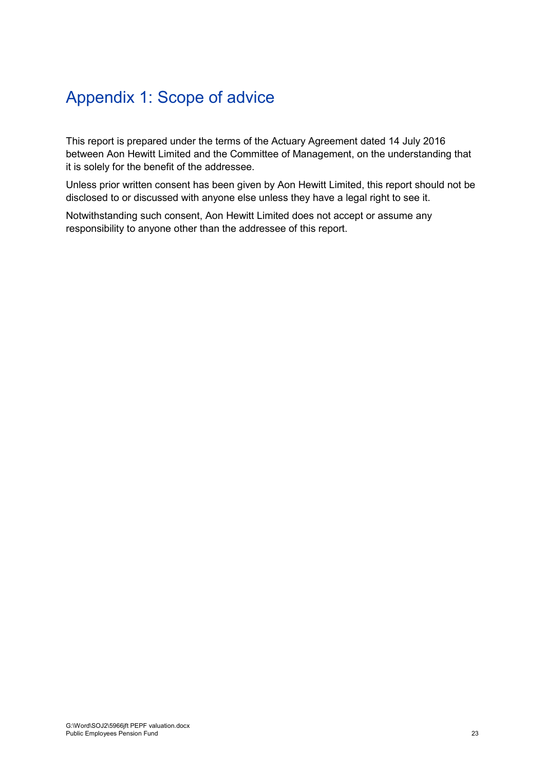# Appendix 1: Scope of advice

This report is prepared under the terms of the Actuary Agreement dated 14 July 2016 between Aon Hewitt Limited and the Committee of Management, on the understanding that it is solely for the benefit of the addressee.

Unless prior written consent has been given by Aon Hewitt Limited, this report should not be disclosed to or discussed with anyone else unless they have a legal right to see it.

Notwithstanding such consent, Aon Hewitt Limited does not accept or assume any responsibility to anyone other than the addressee of this report.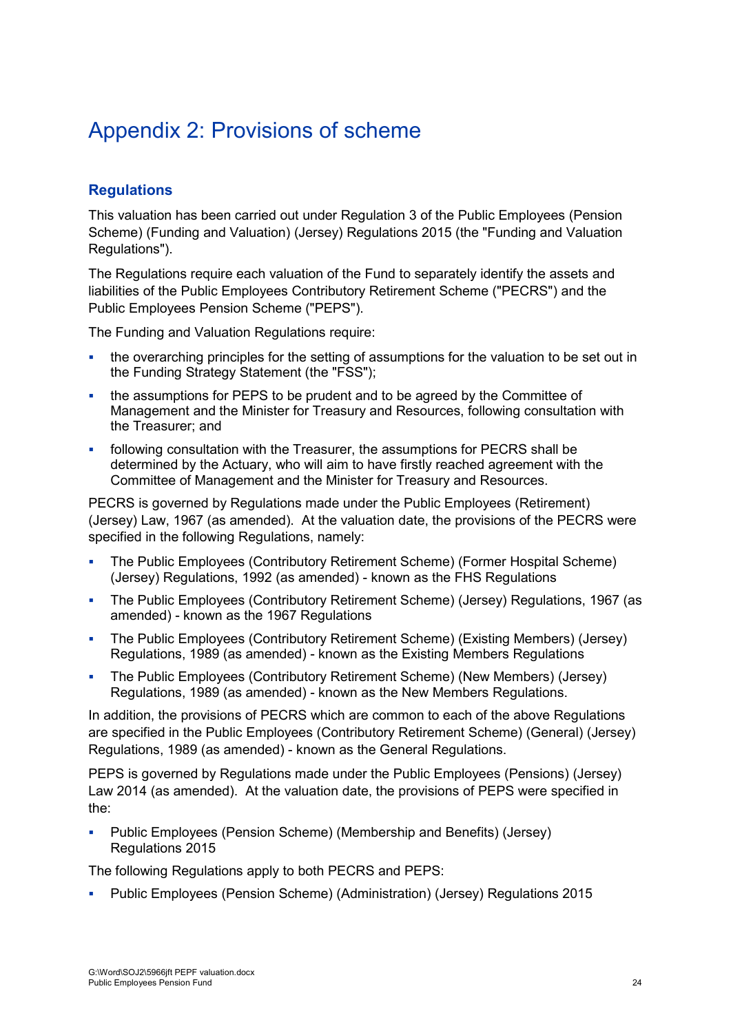# Appendix 2: Provisions of scheme

## Regulations

This valuation has been carried out under Regulation 3 of the Public Employees (Pension Scheme) (Funding and Valuation) (Jersey) Regulations 2015 (the "Funding and Valuation Regulations").

The Regulations require each valuation of the Fund to separately identify the assets and liabilities of the Public Employees Contributory Retirement Scheme ("PECRS") and the Public Employees Pension Scheme ("PEPS").

The Funding and Valuation Regulations require:

- the overarching principles for the setting of assumptions for the valuation to be set out in the Funding Strategy Statement (the "FSS");
- the assumptions for PEPS to be prudent and to be agreed by the Committee of Management and the Minister for Treasury and Resources, following consultation with the Treasurer; and
- following consultation with the Treasurer, the assumptions for PECRS shall be determined by the Actuary, who will aim to have firstly reached agreement with the Committee of Management and the Minister for Treasury and Resources.

PECRS is governed by Regulations made under the Public Employees (Retirement) (Jersey) Law, 1967 (as amended). At the valuation date, the provisions of the PECRS were specified in the following Regulations, namely:

- The Public Employees (Contributory Retirement Scheme) (Former Hospital Scheme) (Jersey) Regulations, 1992 (as amended) - known as the FHS Regulations
- The Public Employees (Contributory Retirement Scheme) (Jersey) Regulations, 1967 (as amended) - known as the 1967 Regulations
- The Public Employees (Contributory Retirement Scheme) (Existing Members) (Jersey) Regulations, 1989 (as amended) - known as the Existing Members Regulations
- The Public Employees (Contributory Retirement Scheme) (New Members) (Jersey) Regulations, 1989 (as amended) - known as the New Members Regulations.

In addition, the provisions of PECRS which are common to each of the above Regulations are specified in the Public Employees (Contributory Retirement Scheme) (General) (Jersey) Regulations, 1989 (as amended) - known as the General Regulations.

PEPS is governed by Regulations made under the Public Employees (Pensions) (Jersey) Law 2014 (as amended). At the valuation date, the provisions of PEPS were specified in the:

- Public Employees (Pension Scheme) (Membership and Benefits) (Jersey) Regulations 2015

The following Regulations apply to both PECRS and PEPS:

- Public Employees (Pension Scheme) (Administration) (Jersey) Regulations 2015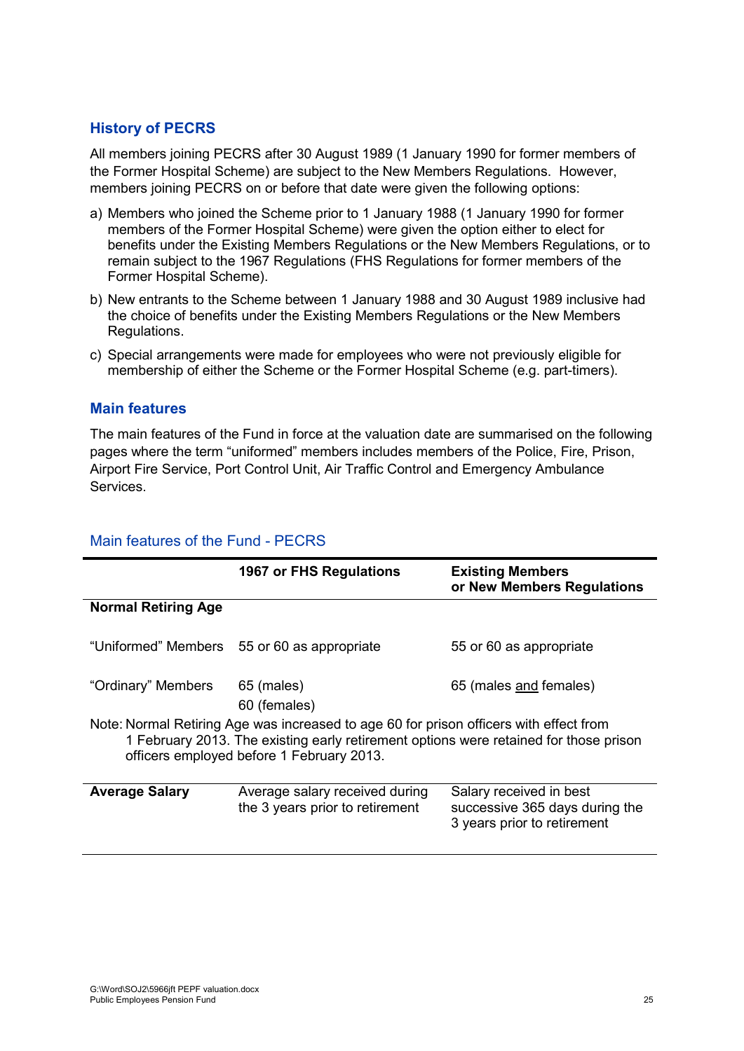## History of PECRS

All members joining PECRS after 30 August 1989 (1 January 1990 for former members of the Former Hospital Scheme) are subject to the New Members Regulations. However, members joining PECRS on or before that date were given the following options:

a) Members who joined the Scheme prior to 1 January 1988 (1 January 1990 for former members of the Former Hospital Scheme) were given the option either to elect for benefits under the Existing Members Regulations or the New Members Regulations, or to remain subject to the 1967 Regulations (FHS Regulations for former members of the Former Hospital Scheme).

b) New entrants to the Scheme between 1 January 1988 and 30 August 1989 inclusive had the choice of benefits under the Existing Members Regulations or the New Members Regulations.

c) Special arrangements were made for employees who were not previously eligible for membership of either the Scheme or the Former Hospital Scheme (e.g. part-timers).

## Main features

The main features of the Fund in force at the valuation date are summarised on the following pages where the term "uniformed" members includes members of the Police, Fire, Prison, Airport Fire Service, Port Control Unit, Air Traffic Control and Emergency Ambulance Services.

### Main features of the Fund - PECRS

| | 1967 or FHS Regulations | Existing Members or New Members Regulations |
|---|---|---|
| **Normal Retiring Age** | | |
| "Uniformed" Members | 55 or 60 as appropriate | 55 or 60 as appropriate |
| "Ordinary" Members | 65 (males)<br>60 (females) | 65 (males and females) |
| Note: Normal Retiring Age was increased to age 60 for prison officers with effect from 1 February 2013. The existing early retirement options were retained for those prison officers employed before 1 February 2013. | | |
| **Average Salary** | Average salary received during the 3 years prior to retirement | Salary received in best successive 365 days during the 3 years prior to retirement |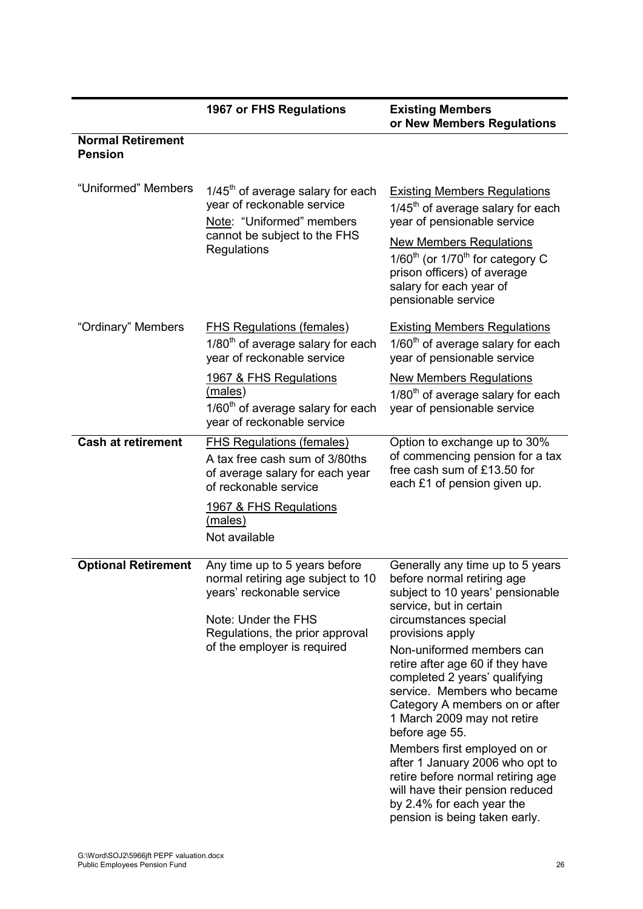| | 1967 or FHS Regulations | Existing Members or New Members Regulations |
|---|---|---|
| **Normal Retirement Pension** | | |
| "Uniformed" Members | 1/45th of average salary for each year of reckonable service<br><br>Note: "Uniformed" members cannot be subject to the FHS Regulations | Existing Members Regulations<br>1/45th of average salary for each year of pensionable service<br><br>New Members Regulations<br>1/60th (or 1/70th for category C prison officers) of average salary for each year of pensionable service |
| "Ordinary" Members | FHS Regulations (females)<br>1/80th of average salary for each year of reckonable service<br><br>1967 & FHS Regulations (males)<br>1/60th of average salary for each year of reckonable service | Existing Members Regulations<br>1/60th of average salary for each year of pensionable service<br><br>New Members Regulations<br>1/80th of average salary for each year of pensionable service |
| **Cash at retirement** | FHS Regulations (females)<br>A tax free cash sum of 3/80ths of average salary for each year of reckonable service<br><br>1967 & FHS Regulations (males)<br>Not available | Option to exchange up to 30% of commencing pension for a tax free cash sum of £13.50 for each £1 of pension given up. |
| **Optional Retirement** | Any time up to 5 years before normal retiring age subject to 10 years' reckonable service<br><br>Note: Under the FHS Regulations, the prior approval of the employer is required | Generally any time up to 5 years before normal retiring age subject to 10 years' pensionable service, but in certain circumstances special provisions apply<br><br>Non-uniformed members can retire after age 60 if they have completed 2 years' qualifying service. Members who became Category A members on or after 1 March 2009 may not retire before age 55.<br><br>Members first employed on or after 1 January 2006 who opt to retire before normal retiring age will have their pension reduced by 2.4% for each year the pension is being taken early. |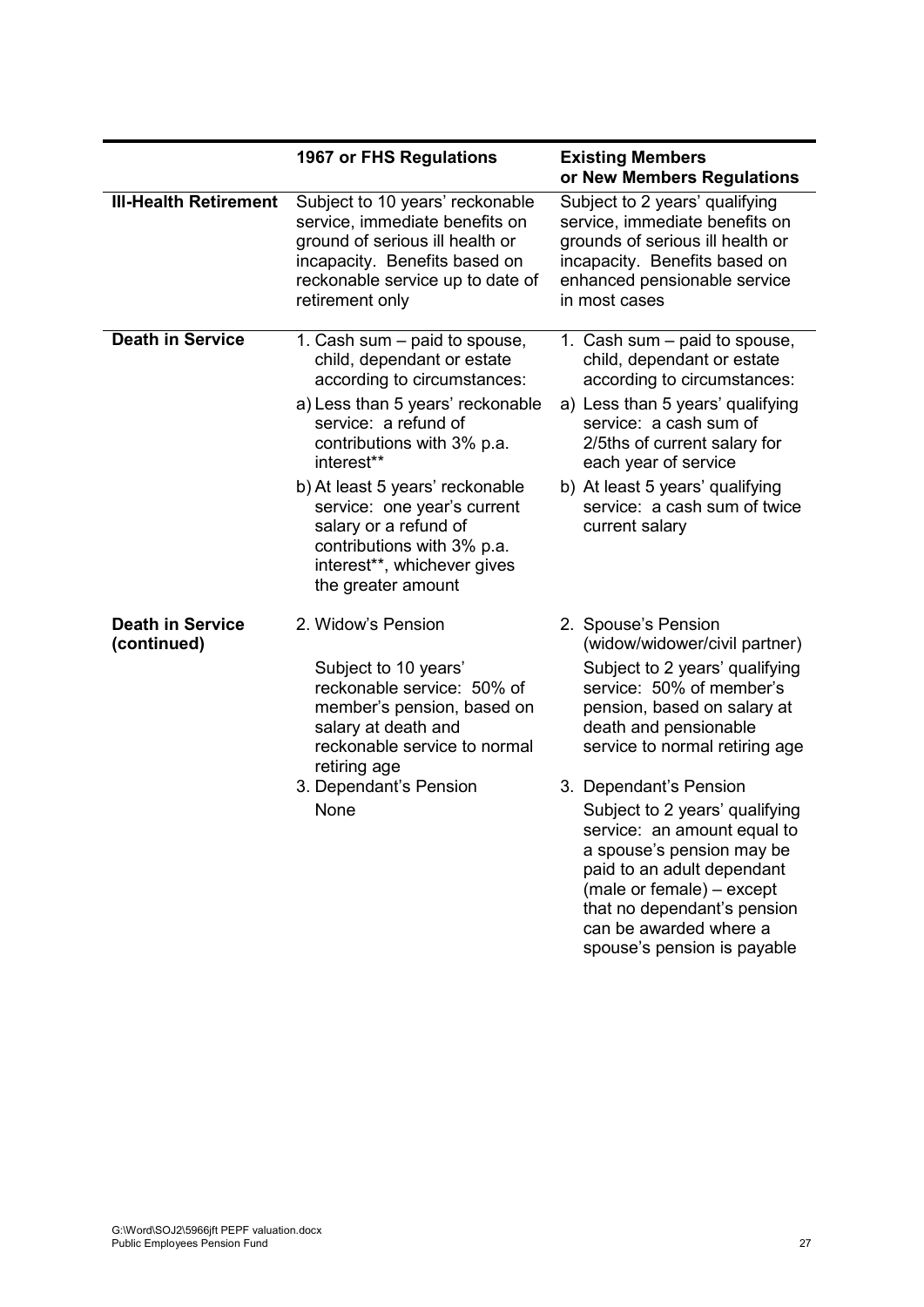| | 1967 or FHS Regulations | Existing Members or New Members Regulations |
|---|---|---|
| **Ill-Health Retirement** | Subject to 10 years' reckonable service, immediate benefits on ground of serious ill health or incapacity. Benefits based on reckonable service up to date of retirement only | Subject to 2 years' qualifying service, immediate benefits on grounds of serious ill health or incapacity. Benefits based on enhanced pensionable service in most cases |
| **Death in Service** | 1. Cash sum – paid to spouse, child, dependant or estate according to circumstances:<br>a) Less than 5 years' reckonable service: a refund of contributions with 3% p.a. interest**<br>b) At least 5 years' reckonable service: one year's current salary or a refund of contributions with 3% p.a. interest**, whichever gives the greater amount | 1. Cash sum – paid to spouse, child, dependant or estate according to circumstances:<br>a) Less than 5 years' qualifying service: a cash sum of 2/5ths of current salary for each year of service<br>b) At least 5 years' qualifying service: a cash sum of twice current salary |
| **Death in Service (continued)** | 2. Widow's Pension<br>Subject to 10 years' reckonable service: 50% of member's pension, based on salary at death and reckonable service to normal retiring age<br>3. Dependant's Pension<br>None | 2. Spouse's Pension (widow/widower/civil partner)<br>Subject to 2 years' qualifying service: 50% of member's pension, based on salary at death and pensionable service to normal retiring age<br>3. Dependant's Pension<br>Subject to 2 years' qualifying service: an amount equal to a spouse's pension may be paid to an adult dependant (male or female) – except that no dependant's pension can be awarded where a spouse's pension is payable |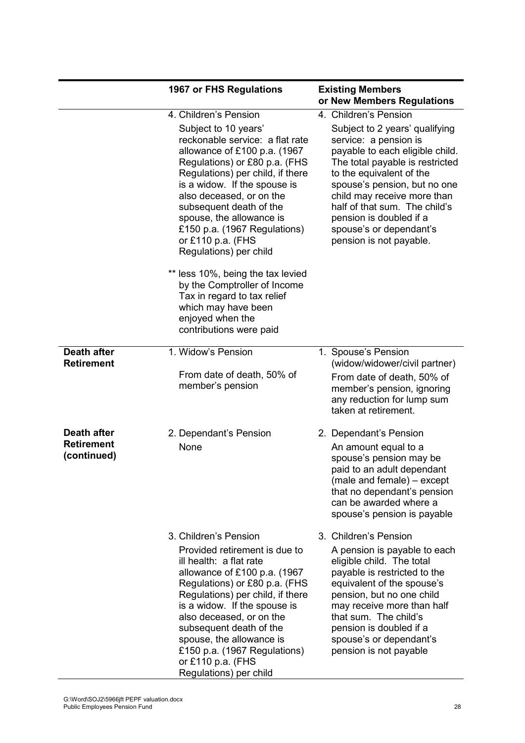| | 1967 or FHS Regulations | Existing Members or New Members Regulations |
|---|---|---|
| | 4. Children's Pension<br>Subject to 10 years' reckonable service: a flat rate allowance of £100 p.a. (1967 Regulations) or £80 p.a. (FHS Regulations) per child, if there is a widow. If the spouse is also deceased, or on the subsequent death of the spouse, the allowance is £150 p.a. (1967 Regulations) or £110 p.a. (FHS Regulations) per child<br><br>** less 10%, being the tax levied by the Comptroller of Income Tax in regard to tax relief which may have been enjoyed when the contributions were paid | 4. Children's Pension<br>Subject to 2 years' qualifying service: a pension is payable to each eligible child. The total payable is restricted to the equivalent of the spouse's pension, but no one child may receive more than half of that sum. The child's pension is doubled if a spouse's or dependant's pension is not payable. |
| **Death after Retirement** | 1. Widow's Pension<br>From date of death, 50% of member's pension | 1. Spouse's Pension (widow/widower/civil partner)<br>From date of death, 50% of member's pension, ignoring any reduction for lump sum taken at retirement. |
| **Death after Retirement (continued)** | 2. Dependant's Pension<br>None | 2. Dependant's Pension<br>An amount equal to a spouse's pension may be paid to an adult dependant (male and female) – except that no dependant's pension can be awarded where a spouse's pension is payable |
| | 3. Children's Pension<br>Provided retirement is due to ill health: a flat rate allowance of £100 p.a. (1967 Regulations) or £80 p.a. (FHS Regulations) per child, if there is a widow. If the spouse is also deceased, or on the subsequent death of the spouse, the allowance is £150 p.a. (1967 Regulations) or £110 p.a. (FHS Regulations) per child | 3. Children's Pension<br>A pension is payable to each eligible child. The total payable is restricted to the equivalent of the spouse's pension, but no one child may receive more than half that sum. The child's pension is doubled if a spouse's or dependant's pension is not payable |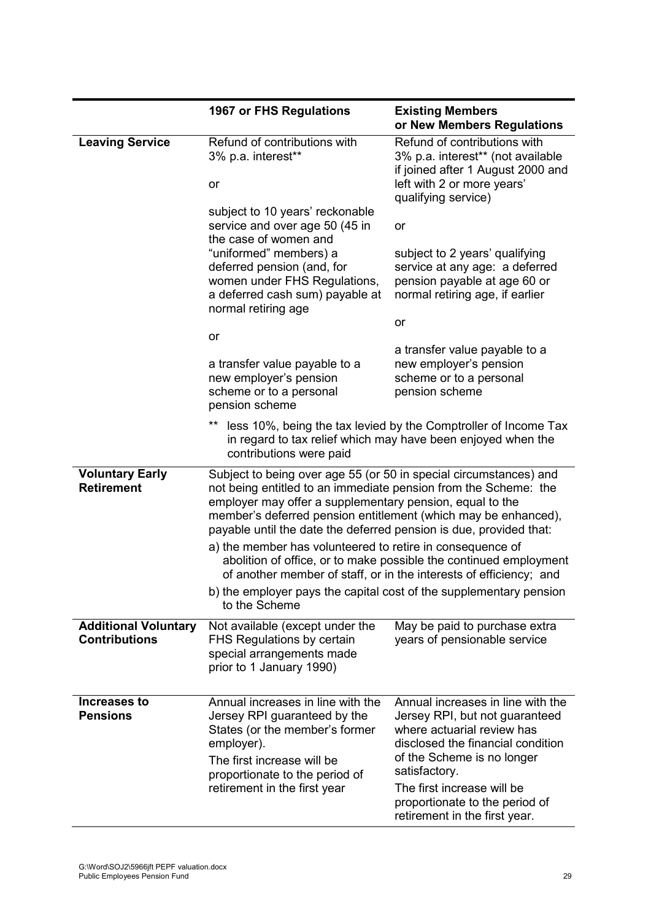| | 1967 or FHS Regulations | Existing Members or New Members Regulations |
|---|---|---|
| **Leaving Service** | Refund of contributions with 3% p.a. interest**<br><br>or<br><br>subject to 10 years' reckonable service and over age 50 (45 in the case of women and "uniformed" members) a deferred pension (and, for women under FHS Regulations, a deferred cash sum) payable at normal retiring age<br><br>or<br><br>a transfer value payable to a new employer's pension scheme or to a personal pension scheme | Refund of contributions with 3% p.a. interest** (not available if joined after 1 August 2000 and left with 2 or more years' qualifying service)<br><br>or<br><br>subject to 2 years' qualifying service at any age: a deferred pension payable at age 60 or normal retiring age, if earlier<br><br>or<br><br>a transfer value payable to a new employer's pension scheme or to a personal pension scheme |
| | ** less 10%, being the tax levied by the Comptroller of Income Tax in regard to tax relief which may have been enjoyed when the contributions were paid | |
| **Voluntary Early Retirement** | Subject to being over age 55 (or 50 in special circumstances) and not being entitled to an immediate pension from the Scheme: the employer may offer a supplementary pension, equal to the member's deferred pension entitlement (which may be enhanced), payable until the date the deferred pension is due, provided that:<br><br>a) the member has volunteered to retire in consequence of abolition of office, or to make possible the continued employment of another member of staff, or in the interests of efficiency; and<br><br>b) the employer pays the capital cost of the supplementary pension to the Scheme | |
| **Additional Voluntary Contributions** | Not available (except under the FHS Regulations by certain special arrangements made prior to 1 January 1990) | May be paid to purchase extra years of pensionable service |
| **Increases to Pensions** | Annual increases in line with the Jersey RPI guaranteed by the States (or the member's former employer).<br><br>The first increase will be proportionate to the period of retirement in the first year | Annual increases in line with the Jersey RPI, but not guaranteed where actuarial review has disclosed the financial condition of the Scheme is no longer satisfactory.<br><br>The first increase will be proportionate to the period of retirement in the first year. |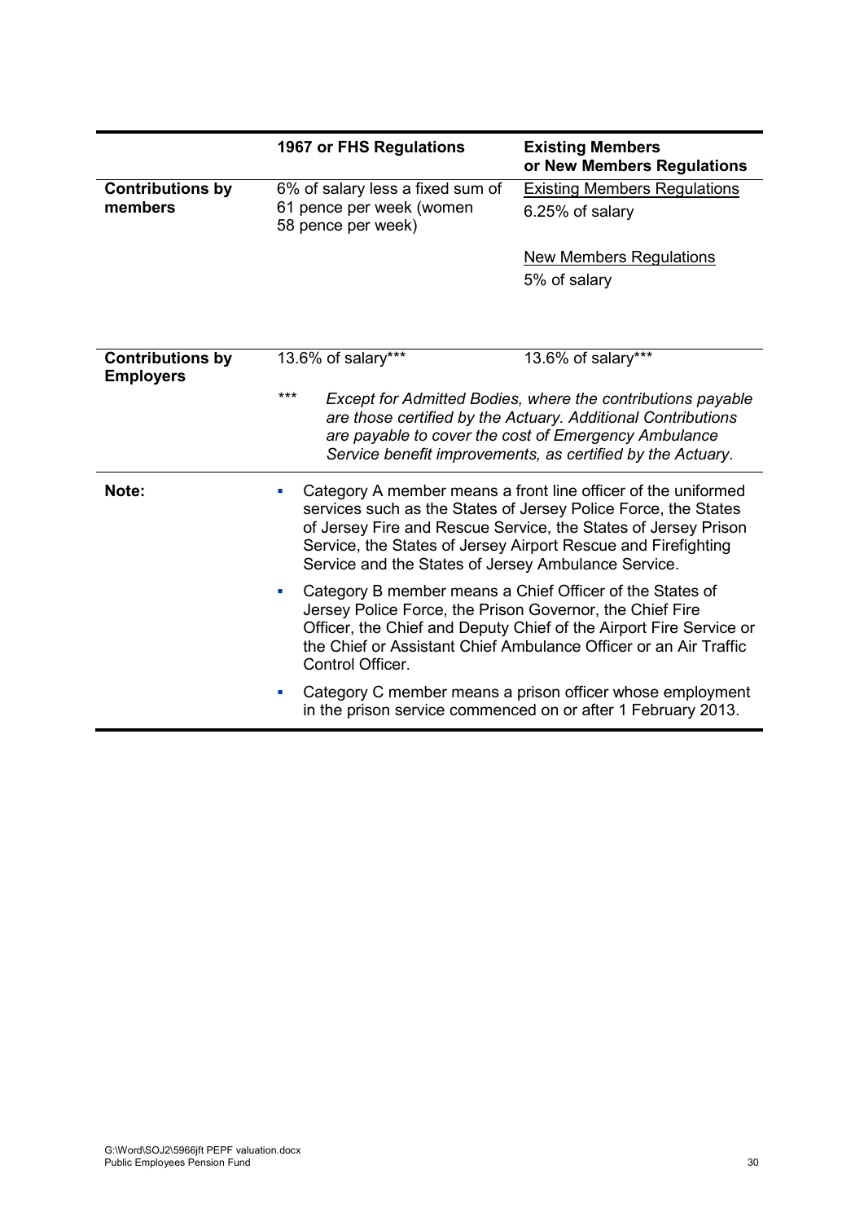| | 1967 or FHS Regulations | Existing Members or New Members Regulations |
|---|---|---|
| **Contributions by members** | 6% of salary less a fixed sum of 61 pence per week (women 58 pence per week) | Existing Members Regulations<br>6.25% of salary<br><br>New Members Regulations<br>5% of salary |
| **Contributions by Employers** | 13.6% of salary*** | 13.6% of salary*** |
| | *** *Except for Admitted Bodies, where the contributions payable are those certified by the Actuary. Additional Contributions are payable to cover the cost of Emergency Ambulance Service benefit improvements, as certified by the Actuary.* | |
| **Note:** | ▪ Category A member means a front line officer of the uniformed services such as the States of Jersey Police Force, the States of Jersey Fire and Rescue Service, the States of Jersey Prison Service, the States of Jersey Airport Rescue and Firefighting Service and the States of Jersey Ambulance Service.<br>▪ Category B member means a Chief Officer of the States of Jersey Police Force, the Prison Governor, the Chief Fire Officer, the Chief and Deputy Chief of the Airport Fire Service or the Chief or Assistant Chief Ambulance Officer or an Air Traffic Control Officer.<br>▪ Category C member means a prison officer whose employment in the prison service commenced on or after 1 February 2013. | |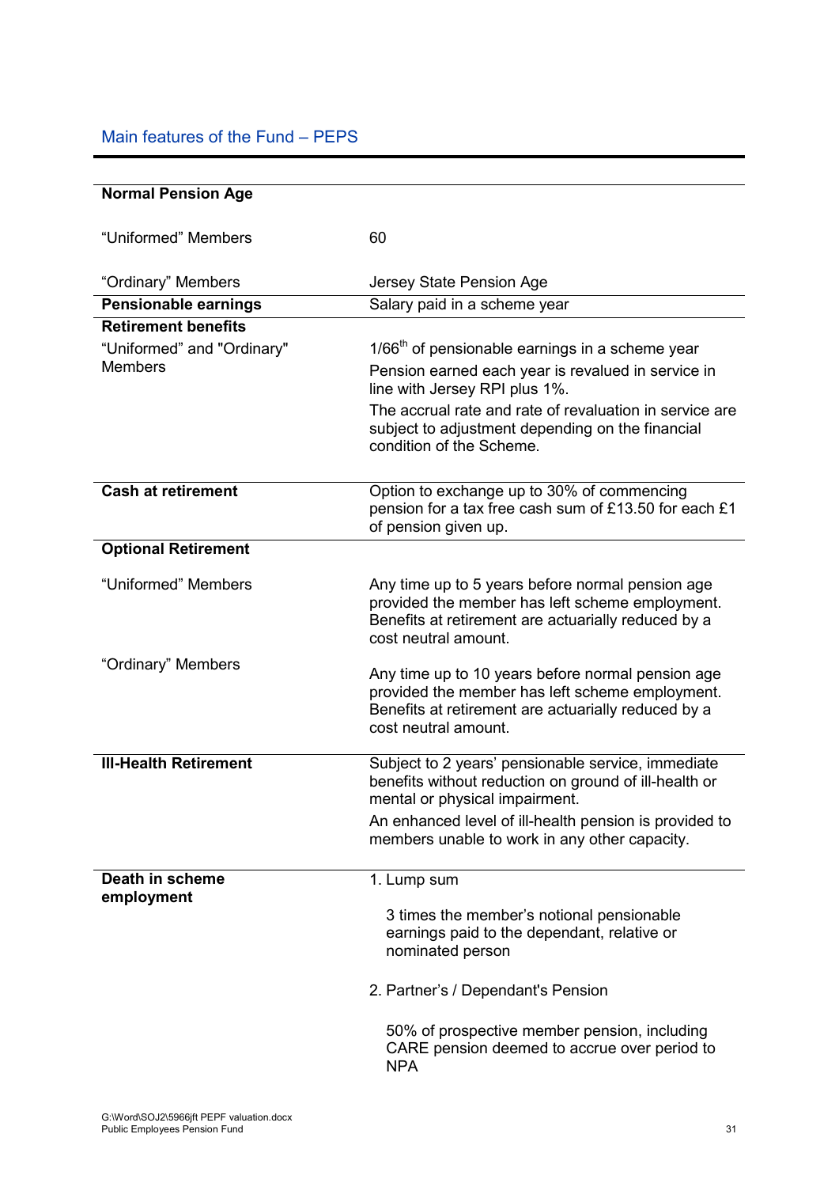## Main features of the Fund – PEPS

| | |
|---|---|
| **Normal Pension Age** | |
| "Uniformed" Members | 60 |
| "Ordinary" Members | Jersey State Pension Age |
| **Pensionable earnings** | Salary paid in a scheme year |
| **Retirement benefits** | |
| "Uniformed" and "Ordinary" Members | 1/66th of pensionable earnings in a scheme year<br>Pension earned each year is revalued in service in line with Jersey RPI plus 1%.<br>The accrual rate and rate of revaluation in service are subject to adjustment depending on the financial condition of the Scheme. |
| **Cash at retirement** | Option to exchange up to 30% of commencing pension for a tax free cash sum of £13.50 for each £1 of pension given up. |
| **Optional Retirement** | |
| "Uniformed" Members | Any time up to 5 years before normal pension age provided the member has left scheme employment. Benefits at retirement are actuarially reduced by a cost neutral amount. |
| "Ordinary" Members | Any time up to 10 years before normal pension age provided the member has left scheme employment. Benefits at retirement are actuarially reduced by a cost neutral amount. |
| **Ill-Health Retirement** | Subject to 2 years' pensionable service, immediate benefits without reduction on ground of ill-health or mental or physical impairment.<br>An enhanced level of ill-health pension is provided to members unable to work in any other capacity. |
| **Death in scheme employment** | 1. Lump sum<br>3 times the member's notional pensionable earnings paid to the dependant, relative or nominated person<br>2. Partner's / Dependant's Pension<br>50% of prospective member pension, including CARE pension deemed to accrue over period to NPA |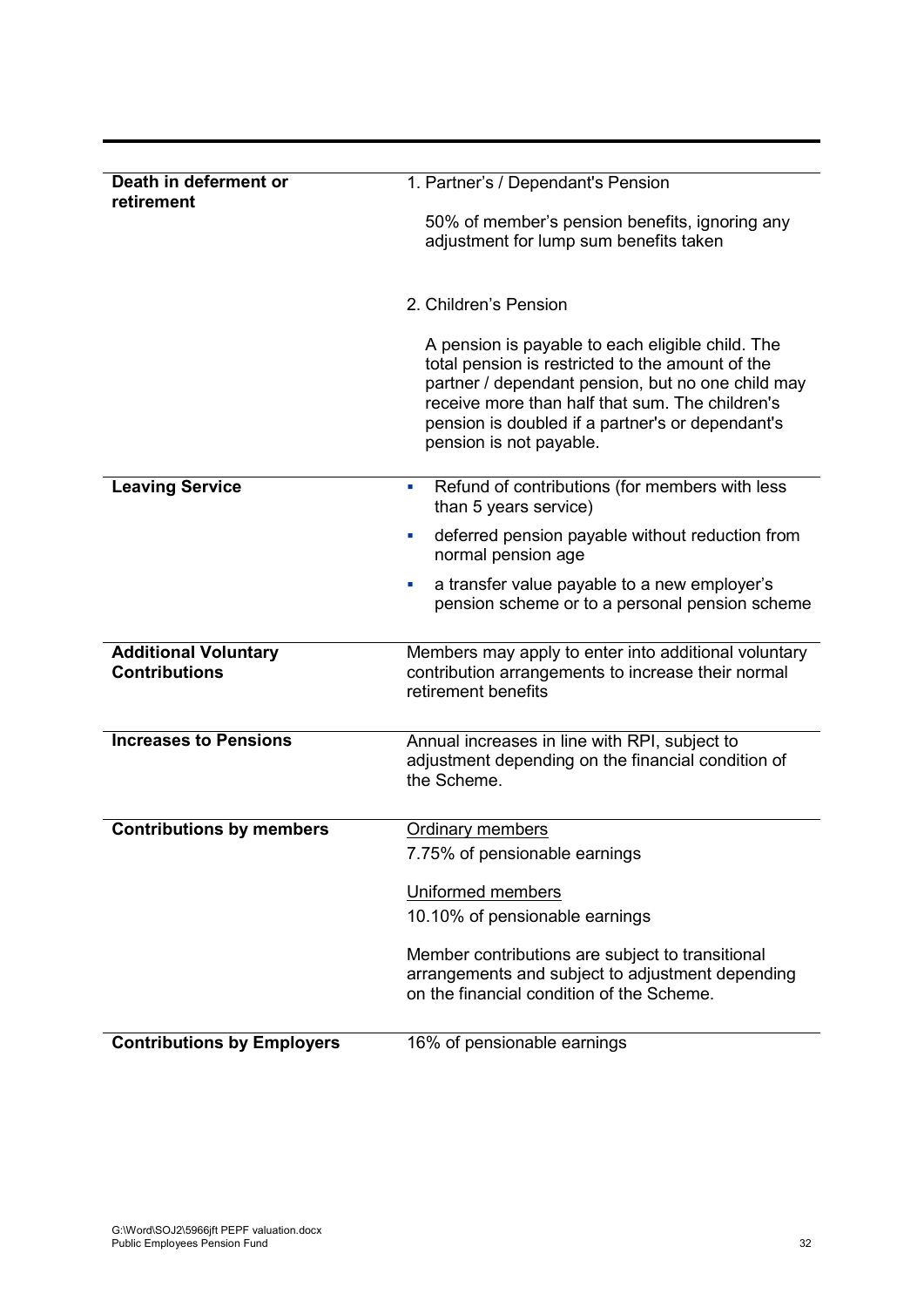| | |
|---|---|
| **Death in deferment or retirement** | 1. Partner's / Dependant's Pension<br><br>50% of member's pension benefits, ignoring any adjustment for lump sum benefits taken<br><br>2. Children's Pension<br><br>A pension is payable to each eligible child. The total pension is restricted to the amount of the partner / dependant pension, but no one child may receive more than half that sum. The children's pension is doubled if a partner's or dependant's pension is not payable. |
| **Leaving Service** | - Refund of contributions (for members with less than 5 years service)<br>- deferred pension payable without reduction from normal pension age<br>- a transfer value payable to a new employer's pension scheme or to a personal pension scheme |
| **Additional Voluntary Contributions** | Members may apply to enter into additional voluntary contribution arrangements to increase their normal retirement benefits |
| **Increases to Pensions** | Annual increases in line with RPI, subject to adjustment depending on the financial condition of the Scheme. |
| **Contributions by members** | <u>Ordinary members</u><br>7.75% of pensionable earnings<br><br><u>Uniformed members</u><br>10.10% of pensionable earnings<br><br>Member contributions are subject to transitional arrangements and subject to adjustment depending on the financial condition of the Scheme. |
| **Contributions by Employers** | 16% of pensionable earnings |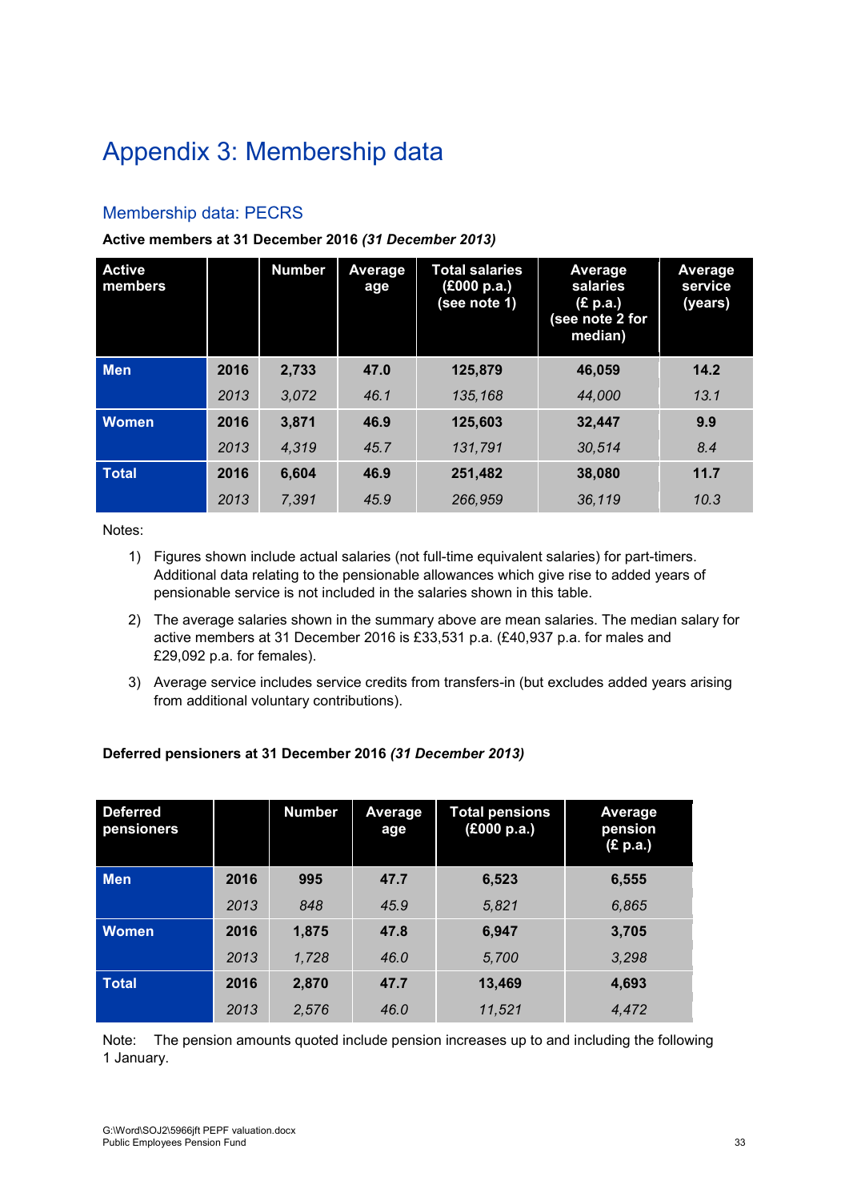# Appendix 3: Membership data

## Membership data: PECRS

**Active members at 31 December 2016 *(31 December 2013)***

| Active members | | Number | Average age | Total salaries (£000 p.a.) (see note 1) | Average salaries (£ p.a.) (see note 2 for median) | Average service (years) |
|---|---|---|---|---|---|---|
| **Men** | **2016** | **2,733** | **47.0** | **125,879** | **46,059** | **14.2** |
| | *2013* | *3,072* | *46.1* | *135,168* | *44,000* | *13.1* |
| **Women** | **2016** | **3,871** | **46.9** | **125,603** | **32,447** | **9.9** |
| | *2013* | *4,319* | *45.7* | *131,791* | *30,514* | *8.4* |
| **Total** | **2016** | **6,604** | **46.9** | **251,482** | **38,080** | **11.7** |
| | *2013* | *7,391* | *45.9* | *266,959* | *36,119* | *10.3* |

Notes:

1) Figures shown include actual salaries (not full-time equivalent salaries) for part-timers. Additional data relating to the pensionable allowances which give rise to added years of pensionable service is not included in the salaries shown in this table.

2) The average salaries shown in the summary above are mean salaries. The median salary for active members at 31 December 2016 is £33,531 p.a. (£40,937 p.a. for males and £29,092 p.a. for females).

3) Average service includes service credits from transfers-in (but excludes added years arising from additional voluntary contributions).

**Deferred pensioners at 31 December 2016 *(31 December 2013)***

| Deferred pensioners | | Number | Average age | Total pensions (£000 p.a.) | Average pension (£ p.a.) |
|---|---|---|---|---|---|
| **Men** | **2016** | **995** | **47.7** | **6,523** | **6,555** |
| | *2013* | *848* | *45.9* | *5,821* | *6,865* |
| **Women** | **2016** | **1,875** | **47.8** | **6,947** | **3,705** |
| | *2013* | *1,728* | *46.0* | *5,700* | *3,298* |
| **Total** | **2016** | **2,870** | **47.7** | **13,469** | **4,693** |
| | *2013* | *2,576* | *46.0* | *11,521* | *4,472* |

Note: The pension amounts quoted include pension increases up to and including the following 1 January.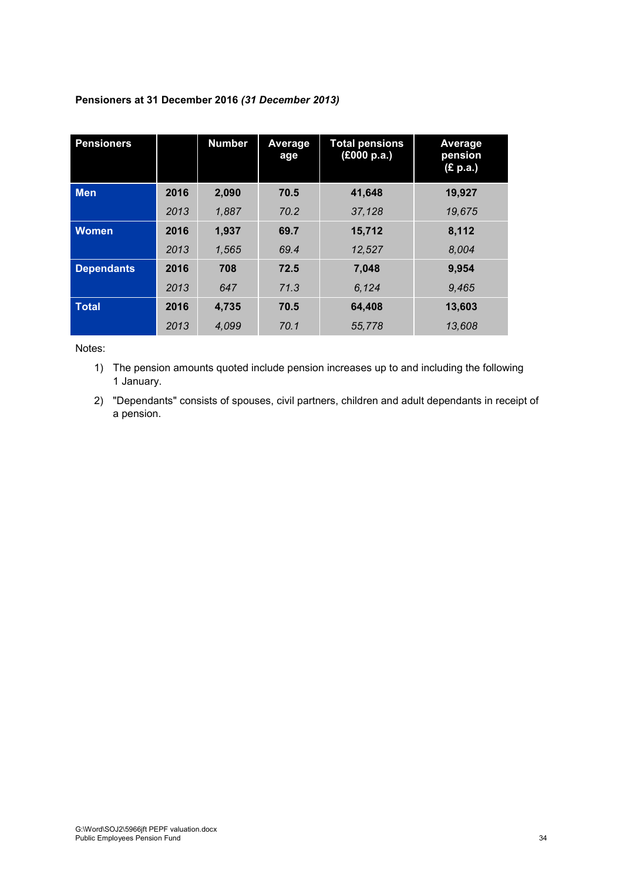**Pensioners at 31 December 2016** ***(31 December 2013)***

| Pensioners | | Number | Average age | Total pensions (£000 p.a.) | Average pension (£ p.a.) |
|---|---|---|---|---|---|
| **Men** | **2016** | **2,090** | **70.5** | **41,648** | **19,927** |
| | *2013* | *1,887* | *70.2* | *37,128* | *19,675* |
| **Women** | **2016** | **1,937** | **69.7** | **15,712** | **8,112** |
| | *2013* | *1,565* | *69.4* | *12,527* | *8,004* |
| **Dependants** | **2016** | **708** | **72.5** | **7,048** | **9,954** |
| | *2013* | *647* | *71.3* | *6,124* | *9,465* |
| **Total** | **2016** | **4,735** | **70.5** | **64,408** | **13,603** |
| | *2013* | *4,099* | *70.1* | *55,778* | *13,608* |

Notes:

1) The pension amounts quoted include pension increases up to and including the following 1 January.
2) "Dependants" consists of spouses, civil partners, children and adult dependants in receipt of a pension.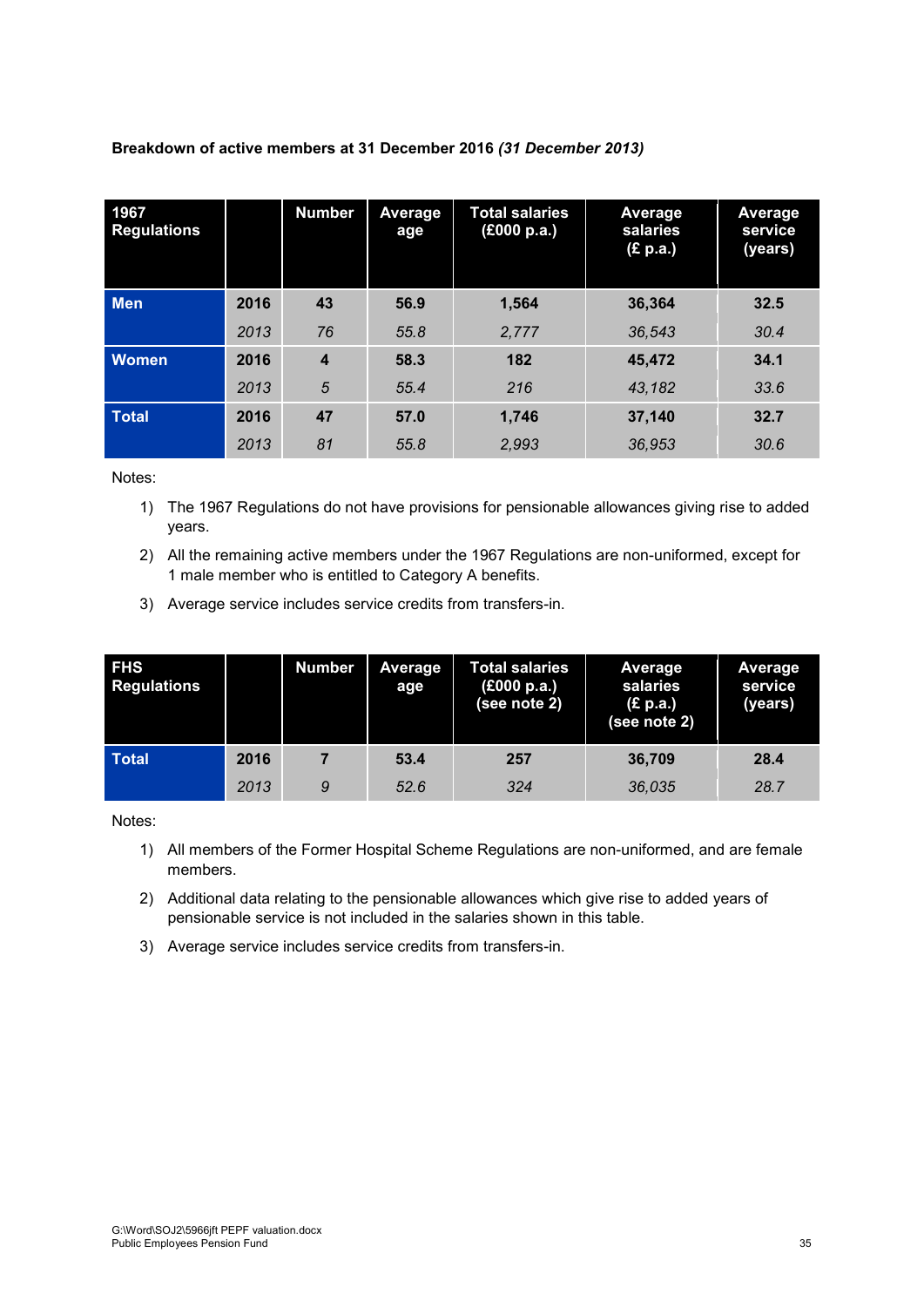**Breakdown of active members at 31 December 2016 *(31 December 2013)***

| 1967 Regulations | | Number | Average age | Total salaries (£000 p.a.) | Average salaries (£ p.a.) | Average service (years) |
|---|---|---|---|---|---|---|
| **Men** | **2016** | **43** | **56.9** | **1,564** | **36,364** | **32.5** |
| | *2013* | *76* | *55.8* | *2,777* | *36,543* | *30.4* |
| **Women** | **2016** | **4** | **58.3** | **182** | **45,472** | **34.1** |
| | *2013* | *5* | *55.4* | *216* | *43,182* | *33.6* |
| **Total** | **2016** | **47** | **57.0** | **1,746** | **37,140** | **32.7** |
| | *2013* | *81* | *55.8* | *2,993* | *36,953* | *30.6* |

Notes:

1) The 1967 Regulations do not have provisions for pensionable allowances giving rise to added years.
2) All the remaining active members under the 1967 Regulations are non-uniformed, except for 1 male member who is entitled to Category A benefits.
3) Average service includes service credits from transfers-in.

| FHS Regulations | | Number | Average age | Total salaries (£000 p.a.) (see note 2) | Average salaries (£ p.a.) (see note 2) | Average service (years) |
|---|---|---|---|---|---|---|
| **Total** | **2016** | **7** | **53.4** | **257** | **36,709** | **28.4** |
| | *2013* | *9* | *52.6* | *324* | *36,035* | *28.7* |

Notes:

1) All members of the Former Hospital Scheme Regulations are non-uniformed, and are female members.
2) Additional data relating to the pensionable allowances which give rise to added years of pensionable service is not included in the salaries shown in this table.
3) Average service includes service credits from transfers-in.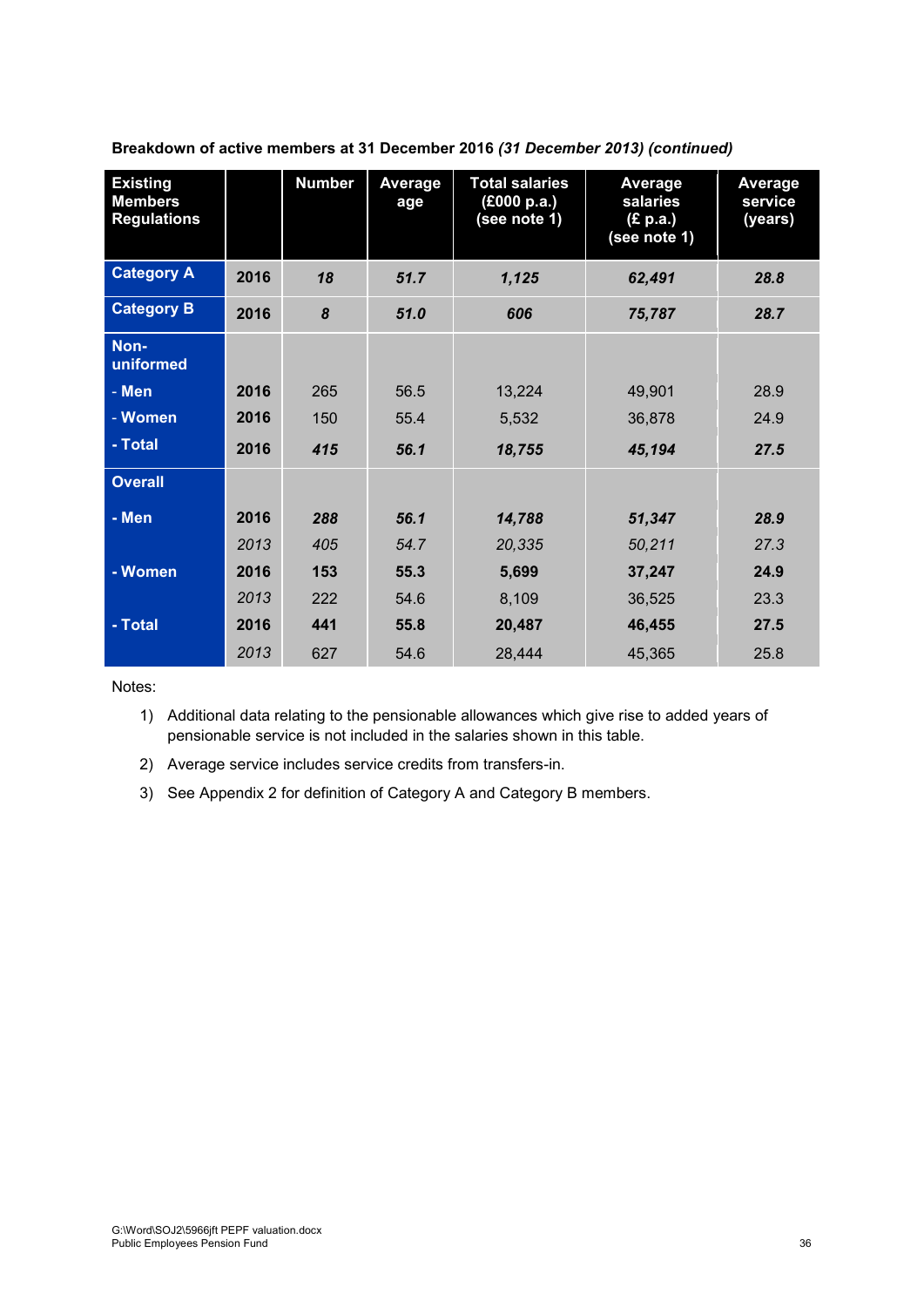**Breakdown of active members at 31 December 2016** ***(31 December 2013) (continued)***

| Existing Members Regulations | | Number | Average age | Total salaries (£000 p.a.) (see note 1) | Average salaries (£ p.a.) (see note 1) | Average service (years) |
|---|---|---|---|---|---|---|
| **Category A** | **2016** | ***18*** | ***51.7*** | ***1,125*** | ***62,491*** | ***28.8*** |
| **Category B** | **2016** | ***8*** | ***51.0*** | ***606*** | ***75,787*** | ***28.7*** |
| **Non-uniformed** | | | | | | |
| **- Men** | **2016** | 265 | 56.5 | 13,224 | 49,901 | 28.9 |
| **- Women** | **2016** | 150 | 55.4 | 5,532 | 36,878 | 24.9 |
| **- Total** | **2016** | ***415*** | ***56.1*** | ***18,755*** | ***45,194*** | ***27.5*** |
| **Overall** | | | | | | |
| **- Men** | **2016** | ***288*** | ***56.1*** | ***14,788*** | ***51,347*** | ***28.9*** |
| | *2013* | *405* | *54.7* | *20,335* | *50,211* | *27.3* |
| **- Women** | **2016** | **153** | **55.3** | **5,699** | **37,247** | **24.9** |
| | *2013* | 222 | 54.6 | 8,109 | 36,525 | 23.3 |
| **- Total** | **2016** | **441** | **55.8** | **20,487** | **46,455** | **27.5** |
| | *2013* | 627 | 54.6 | 28,444 | 45,365 | 25.8 |

Notes:

1) Additional data relating to the pensionable allowances which give rise to added years of pensionable service is not included in the salaries shown in this table.
2) Average service includes service credits from transfers-in.
3) See Appendix 2 for definition of Category A and Category B members.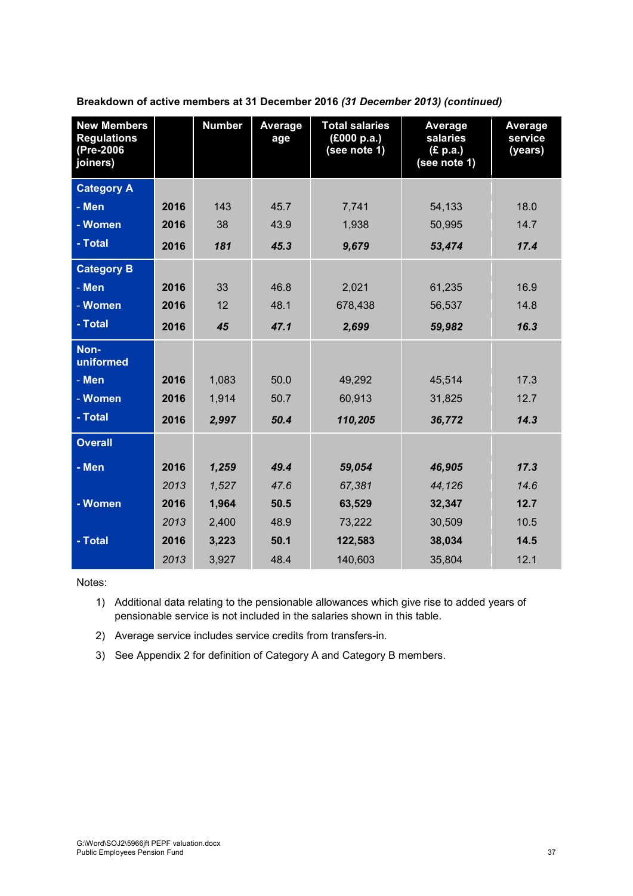**Breakdown of active members at 31 December 2016 *(31 December 2013) (continued)***

| New Members Regulations (Pre-2006 joiners) | | Number | Average age | Total salaries (£000 p.a.) (see note 1) | Average salaries (£ p.a.) (see note 1) | Average service (years) |
|---|---|---|---|---|---|---|
| **Category A** | | | | | | |
| - Men | **2016** | 143 | 45.7 | 7,741 | 54,133 | 18.0 |
| - Women | **2016** | 38 | 43.9 | 1,938 | 50,995 | 14.7 |
| - Total | **2016** | ***181*** | ***45.3*** | ***9,679*** | ***53,474*** | ***17.4*** |
| **Category B** | | | | | | |
| - Men | **2016** | 33 | 46.8 | 2,021 | 61,235 | 16.9 |
| - Women | **2016** | 12 | 48.1 | 678,438 | 56,537 | 14.8 |
| - Total | **2016** | ***45*** | ***47.1*** | ***2,699*** | ***59,982*** | ***16.3*** |
| **Non-uniformed** | | | | | | |
| - Men | **2016** | 1,083 | 50.0 | 49,292 | 45,514 | 17.3 |
| - Women | **2016** | 1,914 | 50.7 | 60,913 | 31,825 | 12.7 |
| - Total | **2016** | ***2,997*** | ***50.4*** | ***110,205*** | ***36,772*** | ***14.3*** |
| **Overall** | | | | | | |
| **- Men** | **2016** | ***1,259*** | ***49.4*** | ***59,054*** | ***46,905*** | ***17.3*** |
| | *2013* | *1,527* | *47.6* | *67,381* | *44,126* | *14.6* |
| **- Women** | **2016** | **1,964** | **50.5** | **63,529** | **32,347** | **12.7** |
| | *2013* | 2,400 | 48.9 | 73,222 | 30,509 | 10.5 |
| **- Total** | **2016** | **3,223** | **50.1** | **122,583** | **38,034** | **14.5** |
| | *2013* | 3,927 | 48.4 | 140,603 | 35,804 | 12.1 |

Notes:

1) Additional data relating to the pensionable allowances which give rise to added years of pensionable service is not included in the salaries shown in this table.
2) Average service includes service credits from transfers-in.
3) See Appendix 2 for definition of Category A and Category B members.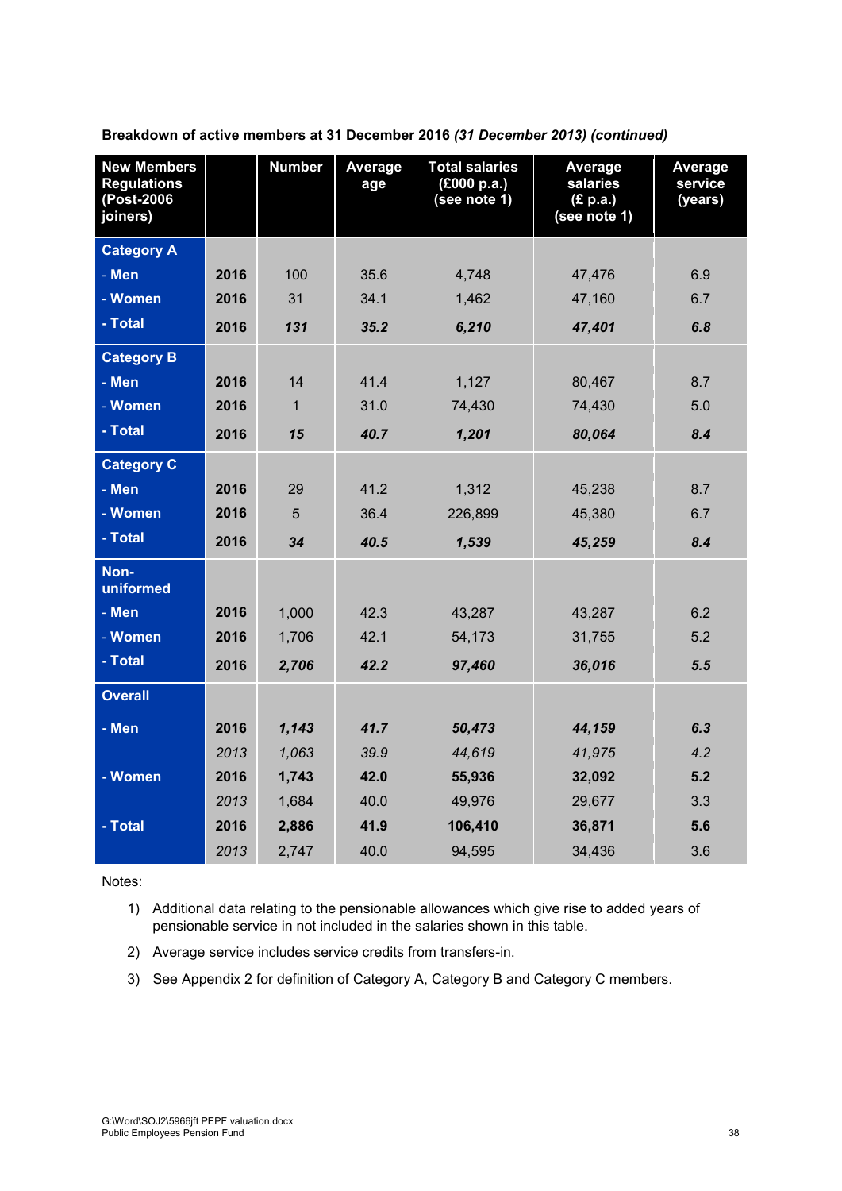**Breakdown of active members at 31 December 2016 *(31 December 2013) (continued)***

| New Members Regulations (Post-2006 joiners) | | Number | Average age | Total salaries (£000 p.a.) (see note 1) | Average salaries (£ p.a.) (see note 1) | Average service (years) |
|---|---|---|---|---|---|---|
| **Category A** | | | | | | |
| - Men | 2016 | 100 | 35.6 | 4,748 | 47,476 | 6.9 |
| - Women | 2016 | 31 | 34.1 | 1,462 | 47,160 | 6.7 |
| - Total | 2016 | ***131*** | ***35.2*** | ***6,210*** | ***47,401*** | ***6.8*** |
| **Category B** | | | | | | |
| - Men | 2016 | 14 | 41.4 | 1,127 | 80,467 | 8.7 |
| - Women | 2016 | 1 | 31.0 | 74,430 | 74,430 | 5.0 |
| - Total | 2016 | ***15*** | ***40.7*** | ***1,201*** | ***80,064*** | ***8.4*** |
| **Category C** | | | | | | |
| - Men | 2016 | 29 | 41.2 | 1,312 | 45,238 | 8.7 |
| - Women | 2016 | 5 | 36.4 | 226,899 | 45,380 | 6.7 |
| - Total | 2016 | ***34*** | ***40.5*** | ***1,539*** | ***45,259*** | ***8.4*** |
| **Non-uniformed** | | | | | | |
| - Men | 2016 | 1,000 | 42.3 | 43,287 | 43,287 | 6.2 |
| - Women | 2016 | 1,706 | 42.1 | 54,173 | 31,755 | 5.2 |
| - Total | 2016 | ***2,706*** | ***42.2*** | ***97,460*** | ***36,016*** | ***5.5*** |
| **Overall** | | | | | | |
| **- Men** | **2016** | ***1,143*** | ***41.7*** | ***50,473*** | ***44,159*** | ***6.3*** |
| | *2013* | *1,063* | *39.9* | *44,619* | *41,975* | *4.2* |
| **- Women** | **2016** | **1,743** | **42.0** | **55,936** | **32,092** | **5.2** |
| | *2013* | 1,684 | 40.0 | 49,976 | 29,677 | 3.3 |
| **- Total** | **2016** | **2,886** | **41.9** | **106,410** | **36,871** | **5.6** |
| | *2013* | 2,747 | 40.0 | 94,595 | 34,436 | 3.6 |

Notes:

1) Additional data relating to the pensionable allowances which give rise to added years of pensionable service in not included in the salaries shown in this table.
2) Average service includes service credits from transfers-in.
3) See Appendix 2 for definition of Category A, Category B and Category C members.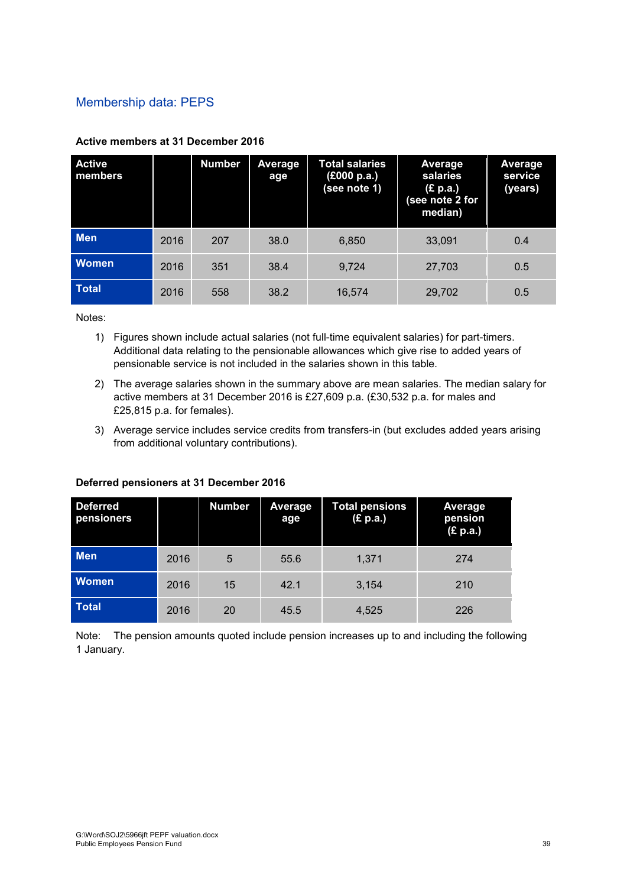## Membership data: PEPS

**Active members at 31 December 2016**

| Active members | | Number | Average age | Total salaries (£000 p.a.) (see note 1) | Average salaries (£ p.a.) (see note 2 for median) | Average service (years) |
|---|---|---|---|---|---|---|
| **Men** | 2016 | 207 | 38.0 | 6,850 | 33,091 | 0.4 |
| **Women** | 2016 | 351 | 38.4 | 9,724 | 27,703 | 0.5 |
| **Total** | 2016 | 558 | 38.2 | 16,574 | 29,702 | 0.5 |

Notes:

1) Figures shown include actual salaries (not full-time equivalent salaries) for part-timers. Additional data relating to the pensionable allowances which give rise to added years of pensionable service is not included in the salaries shown in this table.
2) The average salaries shown in the summary above are mean salaries. The median salary for active members at 31 December 2016 is £27,609 p.a. (£30,532 p.a. for males and £25,815 p.a. for females).
3) Average service includes service credits from transfers-in (but excludes added years arising from additional voluntary contributions).

**Deferred pensioners at 31 December 2016**

| Deferred pensioners | | Number | Average age | Total pensions (£ p.a.) | Average pension (£ p.a.) |
|---|---|---|---|---|---|
| **Men** | 2016 | 5 | 55.6 | 1,371 | 274 |
| **Women** | 2016 | 15 | 42.1 | 3,154 | 210 |
| **Total** | 2016 | 20 | 45.5 | 4,525 | 226 |

Note: The pension amounts quoted include pension increases up to and including the following 1 January.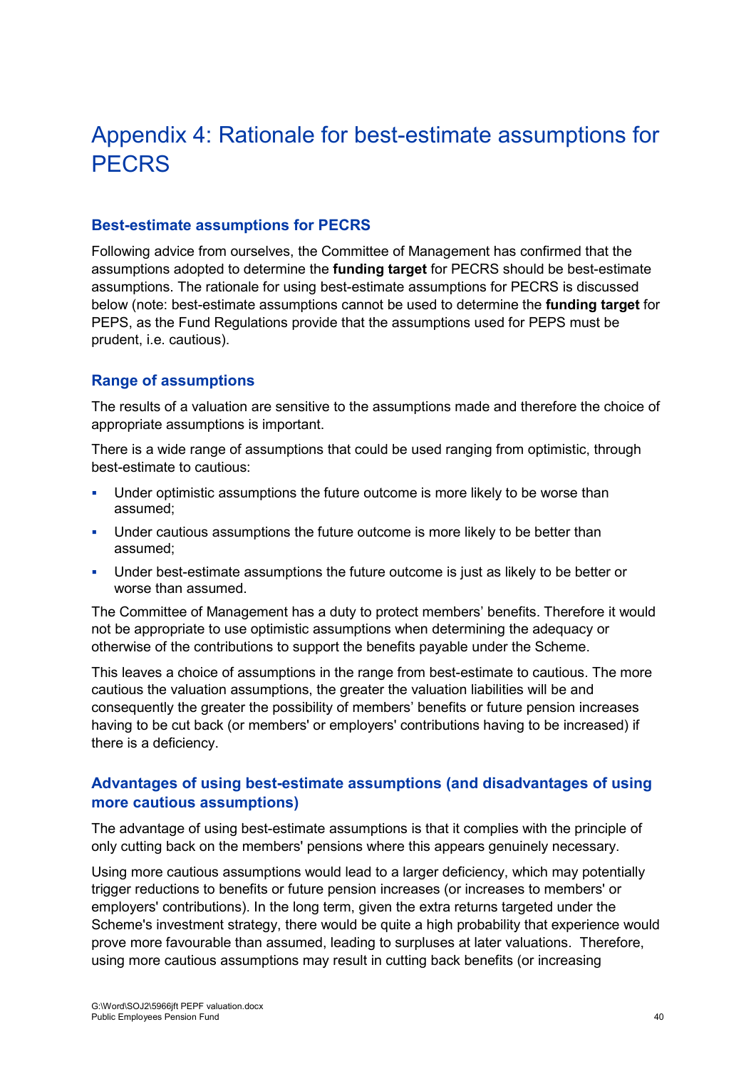# Appendix 4: Rationale for best-estimate assumptions for PECRS

### Best-estimate assumptions for PECRS

Following advice from ourselves, the Committee of Management has confirmed that the assumptions adopted to determine the **funding target** for PECRS should be best-estimate assumptions. The rationale for using best-estimate assumptions for PECRS is discussed below (note: best-estimate assumptions cannot be used to determine the **funding target** for PEPS, as the Fund Regulations provide that the assumptions used for PEPS must be prudent, i.e. cautious).

### Range of assumptions

The results of a valuation are sensitive to the assumptions made and therefore the choice of appropriate assumptions is important.

There is a wide range of assumptions that could be used ranging from optimistic, through best-estimate to cautious:

- Under optimistic assumptions the future outcome is more likely to be worse than assumed;
- Under cautious assumptions the future outcome is more likely to be better than assumed;
- Under best-estimate assumptions the future outcome is just as likely to be better or worse than assumed.

The Committee of Management has a duty to protect members' benefits. Therefore it would not be appropriate to use optimistic assumptions when determining the adequacy or otherwise of the contributions to support the benefits payable under the Scheme.

This leaves a choice of assumptions in the range from best-estimate to cautious. The more cautious the valuation assumptions, the greater the valuation liabilities will be and consequently the greater the possibility of members' benefits or future pension increases having to be cut back (or members' or employers' contributions having to be increased) if there is a deficiency.

### Advantages of using best-estimate assumptions (and disadvantages of using more cautious assumptions)

The advantage of using best-estimate assumptions is that it complies with the principle of only cutting back on the members' pensions where this appears genuinely necessary.

Using more cautious assumptions would lead to a larger deficiency, which may potentially trigger reductions to benefits or future pension increases (or increases to members' or employers' contributions). In the long term, given the extra returns targeted under the Scheme's investment strategy, there would be quite a high probability that experience would prove more favourable than assumed, leading to surpluses at later valuations. Therefore, using more cautious assumptions may result in cutting back benefits (or increasing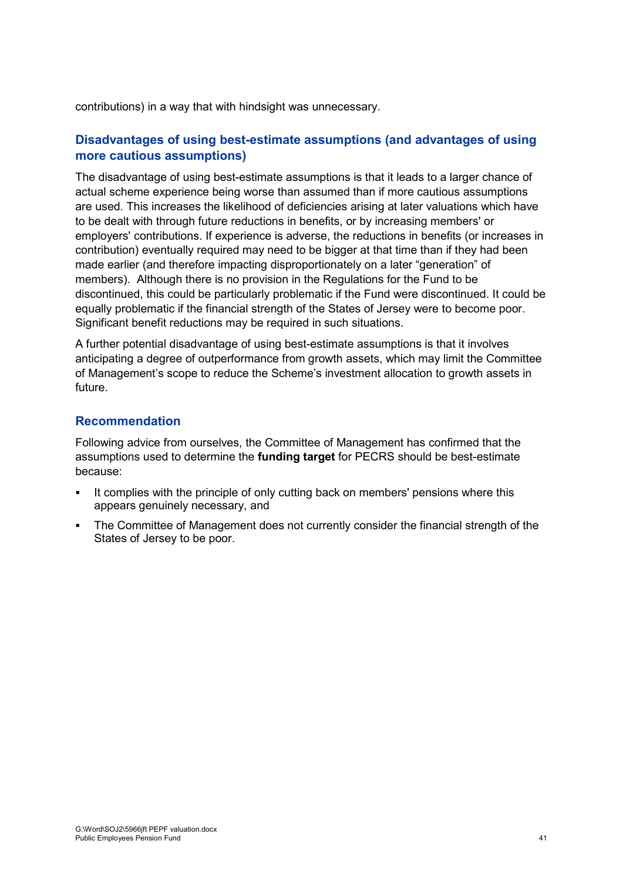contributions) in a way that with hindsight was unnecessary.

### Disadvantages of using best-estimate assumptions (and advantages of using more cautious assumptions)

The disadvantage of using best-estimate assumptions is that it leads to a larger chance of actual scheme experience being worse than assumed than if more cautious assumptions are used. This increases the likelihood of deficiencies arising at later valuations which have to be dealt with through future reductions in benefits, or by increasing members' or employers' contributions. If experience is adverse, the reductions in benefits (or increases in contribution) eventually required may need to be bigger at that time than if they had been made earlier (and therefore impacting disproportionately on a later "generation" of members). Although there is no provision in the Regulations for the Fund to be discontinued, this could be particularly problematic if the Fund were discontinued. It could be equally problematic if the financial strength of the States of Jersey were to become poor. Significant benefit reductions may be required in such situations.

A further potential disadvantage of using best-estimate assumptions is that it involves anticipating a degree of outperformance from growth assets, which may limit the Committee of Management's scope to reduce the Scheme's investment allocation to growth assets in future.

### Recommendation

Following advice from ourselves, the Committee of Management has confirmed that the assumptions used to determine the **funding target** for PECRS should be best-estimate because:

- It complies with the principle of only cutting back on members' pensions where this appears genuinely necessary, and
- The Committee of Management does not currently consider the financial strength of the States of Jersey to be poor.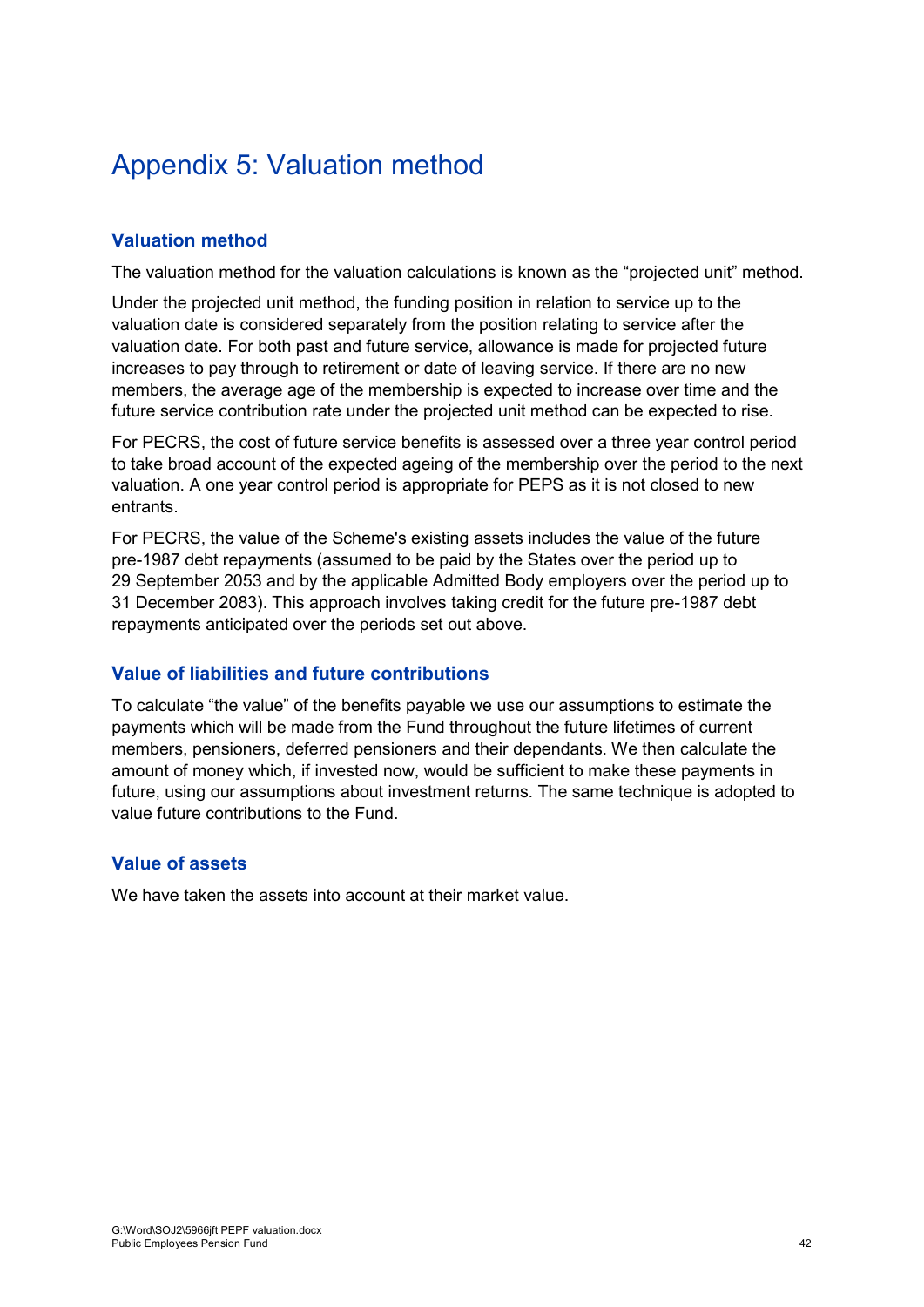# Appendix 5: Valuation method

## Valuation method

The valuation method for the valuation calculations is known as the "projected unit" method.

Under the projected unit method, the funding position in relation to service up to the valuation date is considered separately from the position relating to service after the valuation date. For both past and future service, allowance is made for projected future increases to pay through to retirement or date of leaving service. If there are no new members, the average age of the membership is expected to increase over time and the future service contribution rate under the projected unit method can be expected to rise.

For PECRS, the cost of future service benefits is assessed over a three year control period to take broad account of the expected ageing of the membership over the period to the next valuation. A one year control period is appropriate for PEPS as it is not closed to new entrants.

For PECRS, the value of the Scheme's existing assets includes the value of the future pre-1987 debt repayments (assumed to be paid by the States over the period up to 29 September 2053 and by the applicable Admitted Body employers over the period up to 31 December 2083). This approach involves taking credit for the future pre-1987 debt repayments anticipated over the periods set out above.

## Value of liabilities and future contributions

To calculate "the value" of the benefits payable we use our assumptions to estimate the payments which will be made from the Fund throughout the future lifetimes of current members, pensioners, deferred pensioners and their dependants. We then calculate the amount of money which, if invested now, would be sufficient to make these payments in future, using our assumptions about investment returns. The same technique is adopted to value future contributions to the Fund.

## Value of assets

We have taken the assets into account at their market value.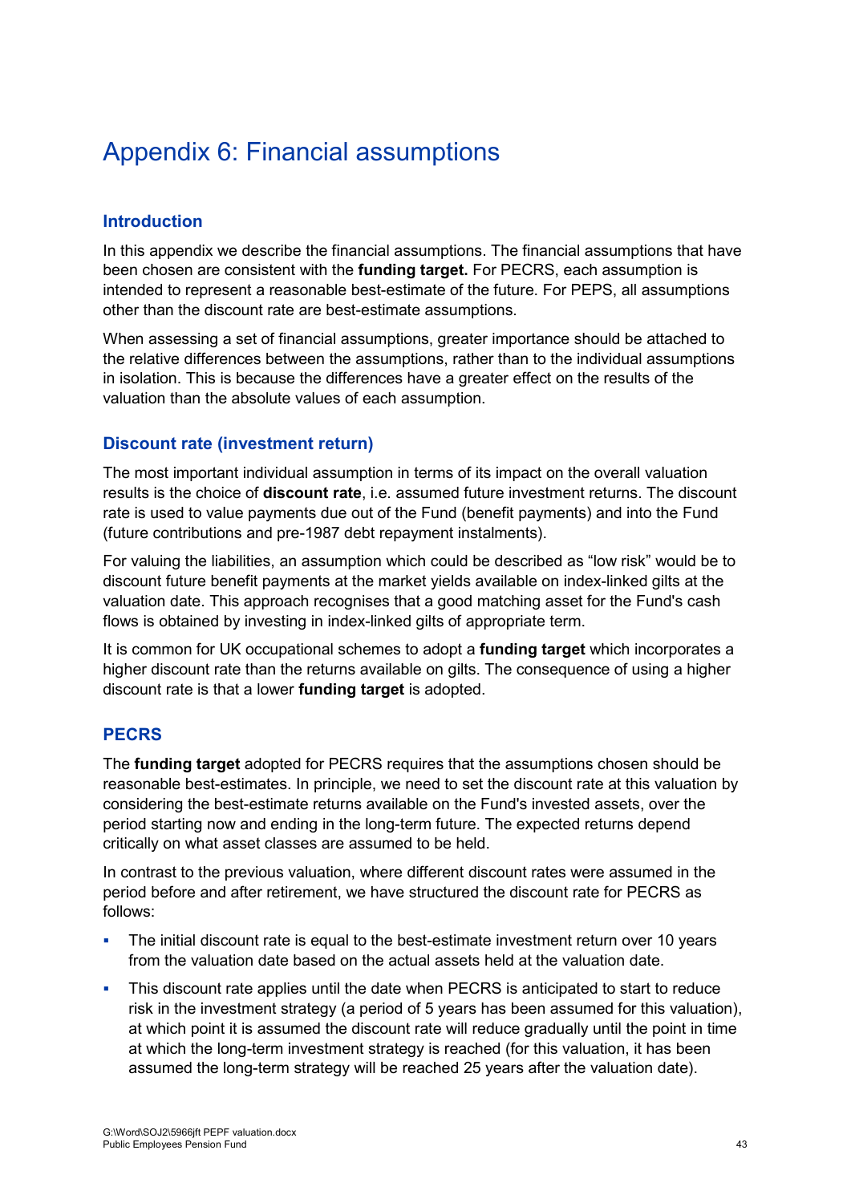# Appendix 6: Financial assumptions

## Introduction

In this appendix we describe the financial assumptions. The financial assumptions that have been chosen are consistent with the **funding target.** For PECRS, each assumption is intended to represent a reasonable best-estimate of the future. For PEPS, all assumptions other than the discount rate are best-estimate assumptions.

When assessing a set of financial assumptions, greater importance should be attached to the relative differences between the assumptions, rather than to the individual assumptions in isolation. This is because the differences have a greater effect on the results of the valuation than the absolute values of each assumption.

## Discount rate (investment return)

The most important individual assumption in terms of its impact on the overall valuation results is the choice of **discount rate**, i.e. assumed future investment returns. The discount rate is used to value payments due out of the Fund (benefit payments) and into the Fund (future contributions and pre-1987 debt repayment instalments).

For valuing the liabilities, an assumption which could be described as "low risk" would be to discount future benefit payments at the market yields available on index-linked gilts at the valuation date. This approach recognises that a good matching asset for the Fund's cash flows is obtained by investing in index-linked gilts of appropriate term.

It is common for UK occupational schemes to adopt a **funding target** which incorporates a higher discount rate than the returns available on gilts. The consequence of using a higher discount rate is that a lower **funding target** is adopted.

## PECRS

The **funding target** adopted for PECRS requires that the assumptions chosen should be reasonable best-estimates. In principle, we need to set the discount rate at this valuation by considering the best-estimate returns available on the Fund's invested assets, over the period starting now and ending in the long-term future. The expected returns depend critically on what asset classes are assumed to be held.

In contrast to the previous valuation, where different discount rates were assumed in the period before and after retirement, we have structured the discount rate for PECRS as follows:

- The initial discount rate is equal to the best-estimate investment return over 10 years from the valuation date based on the actual assets held at the valuation date.
- This discount rate applies until the date when PECRS is anticipated to start to reduce risk in the investment strategy (a period of 5 years has been assumed for this valuation), at which point it is assumed the discount rate will reduce gradually until the point in time at which the long-term investment strategy is reached (for this valuation, it has been assumed the long-term strategy will be reached 25 years after the valuation date).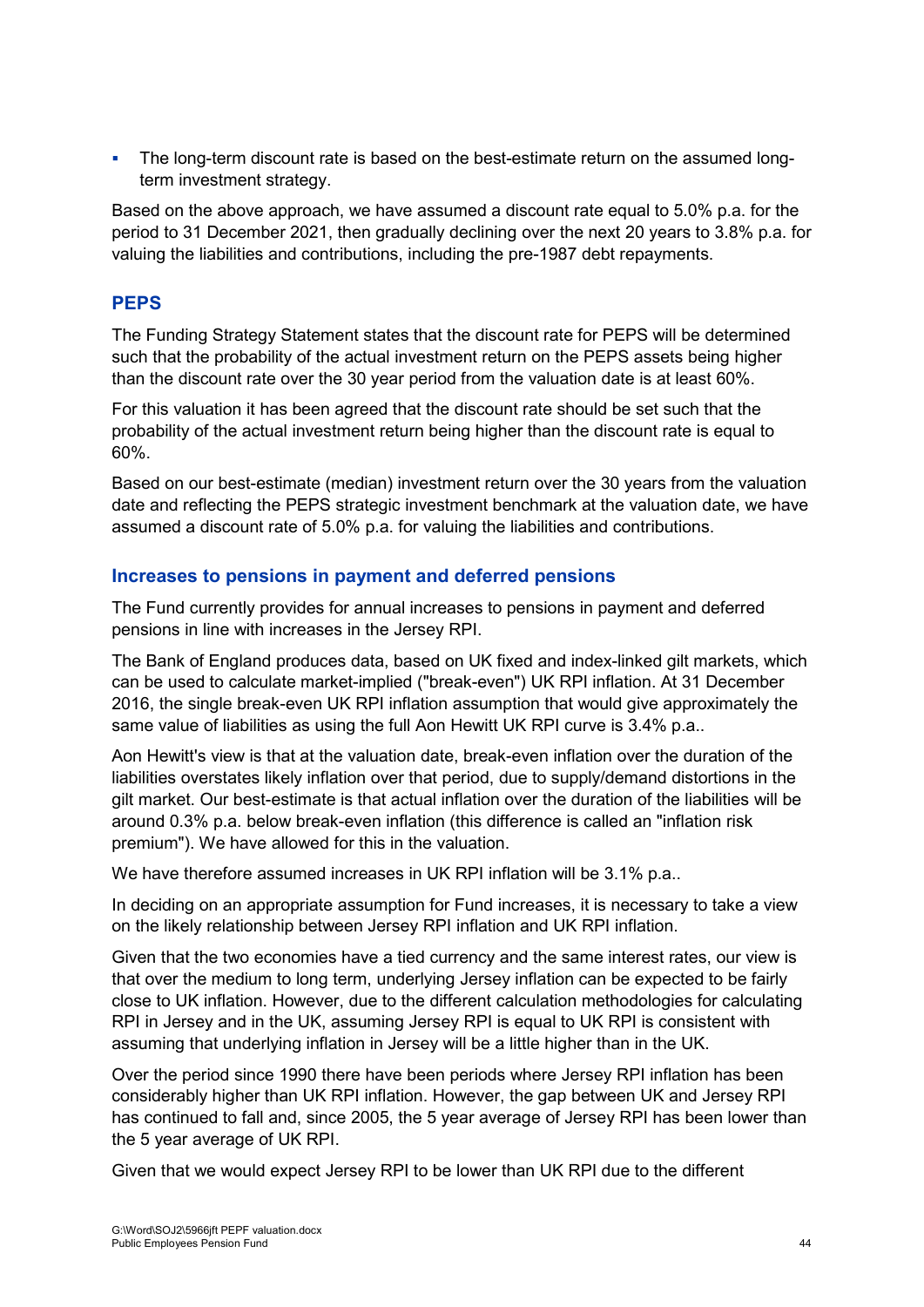- The long-term discount rate is based on the best-estimate return on the assumed long-term investment strategy.

Based on the above approach, we have assumed a discount rate equal to 5.0% p.a. for the period to 31 December 2021, then gradually declining over the next 20 years to 3.8% p.a. for valuing the liabilities and contributions, including the pre-1987 debt repayments.

## PEPS

The Funding Strategy Statement states that the discount rate for PEPS will be determined such that the probability of the actual investment return on the PEPS assets being higher than the discount rate over the 30 year period from the valuation date is at least 60%.

For this valuation it has been agreed that the discount rate should be set such that the probability of the actual investment return being higher than the discount rate is equal to 60%.

Based on our best-estimate (median) investment return over the 30 years from the valuation date and reflecting the PEPS strategic investment benchmark at the valuation date, we have assumed a discount rate of 5.0% p.a. for valuing the liabilities and contributions.

### Increases to pensions in payment and deferred pensions

The Fund currently provides for annual increases to pensions in payment and deferred pensions in line with increases in the Jersey RPI.

The Bank of England produces data, based on UK fixed and index-linked gilt markets, which can be used to calculate market-implied ("break-even") UK RPI inflation. At 31 December 2016, the single break-even UK RPI inflation assumption that would give approximately the same value of liabilities as using the full Aon Hewitt UK RPI curve is 3.4% p.a..

Aon Hewitt's view is that at the valuation date, break-even inflation over the duration of the liabilities overstates likely inflation over that period, due to supply/demand distortions in the gilt market. Our best-estimate is that actual inflation over the duration of the liabilities will be around 0.3% p.a. below break-even inflation (this difference is called an "inflation risk premium"). We have allowed for this in the valuation.

We have therefore assumed increases in UK RPI inflation will be 3.1% p.a..

In deciding on an appropriate assumption for Fund increases, it is necessary to take a view on the likely relationship between Jersey RPI inflation and UK RPI inflation.

Given that the two economies have a tied currency and the same interest rates, our view is that over the medium to long term, underlying Jersey inflation can be expected to be fairly close to UK inflation. However, due to the different calculation methodologies for calculating RPI in Jersey and in the UK, assuming Jersey RPI is equal to UK RPI is consistent with assuming that underlying inflation in Jersey will be a little higher than in the UK.

Over the period since 1990 there have been periods where Jersey RPI inflation has been considerably higher than UK RPI inflation. However, the gap between UK and Jersey RPI has continued to fall and, since 2005, the 5 year average of Jersey RPI has been lower than the 5 year average of UK RPI.

Given that we would expect Jersey RPI to be lower than UK RPI due to the different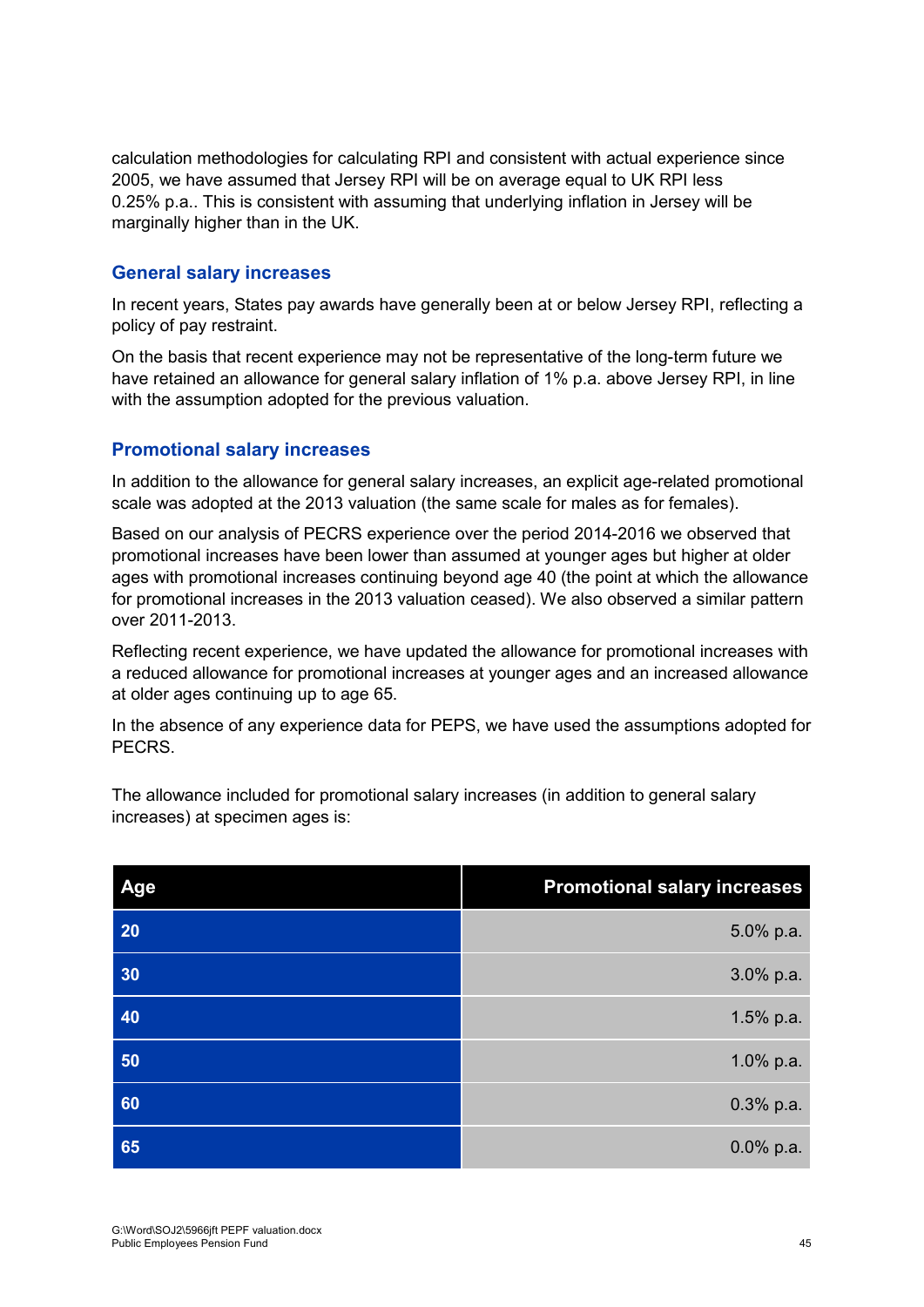calculation methodologies for calculating RPI and consistent with actual experience since 2005, we have assumed that Jersey RPI will be on average equal to UK RPI less 0.25% p.a.. This is consistent with assuming that underlying inflation in Jersey will be marginally higher than in the UK.

### General salary increases

In recent years, States pay awards have generally been at or below Jersey RPI, reflecting a policy of pay restraint.

On the basis that recent experience may not be representative of the long-term future we have retained an allowance for general salary inflation of 1% p.a. above Jersey RPI, in line with the assumption adopted for the previous valuation.

### Promotional salary increases

In addition to the allowance for general salary increases, an explicit age-related promotional scale was adopted at the 2013 valuation (the same scale for males as for females).

Based on our analysis of PECRS experience over the period 2014-2016 we observed that promotional increases have been lower than assumed at younger ages but higher at older ages with promotional increases continuing beyond age 40 (the point at which the allowance for promotional increases in the 2013 valuation ceased). We also observed a similar pattern over 2011-2013.

Reflecting recent experience, we have updated the allowance for promotional increases with a reduced allowance for promotional increases at younger ages and an increased allowance at older ages continuing up to age 65.

In the absence of any experience data for PEPS, we have used the assumptions adopted for PECRS.

The allowance included for promotional salary increases (in addition to general salary increases) at specimen ages is:

| Age | Promotional salary increases |
|---|---:|
| 20 | 5.0% p.a. |
| 30 | 3.0% p.a. |
| 40 | 1.5% p.a. |
| 50 | 1.0% p.a. |
| 60 | 0.3% p.a. |
| 65 | 0.0% p.a. |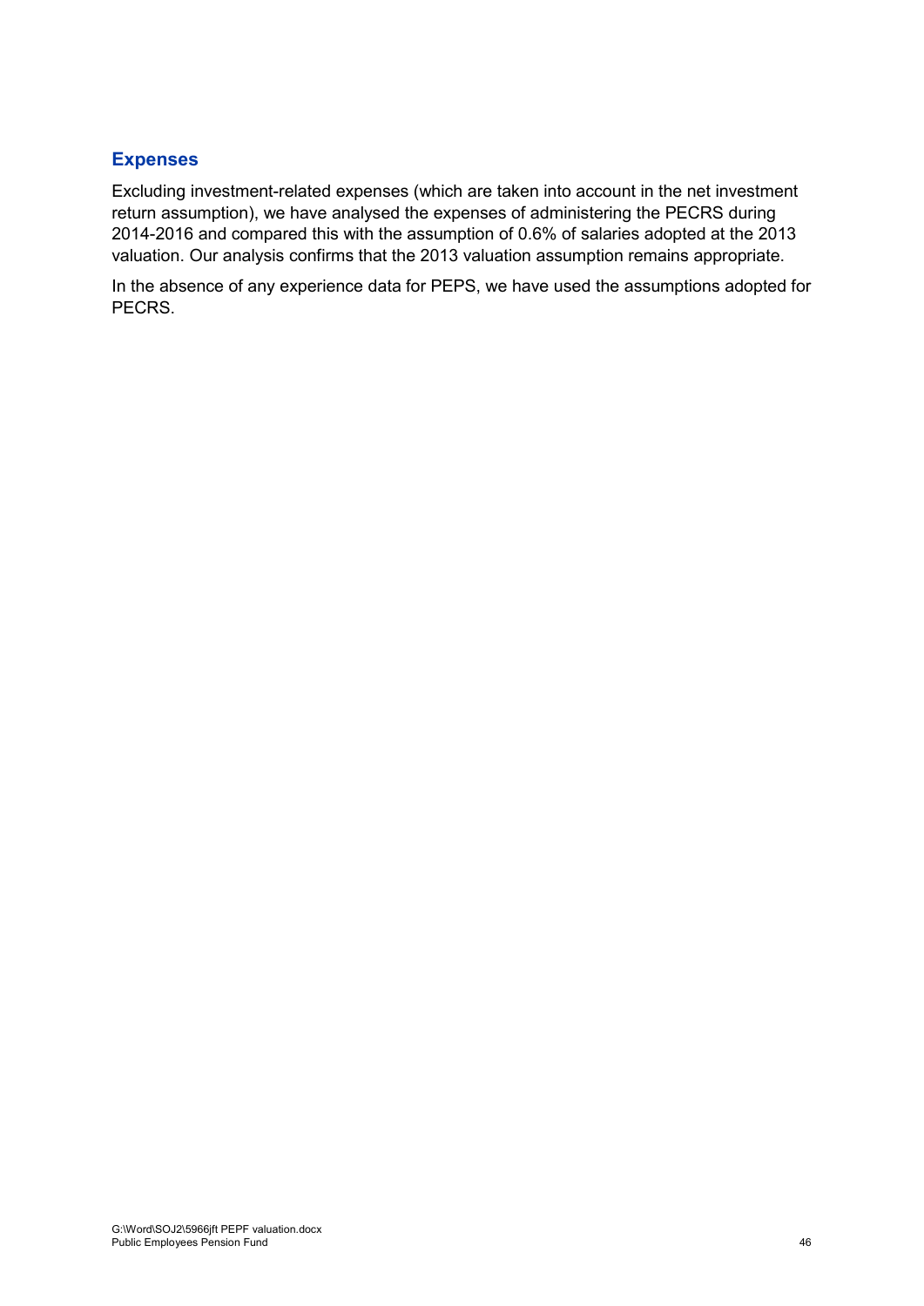## Expenses

Excluding investment-related expenses (which are taken into account in the net investment return assumption), we have analysed the expenses of administering the PECRS during 2014-2016 and compared this with the assumption of 0.6% of salaries adopted at the 2013 valuation. Our analysis confirms that the 2013 valuation assumption remains appropriate.

In the absence of any experience data for PEPS, we have used the assumptions adopted for PECRS.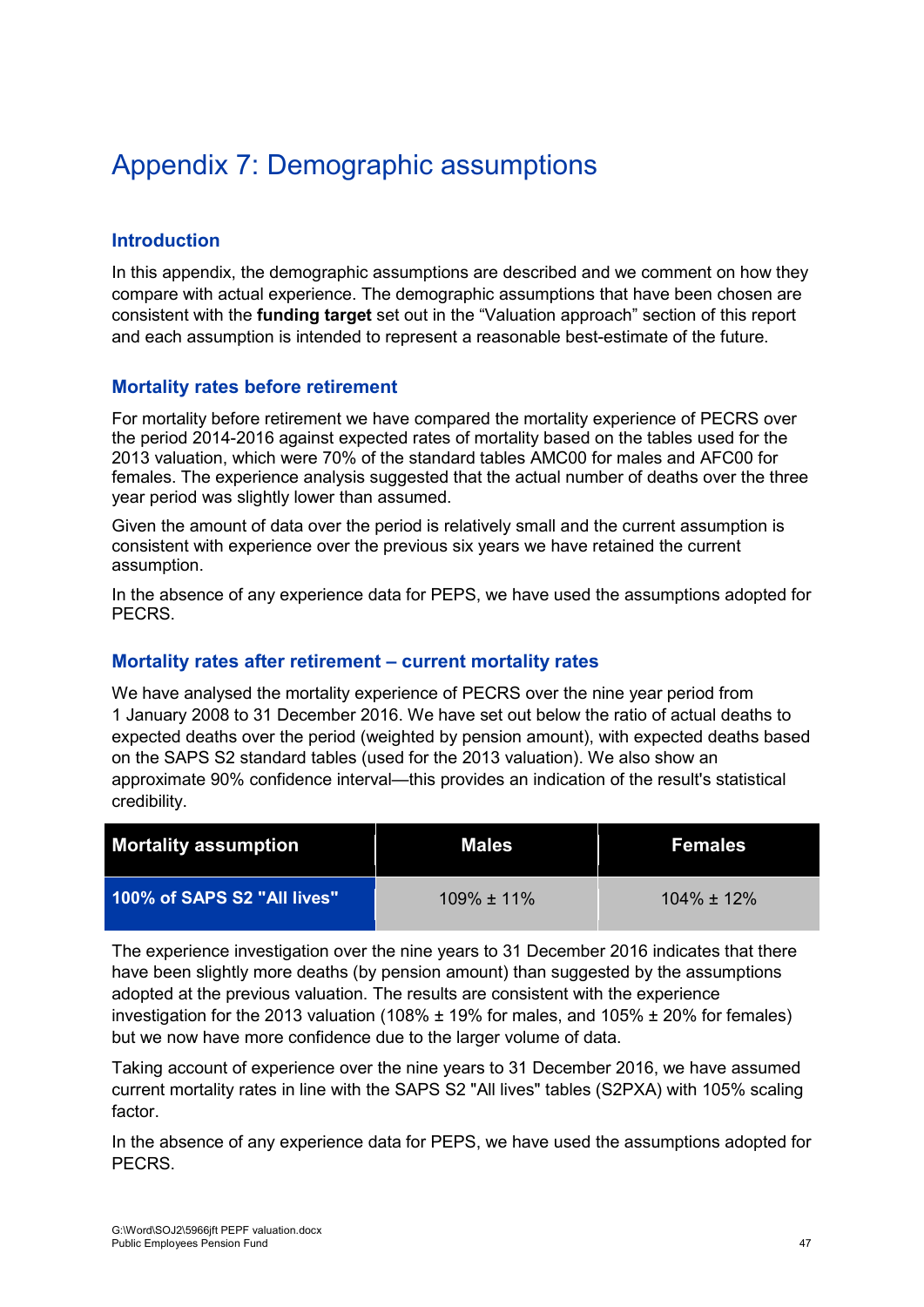# Appendix 7: Demographic assumptions

## Introduction

In this appendix, the demographic assumptions are described and we comment on how they compare with actual experience. The demographic assumptions that have been chosen are consistent with the **funding target** set out in the "Valuation approach" section of this report and each assumption is intended to represent a reasonable best-estimate of the future.

## Mortality rates before retirement

For mortality before retirement we have compared the mortality experience of PECRS over the period 2014-2016 against expected rates of mortality based on the tables used for the 2013 valuation, which were 70% of the standard tables AMC00 for males and AFC00 for females. The experience analysis suggested that the actual number of deaths over the three year period was slightly lower than assumed.

Given the amount of data over the period is relatively small and the current assumption is consistent with experience over the previous six years we have retained the current assumption.

In the absence of any experience data for PEPS, we have used the assumptions adopted for PECRS.

## Mortality rates after retirement – current mortality rates

We have analysed the mortality experience of PECRS over the nine year period from 1 January 2008 to 31 December 2016. We have set out below the ratio of actual deaths to expected deaths over the period (weighted by pension amount), with expected deaths based on the SAPS S2 standard tables (used for the 2013 valuation). We also show an approximate 90% confidence interval—this provides an indication of the result's statistical credibility.

| Mortality assumption | Males | Females |
|---|---|---|
| 100% of SAPS S2 "All lives" | 109% ± 11% | 104% ± 12% |

The experience investigation over the nine years to 31 December 2016 indicates that there have been slightly more deaths (by pension amount) than suggested by the assumptions adopted at the previous valuation. The results are consistent with the experience investigation for the 2013 valuation (108% ± 19% for males, and 105% ± 20% for females) but we now have more confidence due to the larger volume of data.

Taking account of experience over the nine years to 31 December 2016, we have assumed current mortality rates in line with the SAPS S2 "All lives" tables (S2PXA) with 105% scaling factor.

In the absence of any experience data for PEPS, we have used the assumptions adopted for PECRS.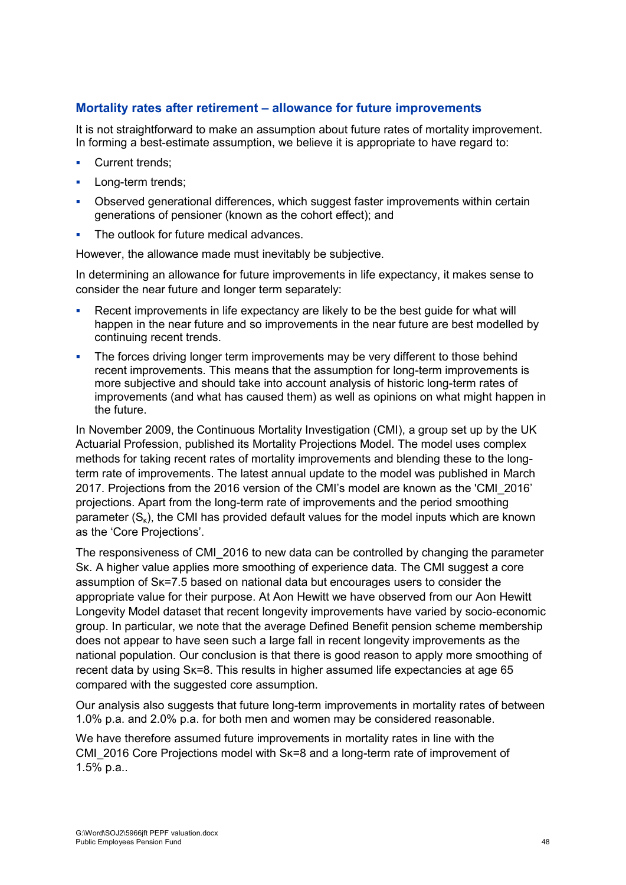## Mortality rates after retirement – allowance for future improvements

It is not straightforward to make an assumption about future rates of mortality improvement. In forming a best-estimate assumption, we believe it is appropriate to have regard to:

- Current trends;
- Long-term trends;
- Observed generational differences, which suggest faster improvements within certain generations of pensioner (known as the cohort effect); and
- The outlook for future medical advances.

However, the allowance made must inevitably be subjective.

In determining an allowance for future improvements in life expectancy, it makes sense to consider the near future and longer term separately:

- Recent improvements in life expectancy are likely to be the best guide for what will happen in the near future and so improvements in the near future are best modelled by continuing recent trends.
- The forces driving longer term improvements may be very different to those behind recent improvements. This means that the assumption for long-term improvements is more subjective and should take into account analysis of historic long-term rates of improvements (and what has caused them) as well as opinions on what might happen in the future.

In November 2009, the Continuous Mortality Investigation (CMI), a group set up by the UK Actuarial Profession, published its Mortality Projections Model. The model uses complex methods for taking recent rates of mortality improvements and blending these to the long-term rate of improvements. The latest annual update to the model was published in March 2017. Projections from the 2016 version of the CMI's model are known as the 'CMI_2016' projections. Apart from the long-term rate of improvements and the period smoothing parameter ($S_\kappa$), the CMI has provided default values for the model inputs which are known as the 'Core Projections'.

The responsiveness of CMI_2016 to new data can be controlled by changing the parameter $S\kappa$. A higher value applies more smoothing of experience data. The CMI suggest a core assumption of $S\kappa$=7.5 based on national data but encourages users to consider the appropriate value for their purpose. At Aon Hewitt we have observed from our Aon Hewitt Longevity Model dataset that recent longevity improvements have varied by socio-economic group. In particular, we note that the average Defined Benefit pension scheme membership does not appear to have seen such a large fall in recent longevity improvements as the national population. Our conclusion is that there is good reason to apply more smoothing of recent data by using $S\kappa$=8. This results in higher assumed life expectancies at age 65 compared with the suggested core assumption.

Our analysis also suggests that future long-term improvements in mortality rates of between 1.0% p.a. and 2.0% p.a. for both men and women may be considered reasonable.

We have therefore assumed future improvements in mortality rates in line with the CMI_2016 Core Projections model with $S\kappa$=8 and a long-term rate of improvement of 1.5% p.a..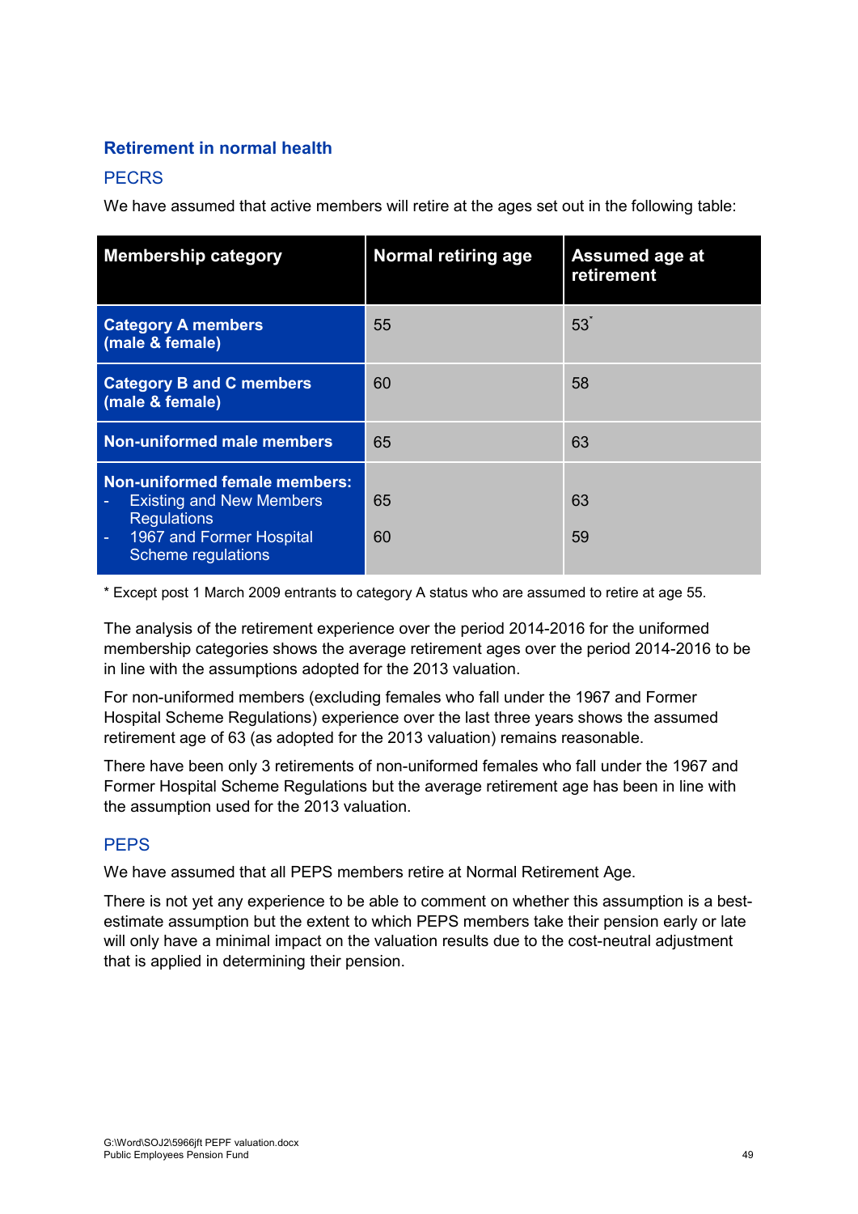## Retirement in normal health

### PECRS

We have assumed that active members will retire at the ages set out in the following table:

| Membership category | Normal retiring age | Assumed age at retirement |
|---|---|---|
| **Category A members (male & female)** | 55 | 53* |
| **Category B and C members (male & female)** | 60 | 58 |
| **Non-uniformed male members** | 65 | 63 |
| **Non-uniformed female members:**<br>- Existing and New Members Regulations<br>- 1967 and Former Hospital Scheme regulations | <br>65<br>60 | <br>63<br>59 |

* Except post 1 March 2009 entrants to category A status who are assumed to retire at age 55.

The analysis of the retirement experience over the period 2014-2016 for the uniformed membership categories shows the average retirement ages over the period 2014-2016 to be in line with the assumptions adopted for the 2013 valuation.

For non-uniformed members (excluding females who fall under the 1967 and Former Hospital Scheme Regulations) experience over the last three years shows the assumed retirement age of 63 (as adopted for the 2013 valuation) remains reasonable.

There have been only 3 retirements of non-uniformed females who fall under the 1967 and Former Hospital Scheme Regulations but the average retirement age has been in line with the assumption used for the 2013 valuation.

### PEPS

We have assumed that all PEPS members retire at Normal Retirement Age.

There is not yet any experience to be able to comment on whether this assumption is a best-estimate assumption but the extent to which PEPS members take their pension early or late will only have a minimal impact on the valuation results due to the cost-neutral adjustment that is applied in determining their pension.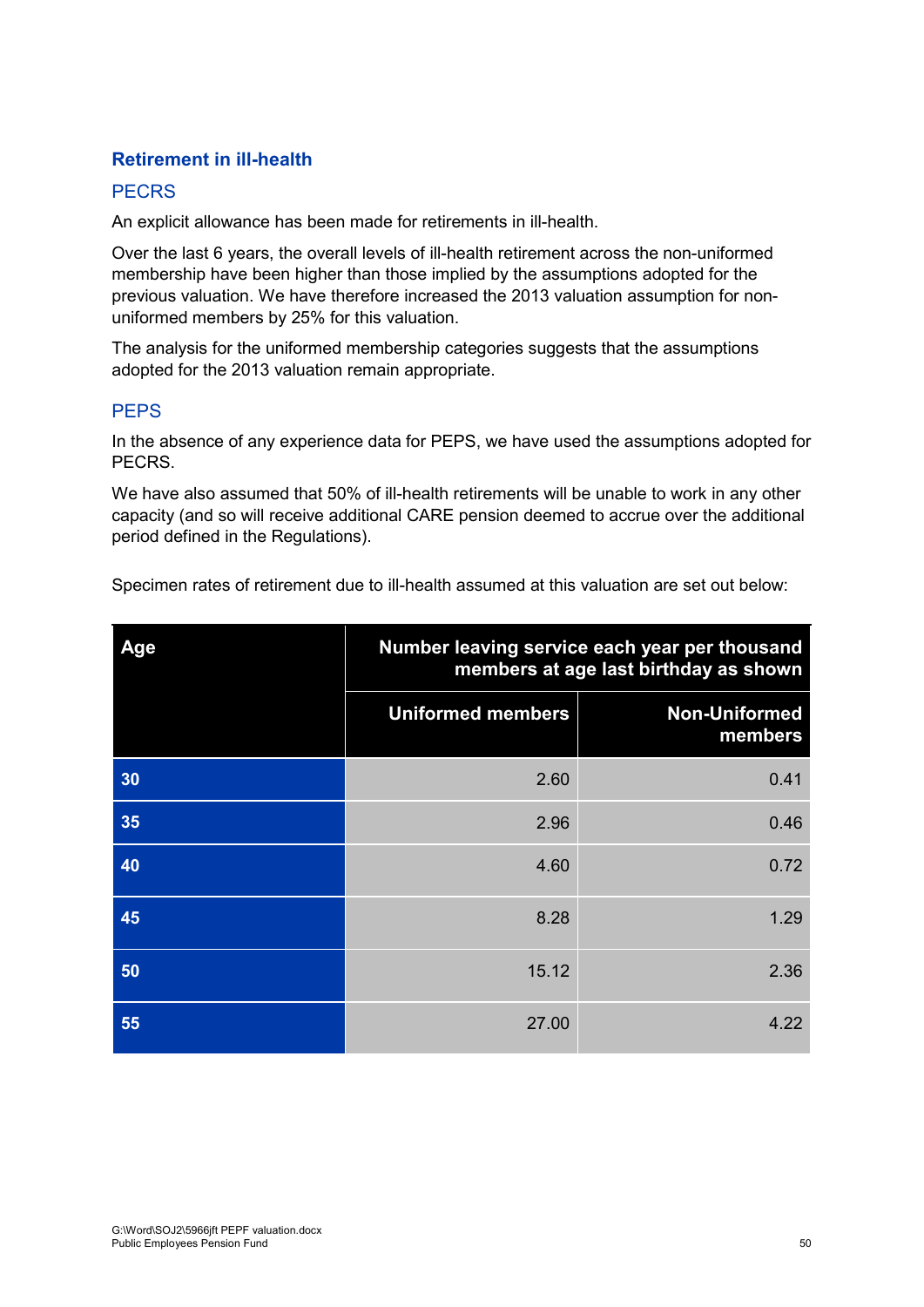### Retirement in ill-health

#### PECRS

An explicit allowance has been made for retirements in ill-health.

Over the last 6 years, the overall levels of ill-health retirement across the non-uniformed membership have been higher than those implied by the assumptions adopted for the previous valuation. We have therefore increased the 2013 valuation assumption for non-uniformed members by 25% for this valuation.

The analysis for the uniformed membership categories suggests that the assumptions adopted for the 2013 valuation remain appropriate.

#### PEPS

In the absence of any experience data for PEPS, we have used the assumptions adopted for PECRS.

We have also assumed that 50% of ill-health retirements will be unable to work in any other capacity (and so will receive additional CARE pension deemed to accrue over the additional period defined in the Regulations).

Specimen rates of retirement due to ill-health assumed at this valuation are set out below:

| Age | Number leaving service each year per thousand members at age last birthday as shown | |
|---|---|---|
| | Uniformed members | Non-Uniformed members |
| 30 | 2.60 | 0.41 |
| 35 | 2.96 | 0.46 |
| 40 | 4.60 | 0.72 |
| 45 | 8.28 | 1.29 |
| 50 | 15.12 | 2.36 |
| 55 | 27.00 | 4.22 |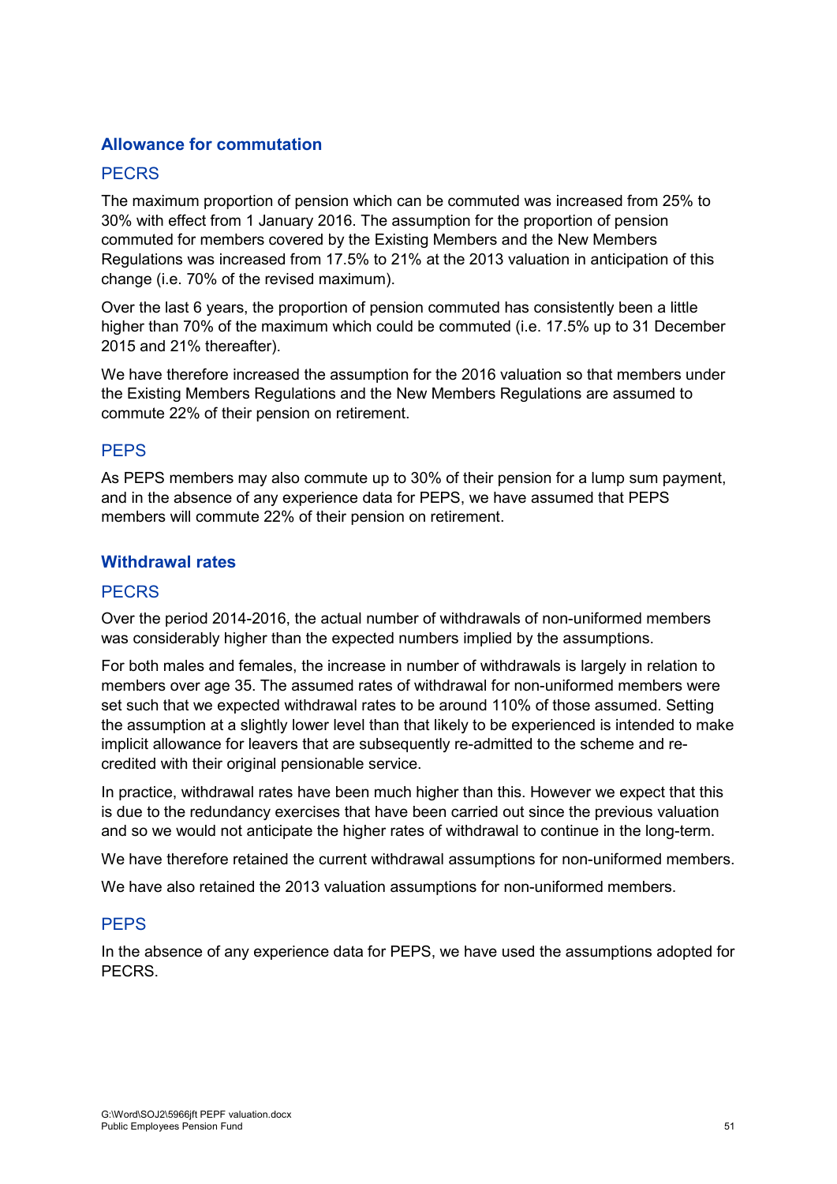## Allowance for commutation

### PECRS

The maximum proportion of pension which can be commuted was increased from 25% to 30% with effect from 1 January 2016. The assumption for the proportion of pension commuted for members covered by the Existing Members and the New Members Regulations was increased from 17.5% to 21% at the 2013 valuation in anticipation of this change (i.e. 70% of the revised maximum).

Over the last 6 years, the proportion of pension commuted has consistently been a little higher than 70% of the maximum which could be commuted (i.e. 17.5% up to 31 December 2015 and 21% thereafter).

We have therefore increased the assumption for the 2016 valuation so that members under the Existing Members Regulations and the New Members Regulations are assumed to commute 22% of their pension on retirement.

### PEPS

As PEPS members may also commute up to 30% of their pension for a lump sum payment, and in the absence of any experience data for PEPS, we have assumed that PEPS members will commute 22% of their pension on retirement.

## Withdrawal rates

### PECRS

Over the period 2014-2016, the actual number of withdrawals of non-uniformed members was considerably higher than the expected numbers implied by the assumptions.

For both males and females, the increase in number of withdrawals is largely in relation to members over age 35. The assumed rates of withdrawal for non-uniformed members were set such that we expected withdrawal rates to be around 110% of those assumed. Setting the assumption at a slightly lower level than that likely to be experienced is intended to make implicit allowance for leavers that are subsequently re-admitted to the scheme and re-credited with their original pensionable service.

In practice, withdrawal rates have been much higher than this. However we expect that this is due to the redundancy exercises that have been carried out since the previous valuation and so we would not anticipate the higher rates of withdrawal to continue in the long-term.

We have therefore retained the current withdrawal assumptions for non-uniformed members.

We have also retained the 2013 valuation assumptions for non-uniformed members.

### PEPS

In the absence of any experience data for PEPS, we have used the assumptions adopted for PECRS.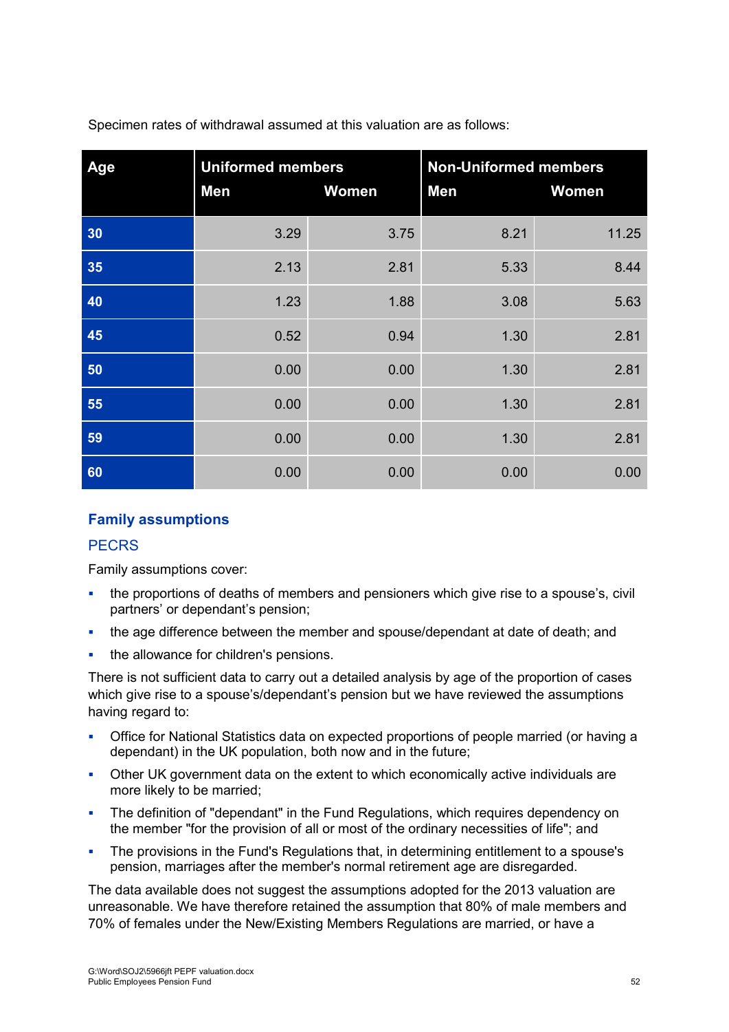Specimen rates of withdrawal assumed at this valuation are as follows:

| Age | Uniformed members | | Non-Uniformed members | |
|---|---|---|---|---|
| | Men | Women | Men | Women |
| 30 | 3.29 | 3.75 | 8.21 | 11.25 |
| 35 | 2.13 | 2.81 | 5.33 | 8.44 |
| 40 | 1.23 | 1.88 | 3.08 | 5.63 |
| 45 | 0.52 | 0.94 | 1.30 | 2.81 |
| 50 | 0.00 | 0.00 | 1.30 | 2.81 |
| 55 | 0.00 | 0.00 | 1.30 | 2.81 |
| 59 | 0.00 | 0.00 | 1.30 | 2.81 |
| 60 | 0.00 | 0.00 | 0.00 | 0.00 |

## Family assumptions

### PECRS

Family assumptions cover:

- the proportions of deaths of members and pensioners which give rise to a spouse's, civil partners' or dependant's pension;
- the age difference between the member and spouse/dependant at date of death; and
- the allowance for children's pensions.

There is not sufficient data to carry out a detailed analysis by age of the proportion of cases which give rise to a spouse's/dependant's pension but we have reviewed the assumptions having regard to:

- Office for National Statistics data on expected proportions of people married (or having a dependant) in the UK population, both now and in the future;
- Other UK government data on the extent to which economically active individuals are more likely to be married;
- The definition of "dependant" in the Fund Regulations, which requires dependency on the member "for the provision of all or most of the ordinary necessities of life"; and
- The provisions in the Fund's Regulations that, in determining entitlement to a spouse's pension, marriages after the member's normal retirement age are disregarded.

The data available does not suggest the assumptions adopted for the 2013 valuation are unreasonable. We have therefore retained the assumption that 80% of male members and 70% of females under the New/Existing Members Regulations are married, or have a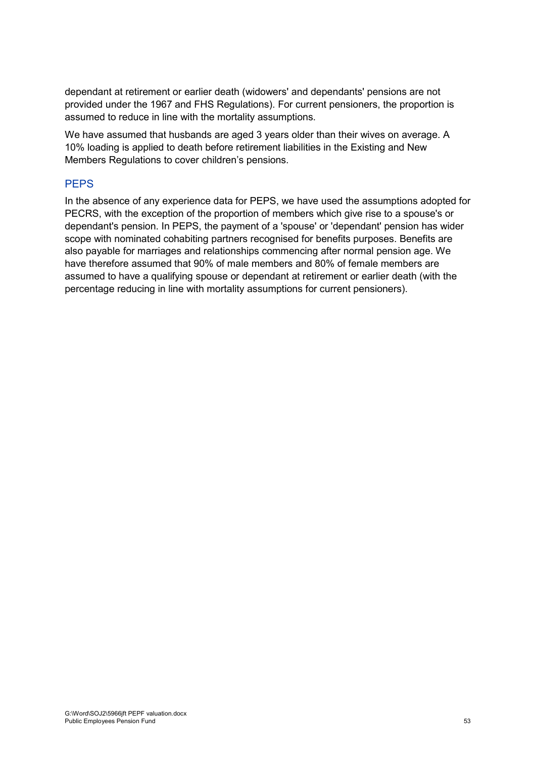dependant at retirement or earlier death (widowers' and dependants' pensions are not provided under the 1967 and FHS Regulations). For current pensioners, the proportion is assumed to reduce in line with the mortality assumptions.

We have assumed that husbands are aged 3 years older than their wives on average. A 10% loading is applied to death before retirement liabilities in the Existing and New Members Regulations to cover children's pensions.

## PEPS

In the absence of any experience data for PEPS, we have used the assumptions adopted for PECRS, with the exception of the proportion of members which give rise to a spouse's or dependant's pension. In PEPS, the payment of a 'spouse' or 'dependant' pension has wider scope with nominated cohabiting partners recognised for benefits purposes. Benefits are also payable for marriages and relationships commencing after normal pension age. We have therefore assumed that 90% of male members and 80% of female members are assumed to have a qualifying spouse or dependant at retirement or earlier death (with the percentage reducing in line with mortality assumptions for current pensioners).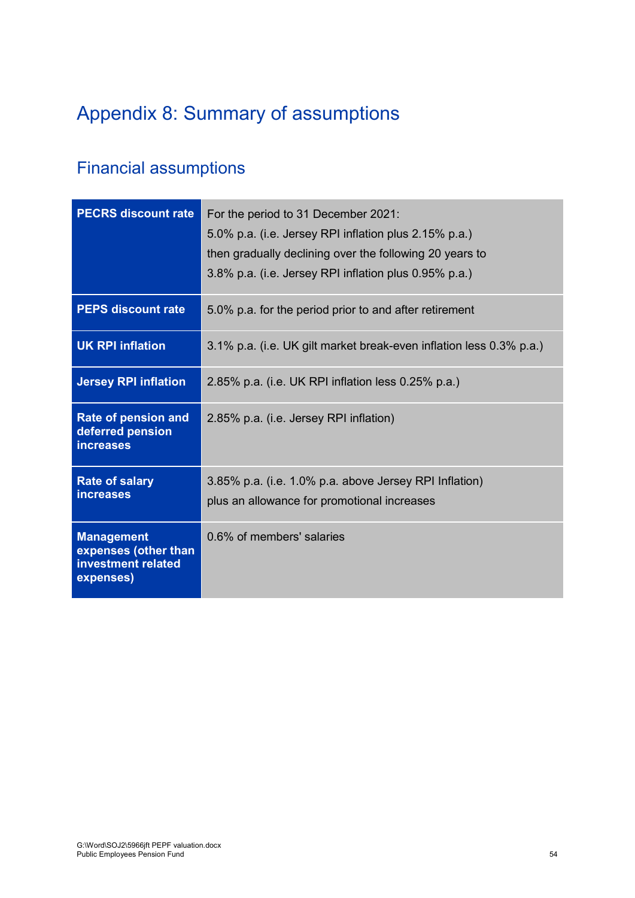# Appendix 8: Summary of assumptions

## Financial assumptions

| | |
|---|---|
| **PECRS discount rate** | For the period to 31 December 2021:<br>5.0% p.a. (i.e. Jersey RPI inflation plus 2.15% p.a.)<br>then gradually declining over the following 20 years to<br>3.8% p.a. (i.e. Jersey RPI inflation plus 0.95% p.a.) |
| **PEPS discount rate** | 5.0% p.a. for the period prior to and after retirement |
| **UK RPI inflation** | 3.1% p.a. (i.e. UK gilt market break-even inflation less 0.3% p.a.) |
| **Jersey RPI inflation** | 2.85% p.a. (i.e. UK RPI inflation less 0.25% p.a.) |
| **Rate of pension and deferred pension increases** | 2.85% p.a. (i.e. Jersey RPI inflation) |
| **Rate of salary increases** | 3.85% p.a. (i.e. 1.0% p.a. above Jersey RPI Inflation)<br>plus an allowance for promotional increases |
| **Management expenses (other than investment related expenses)** | 0.6% of members' salaries |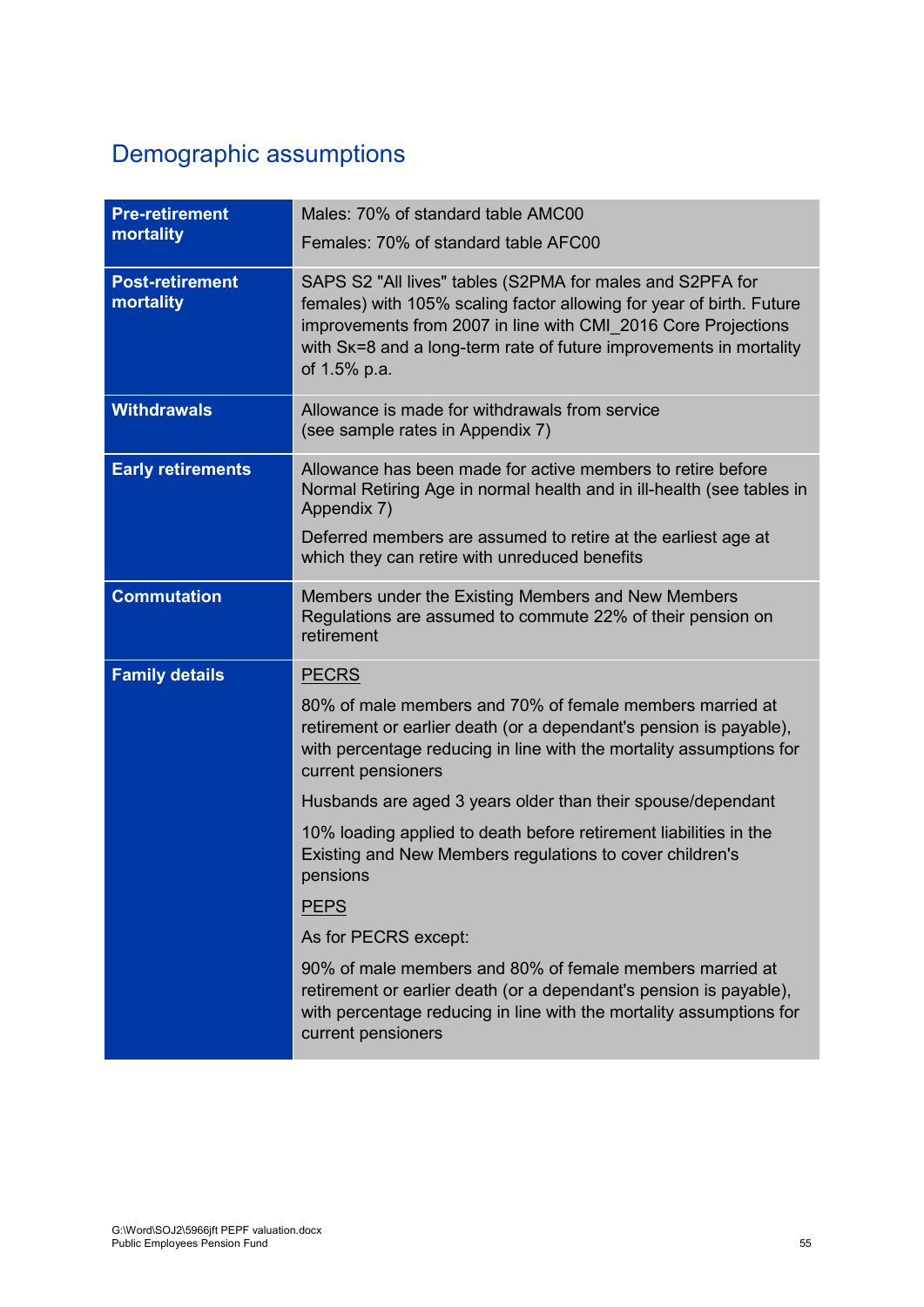## Demographic assumptions

| | |
|---|---|
| **Pre-retirement mortality** | Males: 70% of standard table AMC00<br><br>Females: 70% of standard table AFC00 |
| **Post-retirement mortality** | SAPS S2 "All lives" tables (S2PMA for males and S2PFA for females) with 105% scaling factor allowing for year of birth. Future improvements from 2007 in line with CMI_2016 Core Projections with Sκ=8 and a long-term rate of future improvements in mortality of 1.5% p.a. |
| **Withdrawals** | Allowance is made for withdrawals from service (see sample rates in Appendix 7) |
| **Early retirements** | Allowance has been made for active members to retire before Normal Retiring Age in normal health and in ill-health (see tables in Appendix 7)<br><br>Deferred members are assumed to retire at the earliest age at which they can retire with unreduced benefits |
| **Commutation** | Members under the Existing Members and New Members Regulations are assumed to commute 22% of their pension on retirement |
| **Family details** | PECRS<br><br>80% of male members and 70% of female members married at retirement or earlier death (or a dependant's pension is payable), with percentage reducing in line with the mortality assumptions for current pensioners<br><br>Husbands are aged 3 years older than their spouse/dependant<br><br>10% loading applied to death before retirement liabilities in the Existing and New Members regulations to cover children's pensions<br><br>PEPS<br><br>As for PECRS except:<br><br>90% of male members and 80% of female members married at retirement or earlier death (or a dependant's pension is payable), with percentage reducing in line with the mortality assumptions for current pensioners |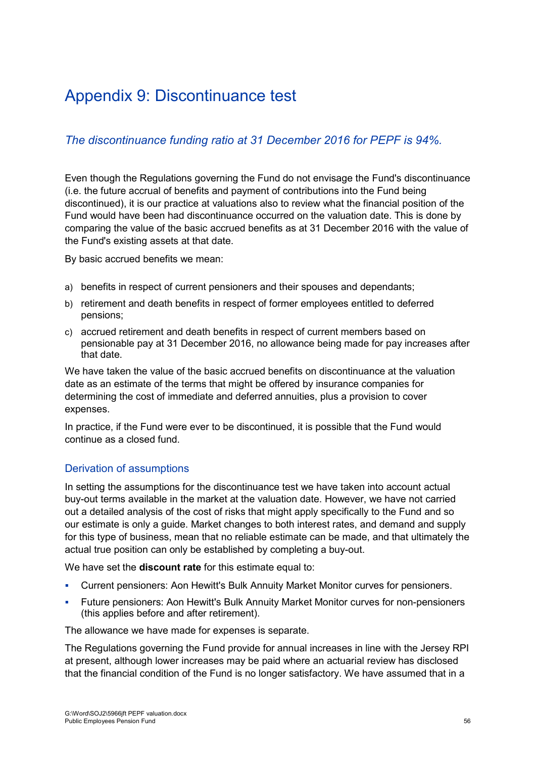# Appendix 9: Discontinuance test

*The discontinuance funding ratio at 31 December 2016 for PEPF is 94%.*

Even though the Regulations governing the Fund do not envisage the Fund's discontinuance (i.e. the future accrual of benefits and payment of contributions into the Fund being discontinued), it is our practice at valuations also to review what the financial position of the Fund would have been had discontinuance occurred on the valuation date. This is done by comparing the value of the basic accrued benefits as at 31 December 2016 with the value of the Fund's existing assets at that date.

By basic accrued benefits we mean:

a) benefits in respect of current pensioners and their spouses and dependants;

b) retirement and death benefits in respect of former employees entitled to deferred pensions;

c) accrued retirement and death benefits in respect of current members based on pensionable pay at 31 December 2016, no allowance being made for pay increases after that date.

We have taken the value of the basic accrued benefits on discontinuance at the valuation date as an estimate of the terms that might be offered by insurance companies for determining the cost of immediate and deferred annuities, plus a provision to cover expenses.

In practice, if the Fund were ever to be discontinued, it is possible that the Fund would continue as a closed fund.

## Derivation of assumptions

In setting the assumptions for the discontinuance test we have taken into account actual buy-out terms available in the market at the valuation date. However, we have not carried out a detailed analysis of the cost of risks that might apply specifically to the Fund and so our estimate is only a guide. Market changes to both interest rates, and demand and supply for this type of business, mean that no reliable estimate can be made, and that ultimately the actual true position can only be established by completing a buy-out.

We have set the **discount rate** for this estimate equal to:

- Current pensioners: Aon Hewitt's Bulk Annuity Market Monitor curves for pensioners.
- Future pensioners: Aon Hewitt's Bulk Annuity Market Monitor curves for non-pensioners (this applies before and after retirement).

The allowance we have made for expenses is separate.

The Regulations governing the Fund provide for annual increases in line with the Jersey RPI at present, although lower increases may be paid where an actuarial review has disclosed that the financial condition of the Fund is no longer satisfactory. We have assumed that in a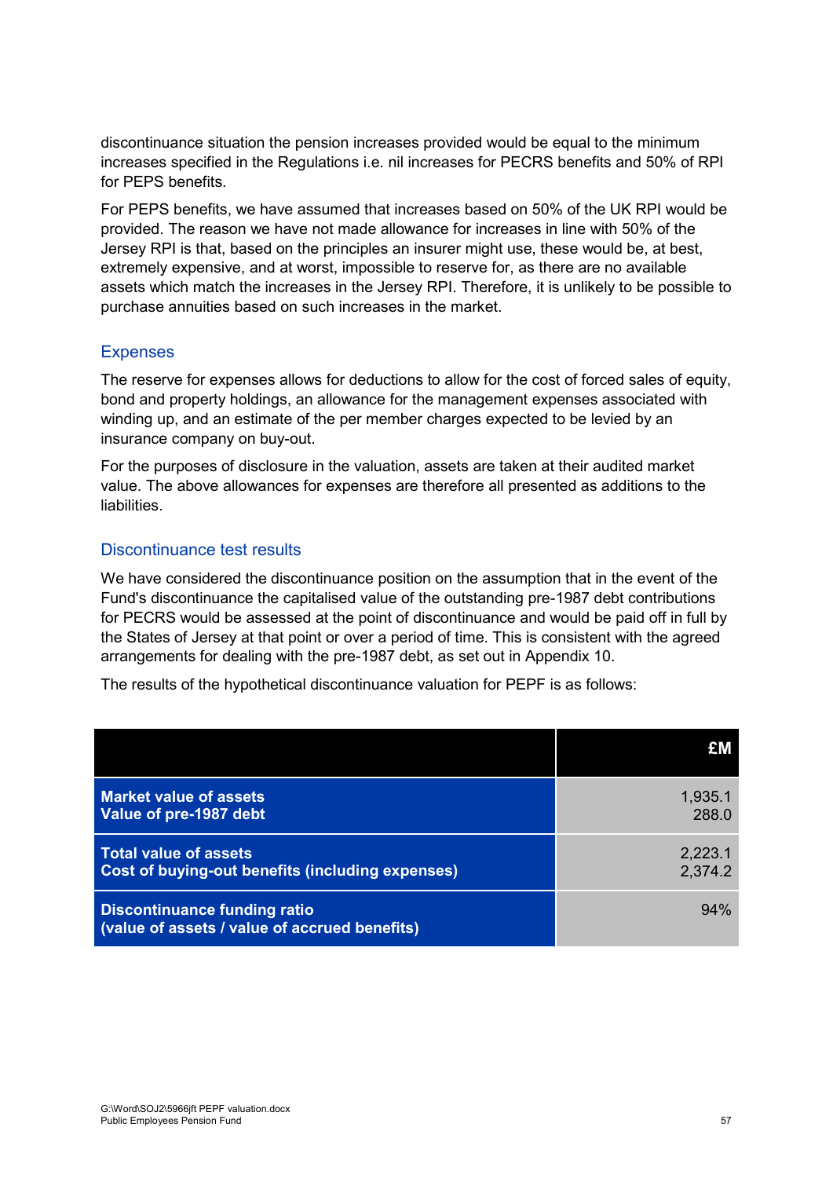discontinuance situation the pension increases provided would be equal to the minimum increases specified in the Regulations i.e. nil increases for PECRS benefits and 50% of RPI for PEPS benefits.

For PEPS benefits, we have assumed that increases based on 50% of the UK RPI would be provided. The reason we have not made allowance for increases in line with 50% of the Jersey RPI is that, based on the principles an insurer might use, these would be, at best, extremely expensive, and at worst, impossible to reserve for, as there are no available assets which match the increases in the Jersey RPI. Therefore, it is unlikely to be possible to purchase annuities based on such increases in the market.

### Expenses

The reserve for expenses allows for deductions to allow for the cost of forced sales of equity, bond and property holdings, an allowance for the management expenses associated with winding up, and an estimate of the per member charges expected to be levied by an insurance company on buy-out.

For the purposes of disclosure in the valuation, assets are taken at their audited market value. The above allowances for expenses are therefore all presented as additions to the liabilities.

### Discontinuance test results

We have considered the discontinuance position on the assumption that in the event of the Fund's discontinuance the capitalised value of the outstanding pre-1987 debt contributions for PECRS would be assessed at the point of discontinuance and would be paid off in full by the States of Jersey at that point or over a period of time. This is consistent with the agreed arrangements for dealing with the pre-1987 debt, as set out in Appendix 10.

The results of the hypothetical discontinuance valuation for PEPF is as follows:

| | £M |
|---|---|
| **Market value of assets** | 1,935.1 |
| **Value of pre-1987 debt** | 288.0 |
| **Total value of assets** | 2,223.1 |
| **Cost of buying-out benefits (including expenses)** | 2,374.2 |
| **Discontinuance funding ratio (value of assets / value of accrued benefits)** | 94% |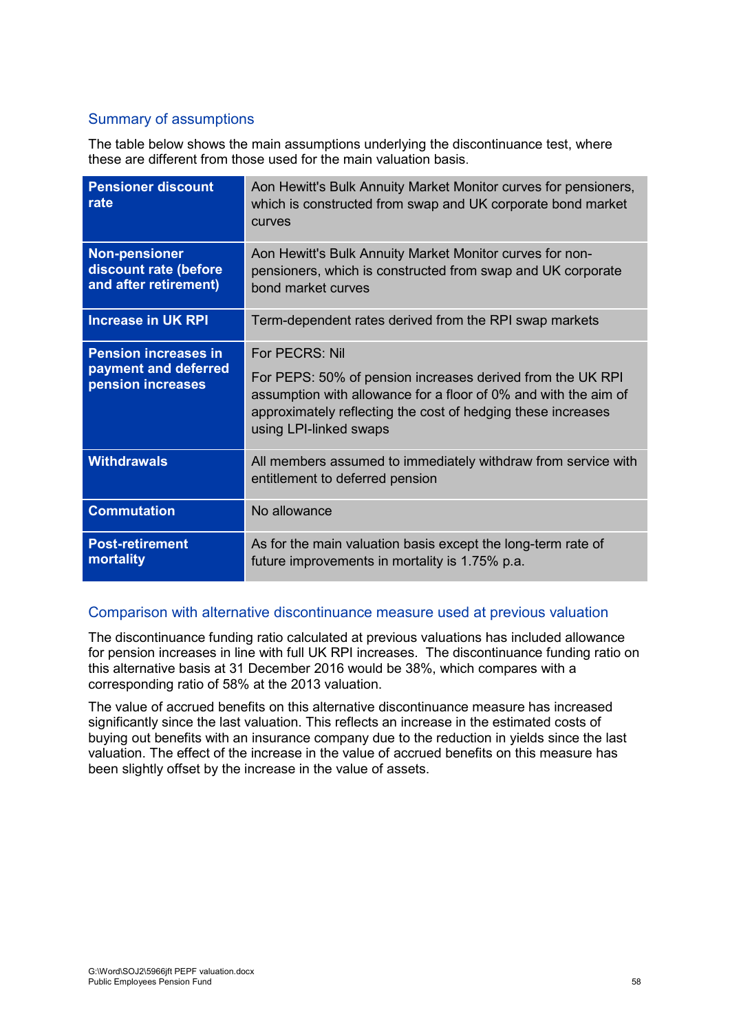## Summary of assumptions

The table below shows the main assumptions underlying the discontinuance test, where these are different from those used for the main valuation basis.

| | |
|---|---|
| **Pensioner discount rate** | Aon Hewitt's Bulk Annuity Market Monitor curves for pensioners, which is constructed from swap and UK corporate bond market curves |
| **Non-pensioner discount rate (before and after retirement)** | Aon Hewitt's Bulk Annuity Market Monitor curves for non-pensioners, which is constructed from swap and UK corporate bond market curves |
| **Increase in UK RPI** | Term-dependent rates derived from the RPI swap markets |
| **Pension increases in payment and deferred pension increases** | For PECRS: Nil<br><br>For PEPS: 50% of pension increases derived from the UK RPI assumption with allowance for a floor of 0% and with the aim of approximately reflecting the cost of hedging these increases using LPI-linked swaps |
| **Withdrawals** | All members assumed to immediately withdraw from service with entitlement to deferred pension |
| **Commutation** | No allowance |
| **Post-retirement mortality** | As for the main valuation basis except the long-term rate of future improvements in mortality is 1.75% p.a. |

## Comparison with alternative discontinuance measure used at previous valuation

The discontinuance funding ratio calculated at previous valuations has included allowance for pension increases in line with full UK RPI increases. The discontinuance funding ratio on this alternative basis at 31 December 2016 would be 38%, which compares with a corresponding ratio of 58% at the 2013 valuation.

The value of accrued benefits on this alternative discontinuance measure has increased significantly since the last valuation. This reflects an increase in the estimated costs of buying out benefits with an insurance company due to the reduction in yields since the last valuation. The effect of the increase in the value of accrued benefits on this measure has been slightly offset by the increase in the value of assets.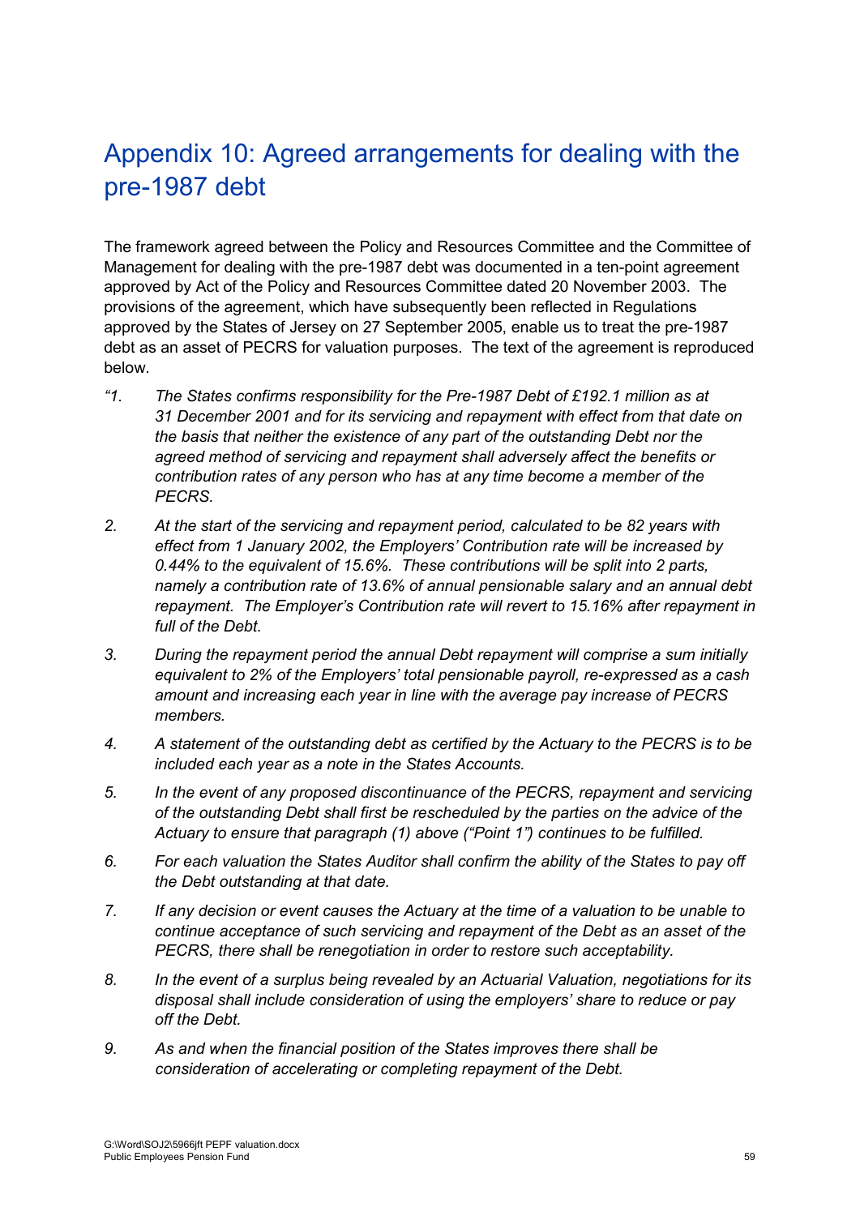# Appendix 10: Agreed arrangements for dealing with the pre-1987 debt

The framework agreed between the Policy and Resources Committee and the Committee of Management for dealing with the pre-1987 debt was documented in a ten-point agreement approved by Act of the Policy and Resources Committee dated 20 November 2003. The provisions of the agreement, which have subsequently been reflected in Regulations approved by the States of Jersey on 27 September 2005, enable us to treat the pre-1987 debt as an asset of PECRS for valuation purposes. The text of the agreement is reproduced below.

*"1. The States confirms responsibility for the Pre-1987 Debt of £192.1 million as at 31 December 2001 and for its servicing and repayment with effect from that date on the basis that neither the existence of any part of the outstanding Debt nor the agreed method of servicing and repayment shall adversely affect the benefits or contribution rates of any person who has at any time become a member of the PECRS.*

*2. At the start of the servicing and repayment period, calculated to be 82 years with effect from 1 January 2002, the Employers' Contribution rate will be increased by 0.44% to the equivalent of 15.6%. These contributions will be split into 2 parts, namely a contribution rate of 13.6% of annual pensionable salary and an annual debt repayment. The Employer's Contribution rate will revert to 15.16% after repayment in full of the Debt.*

*3. During the repayment period the annual Debt repayment will comprise a sum initially equivalent to 2% of the Employers' total pensionable payroll, re-expressed as a cash amount and increasing each year in line with the average pay increase of PECRS members.*

*4. A statement of the outstanding debt as certified by the Actuary to the PECRS is to be included each year as a note in the States Accounts.*

*5. In the event of any proposed discontinuance of the PECRS, repayment and servicing of the outstanding Debt shall first be rescheduled by the parties on the advice of the Actuary to ensure that paragraph (1) above ("Point 1") continues to be fulfilled.*

*6. For each valuation the States Auditor shall confirm the ability of the States to pay off the Debt outstanding at that date.*

*7. If any decision or event causes the Actuary at the time of a valuation to be unable to continue acceptance of such servicing and repayment of the Debt as an asset of the PECRS, there shall be renegotiation in order to restore such acceptability.*

*8. In the event of a surplus being revealed by an Actuarial Valuation, negotiations for its disposal shall include consideration of using the employers' share to reduce or pay off the Debt.*

*9. As and when the financial position of the States improves there shall be consideration of accelerating or completing repayment of the Debt.*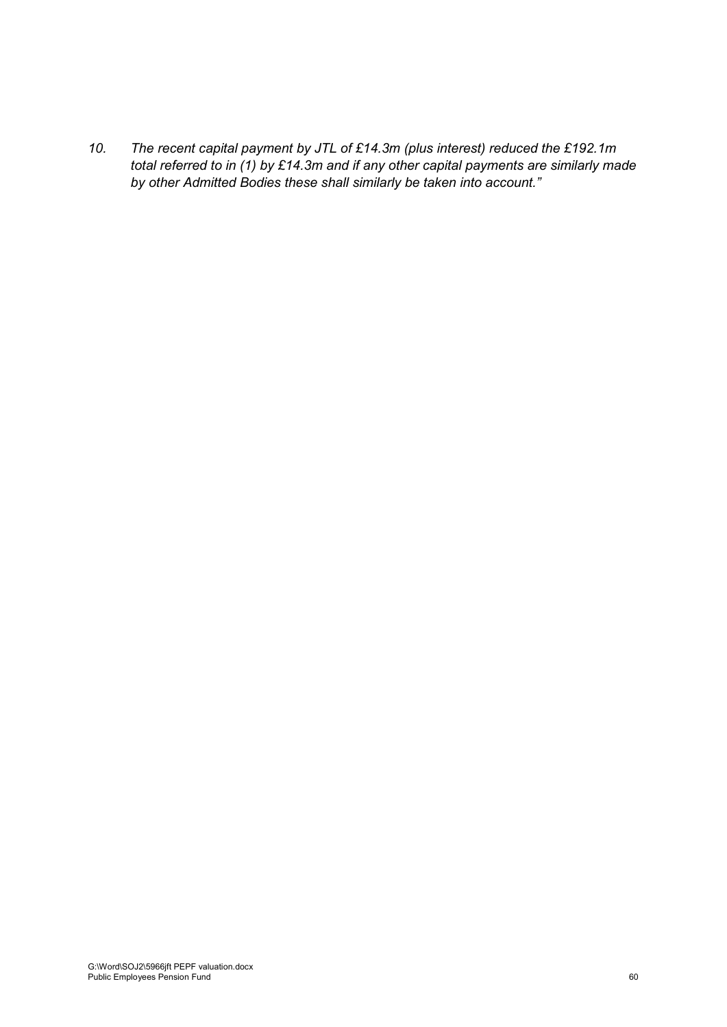*10. The recent capital payment by JTL of £14.3m (plus interest) reduced the £192.1m total referred to in (1) by £14.3m and if any other capital payments are similarly made by other Admitted Bodies these shall similarly be taken into account."*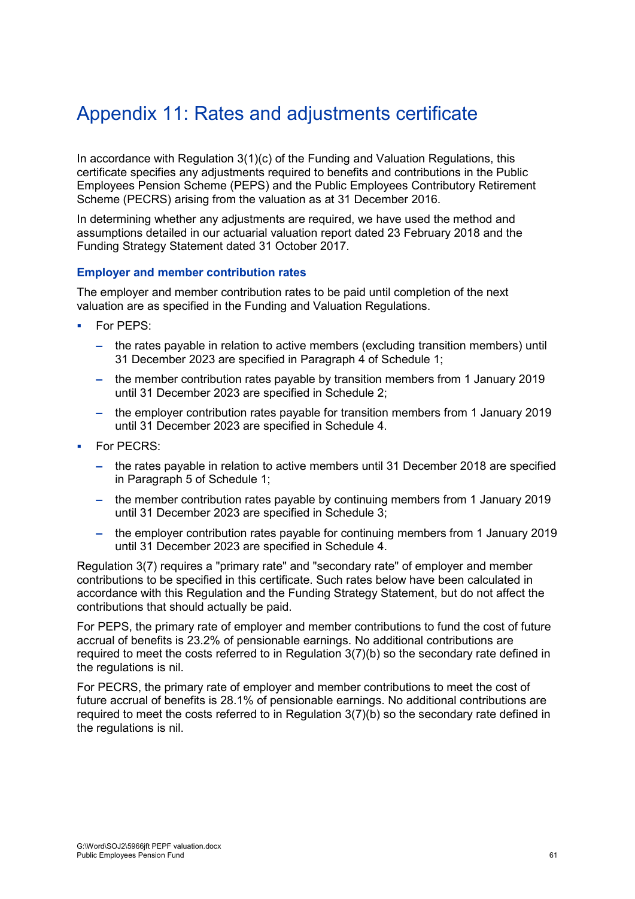# Appendix 11: Rates and adjustments certificate

In accordance with Regulation 3(1)(c) of the Funding and Valuation Regulations, this certificate specifies any adjustments required to benefits and contributions in the Public Employees Pension Scheme (PEPS) and the Public Employees Contributory Retirement Scheme (PECRS) arising from the valuation as at 31 December 2016.

In determining whether any adjustments are required, we have used the method and assumptions detailed in our actuarial valuation report dated 23 February 2018 and the Funding Strategy Statement dated 31 October 2017.

### Employer and member contribution rates

The employer and member contribution rates to be paid until completion of the next valuation are as specified in the Funding and Valuation Regulations.

- For PEPS:
  - the rates payable in relation to active members (excluding transition members) until 31 December 2023 are specified in Paragraph 4 of Schedule 1;
  - the member contribution rates payable by transition members from 1 January 2019 until 31 December 2023 are specified in Schedule 2;
  - the employer contribution rates payable for transition members from 1 January 2019 until 31 December 2023 are specified in Schedule 4.
- For PECRS:
  - the rates payable in relation to active members until 31 December 2018 are specified in Paragraph 5 of Schedule 1;
  - the member contribution rates payable by continuing members from 1 January 2019 until 31 December 2023 are specified in Schedule 3;
  - the employer contribution rates payable for continuing members from 1 January 2019 until 31 December 2023 are specified in Schedule 4.

Regulation 3(7) requires a "primary rate" and "secondary rate" of employer and member contributions to be specified in this certificate. Such rates below have been calculated in accordance with this Regulation and the Funding Strategy Statement, but do not affect the contributions that should actually be paid.

For PEPS, the primary rate of employer and member contributions to fund the cost of future accrual of benefits is 23.2% of pensionable earnings. No additional contributions are required to meet the costs referred to in Regulation 3(7)(b) so the secondary rate defined in the regulations is nil.

For PECRS, the primary rate of employer and member contributions to meet the cost of future accrual of benefits is 28.1% of pensionable earnings. No additional contributions are required to meet the costs referred to in Regulation 3(7)(b) so the secondary rate defined in the regulations is nil.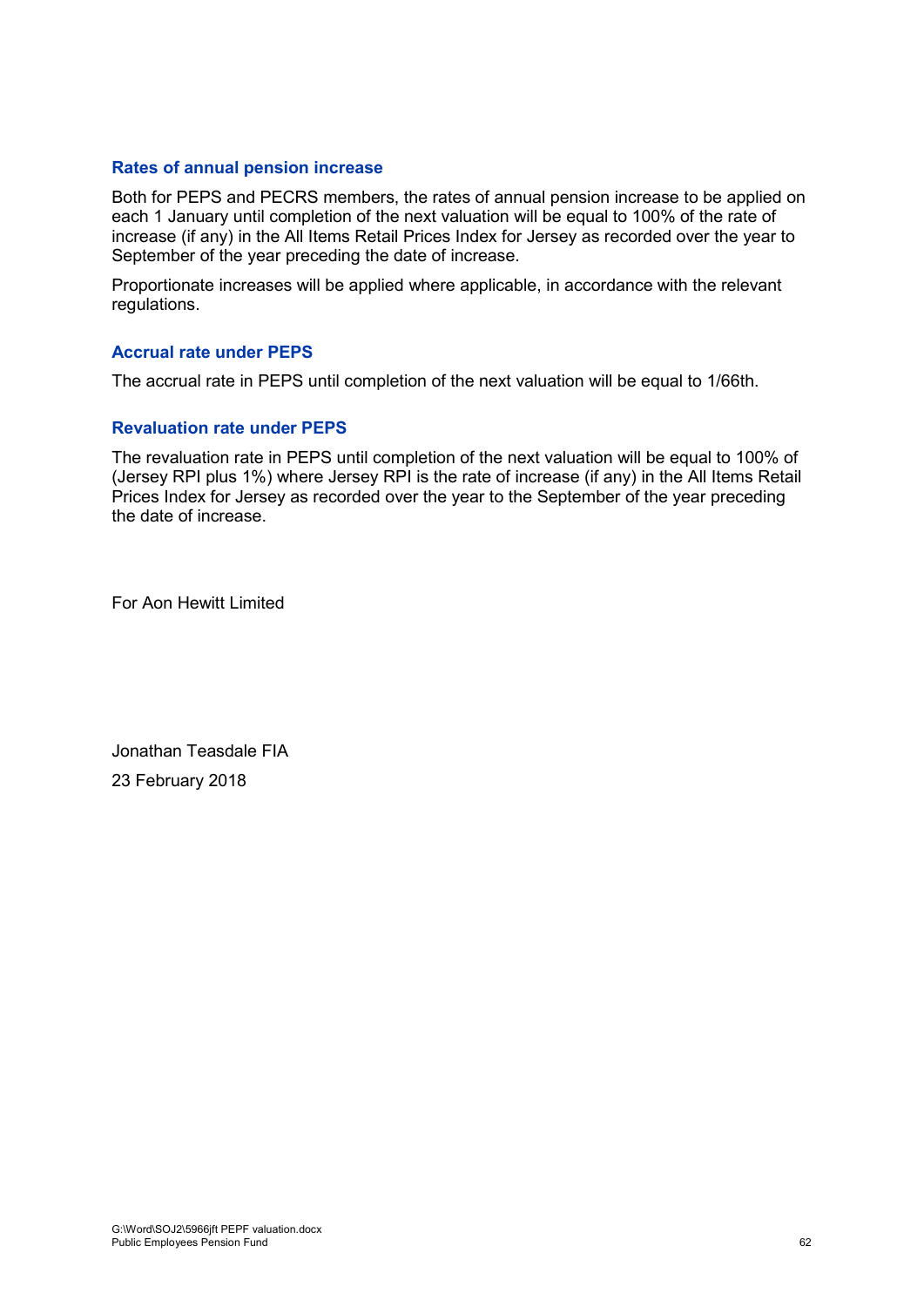### Rates of annual pension increase

Both for PEPS and PECRS members, the rates of annual pension increase to be applied on each 1 January until completion of the next valuation will be equal to 100% of the rate of increase (if any) in the All Items Retail Prices Index for Jersey as recorded over the year to September of the year preceding the date of increase.

Proportionate increases will be applied where applicable, in accordance with the relevant regulations.

### Accrual rate under PEPS

The accrual rate in PEPS until completion of the next valuation will be equal to 1/66th.

### Revaluation rate under PEPS

The revaluation rate in PEPS until completion of the next valuation will be equal to 100% of (Jersey RPI plus 1%) where Jersey RPI is the rate of increase (if any) in the All Items Retail Prices Index for Jersey as recorded over the year to the September of the year preceding the date of increase.

For Aon Hewitt Limited

Jonathan Teasdale FIA

23 February 2018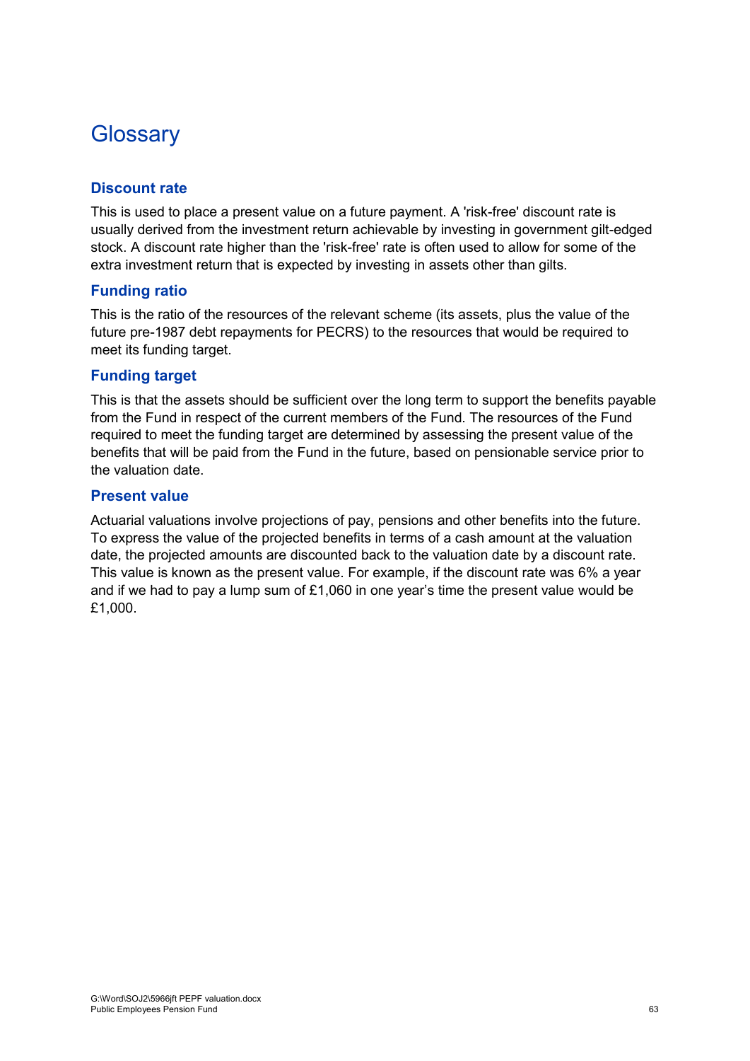# Glossary

### Discount rate

This is used to place a present value on a future payment. A 'risk-free' discount rate is usually derived from the investment return achievable by investing in government gilt-edged stock. A discount rate higher than the 'risk-free' rate is often used to allow for some of the extra investment return that is expected by investing in assets other than gilts.

### Funding ratio

This is the ratio of the resources of the relevant scheme (its assets, plus the value of the future pre-1987 debt repayments for PECRS) to the resources that would be required to meet its funding target.

### Funding target

This is that the assets should be sufficient over the long term to support the benefits payable from the Fund in respect of the current members of the Fund. The resources of the Fund required to meet the funding target are determined by assessing the present value of the benefits that will be paid from the Fund in the future, based on pensionable service prior to the valuation date.

### Present value

Actuarial valuations involve projections of pay, pensions and other benefits into the future. To express the value of the projected benefits in terms of a cash amount at the valuation date, the projected amounts are discounted back to the valuation date by a discount rate. This value is known as the present value. For example, if the discount rate was 6% a year and if we had to pay a lump sum of £1,060 in one year's time the present value would be £1,000.